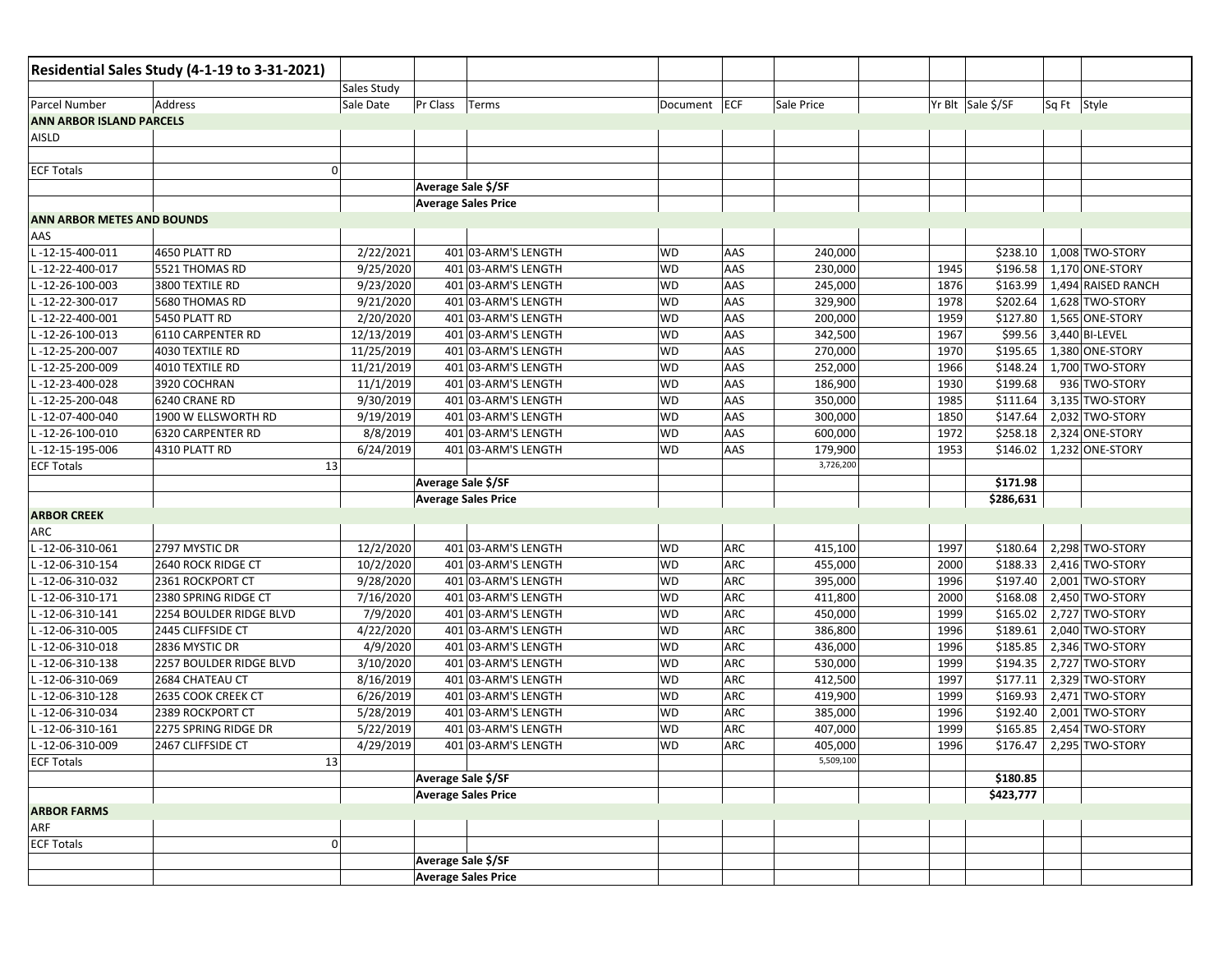| Residential Sales Study (4-1-19 to 3-31-2021) | | | | | | | | | | | | |
|---|---|---|---|---|---|---|---|---|---|---|---|---|
| | | Sales Study | | | | | | | | | | |
| Parcel Number | Address | Sale Date | Pr Class | Terms | Document | ECF | Sale Price | | Yr Blt | Sale $/SF | Sq Ft | Style |
| **ANN ARBOR ISLAND PARCELS** | | | | | | | | | | | | |
| AISLD | | | | | | | | | | | | |
| | | | | | | | | | | | | |
| ECF Totals | 0 | | | | | | | | | | | |
| | | | **Average Sale $/SF** | | | | | | | | | |
| | | | **Average Sales Price** | | | | | | | | | |
| **ANN ARBOR METES AND BOUNDS** | | | | | | | | | | | | |
| AAS | | | | | | | | | | | | |
| L -12-15-400-011 | 4650 PLATT RD | 2/22/2021 | 401 | 03-ARM'S LENGTH | WD | AAS | 240,000 | | | $238.10 | 1,008 | TWO-STORY |
| L -12-22-400-017 | 5521 THOMAS RD | 9/25/2020 | 401 | 03-ARM'S LENGTH | WD | AAS | 230,000 | | 1945 | $196.58 | 1,170 | ONE-STORY |
| L -12-26-100-003 | 3800 TEXTILE RD | 9/23/2020 | 401 | 03-ARM'S LENGTH | WD | AAS | 245,000 | | 1876 | $163.99 | 1,494 | RAISED RANCH |
| L -12-22-300-017 | 5680 THOMAS RD | 9/21/2020 | 401 | 03-ARM'S LENGTH | WD | AAS | 329,900 | | 1978 | $202.64 | 1,628 | TWO-STORY |
| L -12-22-400-001 | 5450 PLATT RD | 2/20/2020 | 401 | 03-ARM'S LENGTH | WD | AAS | 200,000 | | 1959 | $127.80 | 1,565 | ONE-STORY |
| L -12-26-100-013 | 6110 CARPENTER RD | 12/13/2019 | 401 | 03-ARM'S LENGTH | WD | AAS | 342,500 | | 1967 | $99.56 | 3,440 | BI-LEVEL |
| L -12-25-200-007 | 4030 TEXTILE RD | 11/25/2019 | 401 | 03-ARM'S LENGTH | WD | AAS | 270,000 | | 1970 | $195.65 | 1,380 | ONE-STORY |
| L -12-25-200-009 | 4010 TEXTILE RD | 11/21/2019 | 401 | 03-ARM'S LENGTH | WD | AAS | 252,000 | | 1966 | $148.24 | 1,700 | TWO-STORY |
| L -12-23-400-028 | 3920 COCHRAN | 11/1/2019 | 401 | 03-ARM'S LENGTH | WD | AAS | 186,900 | | 1930 | $199.68 | 936 | TWO-STORY |
| L -12-25-200-048 | 6240 CRANE RD | 9/30/2019 | 401 | 03-ARM'S LENGTH | WD | AAS | 350,000 | | 1985 | $111.64 | 3,135 | TWO-STORY |
| L -12-07-400-040 | 1900 W ELLSWORTH RD | 9/19/2019 | 401 | 03-ARM'S LENGTH | WD | AAS | 300,000 | | 1850 | $147.64 | 2,032 | TWO-STORY |
| L -12-26-100-010 | 6320 CARPENTER RD | 8/8/2019 | 401 | 03-ARM'S LENGTH | WD | AAS | 600,000 | | 1972 | $258.18 | 2,324 | ONE-STORY |
| L -12-15-195-006 | 4310 PLATT RD | 6/24/2019 | 401 | 03-ARM'S LENGTH | WD | AAS | 179,900 | | 1953 | $146.02 | 1,232 | ONE-STORY |
| ECF Totals | 13 | | | | | | 3,726,200 | | | | | |
| | | | **Average Sale $/SF** | | | | | | | **$171.98** | | |
| | | | **Average Sales Price** | | | | | | | **$286,631** | | |
| **ARBOR CREEK** | | | | | | | | | | | | |
| ARC | | | | | | | | | | | | |
| L -12-06-310-061 | 2797 MYSTIC DR | 12/2/2020 | 401 | 03-ARM'S LENGTH | WD | ARC | 415,100 | | 1997 | $180.64 | 2,298 | TWO-STORY |
| L -12-06-310-154 | 2640 ROCK RIDGE CT | 10/2/2020 | 401 | 03-ARM'S LENGTH | WD | ARC | 455,000 | | 2000 | $188.33 | 2,416 | TWO-STORY |
| L -12-06-310-032 | 2361 ROCKPORT CT | 9/28/2020 | 401 | 03-ARM'S LENGTH | WD | ARC | 395,000 | | 1996 | $197.40 | 2,001 | TWO-STORY |
| L -12-06-310-171 | 2380 SPRING RIDGE CT | 7/16/2020 | 401 | 03-ARM'S LENGTH | WD | ARC | 411,800 | | 2000 | $168.08 | 2,450 | TWO-STORY |
| L -12-06-310-141 | 2254 BOULDER RIDGE BLVD | 7/9/2020 | 401 | 03-ARM'S LENGTH | WD | ARC | 450,000 | | 1999 | $165.02 | 2,727 | TWO-STORY |
| L -12-06-310-005 | 2445 CLIFFSIDE CT | 4/22/2020 | 401 | 03-ARM'S LENGTH | WD | ARC | 386,800 | | 1996 | $189.61 | 2,040 | TWO-STORY |
| L -12-06-310-018 | 2836 MYSTIC DR | 4/9/2020 | 401 | 03-ARM'S LENGTH | WD | ARC | 436,000 | | 1996 | $185.85 | 2,346 | TWO-STORY |
| L -12-06-310-138 | 2257 BOULDER RIDGE BLVD | 3/10/2020 | 401 | 03-ARM'S LENGTH | WD | ARC | 530,000 | | 1999 | $194.35 | 2,727 | TWO-STORY |
| L -12-06-310-069 | 2684 CHATEAU CT | 8/16/2019 | 401 | 03-ARM'S LENGTH | WD | ARC | 412,500 | | 1997 | $177.11 | 2,329 | TWO-STORY |
| L -12-06-310-128 | 2635 COOK CREEK CT | 6/26/2019 | 401 | 03-ARM'S LENGTH | WD | ARC | 419,900 | | 1999 | $169.93 | 2,471 | TWO-STORY |
| L -12-06-310-034 | 2389 ROCKPORT CT | 5/28/2019 | 401 | 03-ARM'S LENGTH | WD | ARC | 385,000 | | 1996 | $192.40 | 2,001 | TWO-STORY |
| L -12-06-310-161 | 2275 SPRING RIDGE DR | 5/22/2019 | 401 | 03-ARM'S LENGTH | WD | ARC | 407,000 | | 1999 | $165.85 | 2,454 | TWO-STORY |
| L -12-06-310-009 | 2467 CLIFFSIDE CT | 4/29/2019 | 401 | 03-ARM'S LENGTH | WD | ARC | 405,000 | | 1996 | $176.47 | 2,295 | TWO-STORY |
| ECF Totals | 13 | | | | | | 5,509,100 | | | | | |
| | | | **Average Sale $/SF** | | | | | | | **$180.85** | | |
| | | | **Average Sales Price** | | | | | | | **$423,777** | | |
| **ARBOR FARMS** | | | | | | | | | | | | |
| ARF | | | | | | | | | | | | |
| ECF Totals | 0 | | | | | | | | | | | |
| | | | **Average Sale $/SF** | | | | | | | | | |
| | | | **Average Sales Price** | | | | | | | | | |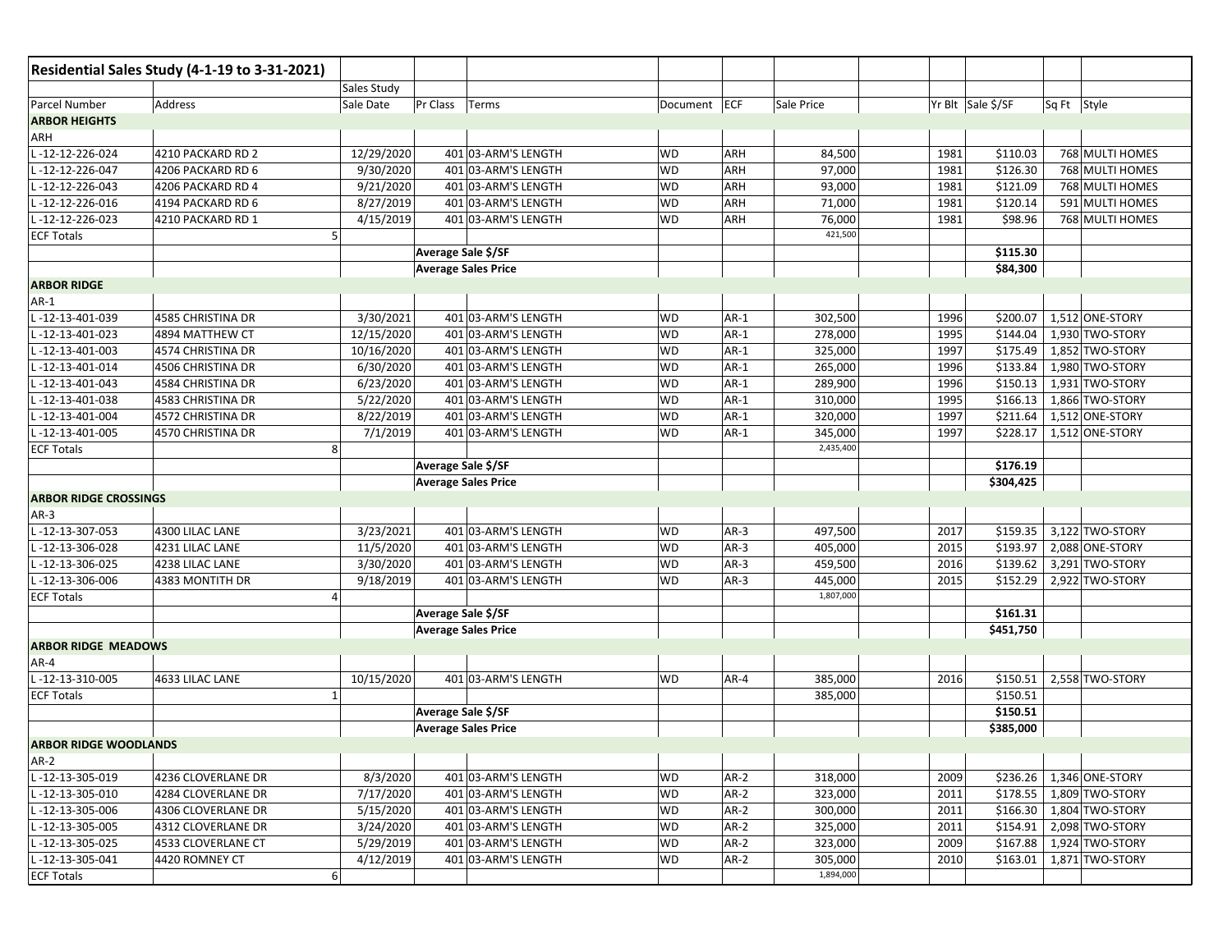| Residential Sales Study (4-1-19 to 3-31-2021) | | | | | | | | | | | | |
|---|---|---|---|---|---|---|---|---|---|---|---|---|
| | | Sales Study | | | | | | | | | | |
| Parcel Number | Address | Sale Date | Pr Class | Terms | Document | ECF | Sale Price | | Yr Blt | Sale $/SF | Sq Ft | Style |
| **ARBOR HEIGHTS** | | | | | | | | | | | | |
| ARH | | | | | | | | | | | | |
| L -12-12-226-024 | 4210 PACKARD RD 2 | 12/29/2020 | 401 | 03-ARM'S LENGTH | WD | ARH | 84,500 | | 1981 | $110.03 | 768 | MULTI HOMES |
| L -12-12-226-047 | 4206 PACKARD RD 6 | 9/30/2020 | 401 | 03-ARM'S LENGTH | WD | ARH | 97,000 | | 1981 | $126.30 | 768 | MULTI HOMES |
| L -12-12-226-043 | 4206 PACKARD RD 4 | 9/21/2020 | 401 | 03-ARM'S LENGTH | WD | ARH | 93,000 | | 1981 | $121.09 | 768 | MULTI HOMES |
| L -12-12-226-016 | 4194 PACKARD RD 6 | 8/27/2019 | 401 | 03-ARM'S LENGTH | WD | ARH | 71,000 | | 1981 | $120.14 | 591 | MULTI HOMES |
| L -12-12-226-023 | 4210 PACKARD RD 1 | 4/15/2019 | 401 | 03-ARM'S LENGTH | WD | ARH | 76,000 | | 1981 | $98.96 | 768 | MULTI HOMES |
| ECF Totals | 5 | | | | | | 421,500 | | | | | |
| | | | Average Sale $/SF | | | | | | | $115.30 | | |
| | | | Average Sales Price | | | | | | | $84,300 | | |
| **ARBOR RIDGE** | | | | | | | | | | | | |
| AR-1 | | | | | | | | | | | | |
| L -12-13-401-039 | 4585 CHRISTINA DR | 3/30/2021 | 401 | 03-ARM'S LENGTH | WD | AR-1 | 302,500 | | 1996 | $200.07 | 1,512 | ONE-STORY |
| L -12-13-401-023 | 4894 MATTHEW CT | 12/15/2020 | 401 | 03-ARM'S LENGTH | WD | AR-1 | 278,000 | | 1995 | $144.04 | 1,930 | TWO-STORY |
| L -12-13-401-003 | 4574 CHRISTINA DR | 10/16/2020 | 401 | 03-ARM'S LENGTH | WD | AR-1 | 325,000 | | 1997 | $175.49 | 1,852 | TWO-STORY |
| L -12-13-401-014 | 4506 CHRISTINA DR | 6/30/2020 | 401 | 03-ARM'S LENGTH | WD | AR-1 | 265,000 | | 1996 | $133.84 | 1,980 | TWO-STORY |
| L -12-13-401-043 | 4584 CHRISTINA DR | 6/23/2020 | 401 | 03-ARM'S LENGTH | WD | AR-1 | 289,900 | | 1996 | $150.13 | 1,931 | TWO-STORY |
| L -12-13-401-038 | 4583 CHRISTINA DR | 5/22/2020 | 401 | 03-ARM'S LENGTH | WD | AR-1 | 310,000 | | 1995 | $166.13 | 1,866 | TWO-STORY |
| L -12-13-401-004 | 4572 CHRISTINA DR | 8/22/2019 | 401 | 03-ARM'S LENGTH | WD | AR-1 | 320,000 | | 1997 | $211.64 | 1,512 | ONE-STORY |
| L -12-13-401-005 | 4570 CHRISTINA DR | 7/1/2019 | 401 | 03-ARM'S LENGTH | WD | AR-1 | 345,000 | | 1997 | $228.17 | 1,512 | ONE-STORY |
| ECF Totals | 8 | | | | | | 2,435,400 | | | | | |
| | | | Average Sale $/SF | | | | | | | $176.19 | | |
| | | | Average Sales Price | | | | | | | $304,425 | | |
| **ARBOR RIDGE CROSSINGS** | | | | | | | | | | | | |
| AR-3 | | | | | | | | | | | | |
| L -12-13-307-053 | 4300 LILAC LANE | 3/23/2021 | 401 | 03-ARM'S LENGTH | WD | AR-3 | 497,500 | | 2017 | $159.35 | 3,122 | TWO-STORY |
| L -12-13-306-028 | 4231 LILAC LANE | 11/5/2020 | 401 | 03-ARM'S LENGTH | WD | AR-3 | 405,000 | | 2015 | $193.97 | 2,088 | ONE-STORY |
| L -12-13-306-025 | 4238 LILAC LANE | 3/30/2020 | 401 | 03-ARM'S LENGTH | WD | AR-3 | 459,500 | | 2016 | $139.62 | 3,291 | TWO-STORY |
| L -12-13-306-006 | 4383 MONTITH DR | 9/18/2019 | 401 | 03-ARM'S LENGTH | WD | AR-3 | 445,000 | | 2015 | $152.29 | 2,922 | TWO-STORY |
| ECF Totals | 4 | | | | | | 1,807,000 | | | | | |
| | | | Average Sale $/SF | | | | | | | $161.31 | | |
| | | | Average Sales Price | | | | | | | $451,750 | | |
| **ARBOR RIDGE MEADOWS** | | | | | | | | | | | | |
| AR-4 | | | | | | | | | | | | |
| L -12-13-310-005 | 4633 LILAC LANE | 10/15/2020 | 401 | 03-ARM'S LENGTH | WD | AR-4 | 385,000 | | 2016 | $150.51 | 2,558 | TWO-STORY |
| ECF Totals | 1 | | | | | | 385,000 | | | $150.51 | | |
| | | | Average Sale $/SF | | | | | | | $150.51 | | |
| | | | Average Sales Price | | | | | | | $385,000 | | |
| **ARBOR RIDGE WOODLANDS** | | | | | | | | | | | | |
| AR-2 | | | | | | | | | | | | |
| L -12-13-305-019 | 4236 CLOVERLANE DR | 8/3/2020 | 401 | 03-ARM'S LENGTH | WD | AR-2 | 318,000 | | 2009 | $236.26 | 1,346 | ONE-STORY |
| L -12-13-305-010 | 4284 CLOVERLANE DR | 7/17/2020 | 401 | 03-ARM'S LENGTH | WD | AR-2 | 323,000 | | 2011 | $178.55 | 1,809 | TWO-STORY |
| L -12-13-305-006 | 4306 CLOVERLANE DR | 5/15/2020 | 401 | 03-ARM'S LENGTH | WD | AR-2 | 300,000 | | 2011 | $166.30 | 1,804 | TWO-STORY |
| L -12-13-305-005 | 4312 CLOVERLANE DR | 3/24/2020 | 401 | 03-ARM'S LENGTH | WD | AR-2 | 325,000 | | 2011 | $154.91 | 2,098 | TWO-STORY |
| L -12-13-305-025 | 4533 CLOVERLANE CT | 5/29/2019 | 401 | 03-ARM'S LENGTH | WD | AR-2 | 323,000 | | 2009 | $167.88 | 1,924 | TWO-STORY |
| L -12-13-305-041 | 4420 ROMNEY CT | 4/12/2019 | 401 | 03-ARM'S LENGTH | WD | AR-2 | 305,000 | | 2010 | $163.01 | 1,871 | TWO-STORY |
| ECF Totals | 6 | | | | | | 1,894,000 | | | | | |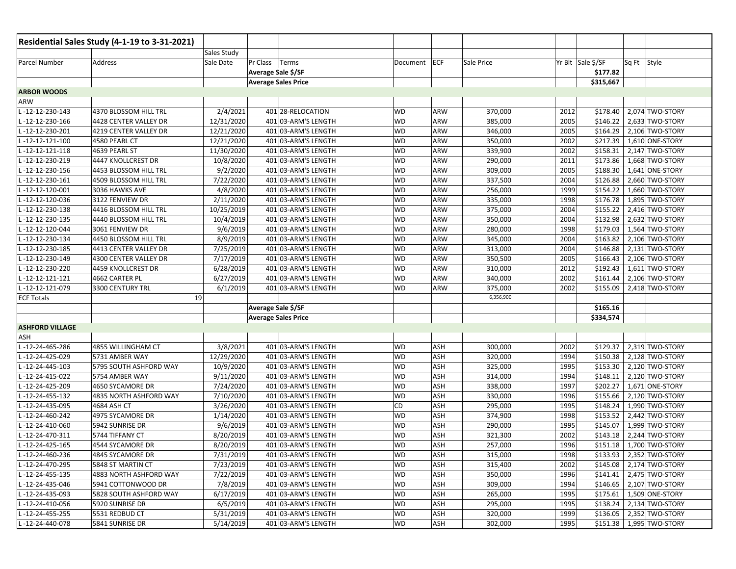| Residential Sales Study (4-1-19 to 3-31-2021) | | | | | | | | | | | | |
|---|---|---|---|---|---|---|---|---|---|---|---|---|
| | | Sales Study | | | | | | | | | | |
| Parcel Number | Address | Sale Date | Pr Class | Terms | Document | ECF | Sale Price | | Yr Blt | Sale $/SF | Sq Ft | Style |
| | | | Average Sale $/SF | | | | | | | $177.82 | | |
| | | | Average Sales Price | | | | | | | $315,667 | | |
| **ARBOR WOODS** | | | | | | | | | | | | |
| ARW | | | | | | | | | | | | |
| L -12-12-230-143 | 4370 BLOSSOM HILL TRL | 2/4/2021 | 401 | 28-RELOCATION | WD | ARW | 370,000 | | 2012 | $178.40 | 2,074 | TWO-STORY |
| L -12-12-230-166 | 4428 CENTER VALLEY DR | 12/31/2020 | 401 | 03-ARM'S LENGTH | WD | ARW | 385,000 | | 2005 | $146.22 | 2,633 | TWO-STORY |
| L -12-12-230-201 | 4219 CENTER VALLEY DR | 12/21/2020 | 401 | 03-ARM'S LENGTH | WD | ARW | 346,000 | | 2005 | $164.29 | 2,106 | TWO-STORY |
| L -12-12-121-100 | 4580 PEARL CT | 12/21/2020 | 401 | 03-ARM'S LENGTH | WD | ARW | 350,000 | | 2002 | $217.39 | 1,610 | ONE-STORY |
| L -12-12-121-118 | 4639 PEARL ST | 11/30/2020 | 401 | 03-ARM'S LENGTH | WD | ARW | 339,900 | | 2002 | $158.31 | 2,147 | TWO-STORY |
| L -12-12-230-219 | 4447 KNOLLCREST DR | 10/8/2020 | 401 | 03-ARM'S LENGTH | WD | ARW | 290,000 | | 2011 | $173.86 | 1,668 | TWO-STORY |
| L -12-12-230-156 | 4453 BLOSSOM HILL TRL | 9/2/2020 | 401 | 03-ARM'S LENGTH | WD | ARW | 309,000 | | 2005 | $188.30 | 1,641 | ONE-STORY |
| L -12-12-230-161 | 4509 BLOSSOM HILL TRL | 7/22/2020 | 401 | 03-ARM'S LENGTH | WD | ARW | 337,500 | | 2004 | $126.88 | 2,660 | TWO-STORY |
| L -12-12-120-001 | 3036 HAWKS AVE | 4/8/2020 | 401 | 03-ARM'S LENGTH | WD | ARW | 256,000 | | 1999 | $154.22 | 1,660 | TWO-STORY |
| L -12-12-120-036 | 3122 FENVIEW DR | 2/11/2020 | 401 | 03-ARM'S LENGTH | WD | ARW | 335,000 | | 1998 | $176.78 | 1,895 | TWO-STORY |
| L -12-12-230-138 | 4416 BLOSSOM HILL TRL | 10/25/2019 | 401 | 03-ARM'S LENGTH | WD | ARW | 375,000 | | 2004 | $155.22 | 2,416 | TWO-STORY |
| L -12-12-230-135 | 4440 BLOSSOM HILL TRL | 10/4/2019 | 401 | 03-ARM'S LENGTH | WD | ARW | 350,000 | | 2004 | $132.98 | 2,632 | TWO-STORY |
| L -12-12-120-044 | 3061 FENVIEW DR | 9/6/2019 | 401 | 03-ARM'S LENGTH | WD | ARW | 280,000 | | 1998 | $179.03 | 1,564 | TWO-STORY |
| L -12-12-230-134 | 4450 BLOSSOM HILL TRL | 8/9/2019 | 401 | 03-ARM'S LENGTH | WD | ARW | 345,000 | | 2004 | $163.82 | 2,106 | TWO-STORY |
| L -12-12-230-185 | 4413 CENTER VALLEY DR | 7/25/2019 | 401 | 03-ARM'S LENGTH | WD | ARW | 313,000 | | 2004 | $146.88 | 2,131 | TWO-STORY |
| L -12-12-230-149 | 4300 CENTER VALLEY DR | 7/17/2019 | 401 | 03-ARM'S LENGTH | WD | ARW | 350,500 | | 2005 | $166.43 | 2,106 | TWO-STORY |
| L -12-12-230-220 | 4459 KNOLLCREST DR | 6/28/2019 | 401 | 03-ARM'S LENGTH | WD | ARW | 310,000 | | 2012 | $192.43 | 1,611 | TWO-STORY |
| L -12-12-121-121 | 4662 CARTER PL | 6/27/2019 | 401 | 03-ARM'S LENGTH | WD | ARW | 340,000 | | 2002 | $161.44 | 2,106 | TWO-STORY |
| L -12-12-121-079 | 3300 CENTURY TRL | 6/1/2019 | 401 | 03-ARM'S LENGTH | WD | ARW | 375,000 | | 2002 | $155.09 | 2,418 | TWO-STORY |
| ECF Totals | 19 | | | | | | 6,356,900 | | | | | |
| | | | Average Sale $/SF | | | | | | | $165.16 | | |
| | | | Average Sales Price | | | | | | | $334,574 | | |
| **ASHFORD VILLAGE** | | | | | | | | | | | | |
| ASH | | | | | | | | | | | | |
| L -12-24-465-286 | 4855 WILLINGHAM CT | 3/8/2021 | 401 | 03-ARM'S LENGTH | WD | ASH | 300,000 | | 2002 | $129.37 | 2,319 | TWO-STORY |
| L -12-24-425-029 | 5731 AMBER WAY | 12/29/2020 | 401 | 03-ARM'S LENGTH | WD | ASH | 320,000 | | 1994 | $150.38 | 2,128 | TWO-STORY |
| L -12-24-445-103 | 5795 SOUTH ASHFORD WAY | 10/9/2020 | 401 | 03-ARM'S LENGTH | WD | ASH | 325,000 | | 1995 | $153.30 | 2,120 | TWO-STORY |
| L -12-24-415-022 | 5754 AMBER WAY | 9/11/2020 | 401 | 03-ARM'S LENGTH | WD | ASH | 314,000 | | 1994 | $148.11 | 2,120 | TWO-STORY |
| L -12-24-425-209 | 4650 SYCAMORE DR | 7/24/2020 | 401 | 03-ARM'S LENGTH | WD | ASH | 338,000 | | 1997 | $202.27 | 1,671 | ONE-STORY |
| L -12-24-455-132 | 4835 NORTH ASHFORD WAY | 7/10/2020 | 401 | 03-ARM'S LENGTH | WD | ASH | 330,000 | | 1996 | $155.66 | 2,120 | TWO-STORY |
| L -12-24-435-095 | 4684 ASH CT | 3/26/2020 | 401 | 03-ARM'S LENGTH | CD | ASH | 295,000 | | 1995 | $148.24 | 1,990 | TWO-STORY |
| L -12-24-460-242 | 4975 SYCAMORE DR | 1/14/2020 | 401 | 03-ARM'S LENGTH | WD | ASH | 374,900 | | 1998 | $153.52 | 2,442 | TWO-STORY |
| L -12-24-410-060 | 5942 SUNRISE DR | 9/6/2019 | 401 | 03-ARM'S LENGTH | WD | ASH | 290,000 | | 1995 | $145.07 | 1,999 | TWO-STORY |
| L -12-24-470-311 | 5744 TIFFANY CT | 8/20/2019 | 401 | 03-ARM'S LENGTH | WD | ASH | 321,300 | | 2002 | $143.18 | 2,244 | TWO-STORY |
| L -12-24-425-165 | 4544 SYCAMORE DR | 8/20/2019 | 401 | 03-ARM'S LENGTH | WD | ASH | 257,000 | | 1996 | $151.18 | 1,700 | TWO-STORY |
| L -12-24-460-236 | 4845 SYCAMORE DR | 7/31/2019 | 401 | 03-ARM'S LENGTH | WD | ASH | 315,000 | | 1998 | $133.93 | 2,352 | TWO-STORY |
| L -12-24-470-295 | 5848 ST MARTIN CT | 7/23/2019 | 401 | 03-ARM'S LENGTH | WD | ASH | 315,400 | | 2002 | $145.08 | 2,174 | TWO-STORY |
| L -12-24-455-135 | 4883 NORTH ASHFORD WAY | 7/22/2019 | 401 | 03-ARM'S LENGTH | WD | ASH | 350,000 | | 1996 | $141.41 | 2,475 | TWO-STORY |
| L -12-24-435-046 | 5941 COTTONWOOD DR | 7/8/2019 | 401 | 03-ARM'S LENGTH | WD | ASH | 309,000 | | 1994 | $146.65 | 2,107 | TWO-STORY |
| L -12-24-435-093 | 5828 SOUTH ASHFORD WAY | 6/17/2019 | 401 | 03-ARM'S LENGTH | WD | ASH | 265,000 | | 1995 | $175.61 | 1,509 | ONE-STORY |
| L -12-24-410-056 | 5920 SUNRISE DR | 6/5/2019 | 401 | 03-ARM'S LENGTH | WD | ASH | 295,000 | | 1995 | $138.24 | 2,134 | TWO-STORY |
| L -12-24-455-255 | 5531 REDBUD CT | 5/31/2019 | 401 | 03-ARM'S LENGTH | WD | ASH | 320,000 | | 1999 | $136.05 | 2,352 | TWO-STORY |
| L -12-24-440-078 | 5841 SUNRISE DR | 5/14/2019 | 401 | 03-ARM'S LENGTH | WD | ASH | 302,000 | | 1995 | $151.38 | 1,995 | TWO-STORY |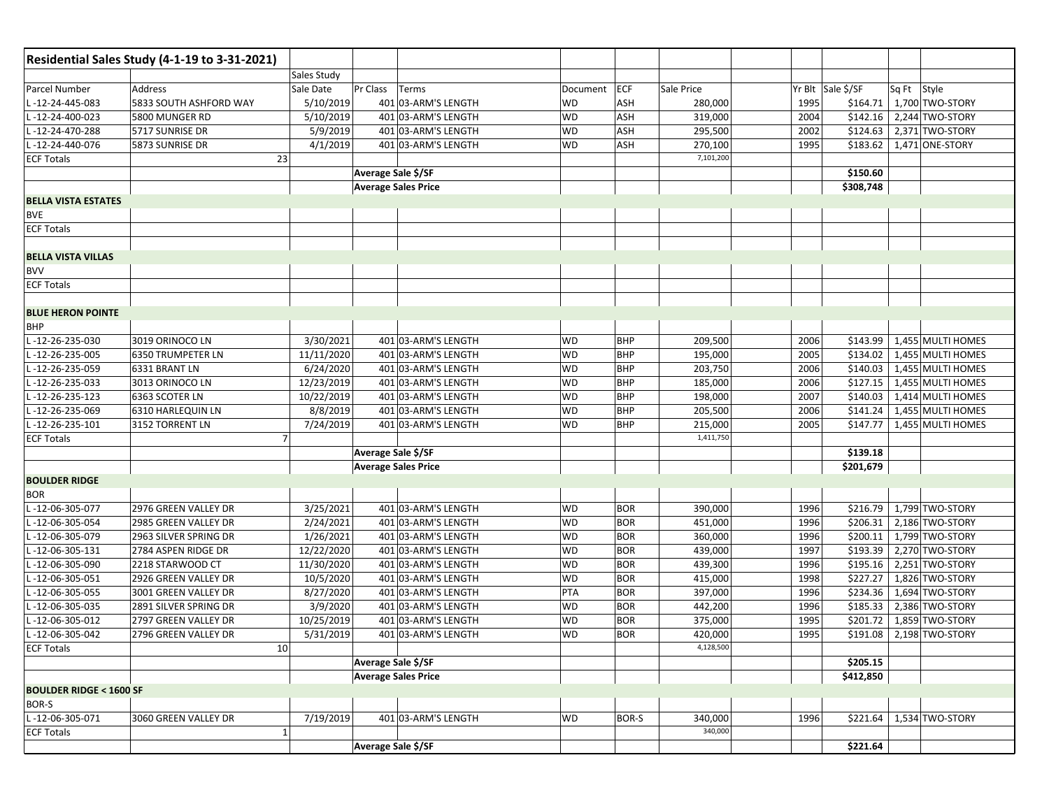| Residential Sales Study (4-1-19 to 3-31-2021) | | | | | | | | | | | | |
|---|---|---|---|---|---|---|---|---|---|---|---|---|
| | | Sales Study | | | | | | | | | | |
| Parcel Number | Address | Sale Date | Pr Class | Terms | Document | ECF | Sale Price | | Yr Blt | Sale $/SF | Sq Ft | Style |
| L -12-24-445-083 | 5833 SOUTH ASHFORD WAY | 5/10/2019 | 401 | 03-ARM'S LENGTH | WD | ASH | 280,000 | | 1995 | $164.71 | 1,700 | TWO-STORY |
| L -12-24-400-023 | 5800 MUNGER RD | 5/10/2019 | 401 | 03-ARM'S LENGTH | WD | ASH | 319,000 | | 2004 | $142.16 | 2,244 | TWO-STORY |
| L -12-24-470-288 | 5717 SUNRISE DR | 5/9/2019 | 401 | 03-ARM'S LENGTH | WD | ASH | 295,500 | | 2002 | $124.63 | 2,371 | TWO-STORY |
| L -12-24-440-076 | 5873 SUNRISE DR | 4/1/2019 | 401 | 03-ARM'S LENGTH | WD | ASH | 270,100 | | 1995 | $183.62 | 1,471 | ONE-STORY |
| ECF Totals | 23 | | | | | | 7,101,200 | | | | | |
| | | | Average Sale $/SF | | | | | | | $150.60 | | |
| | | | Average Sales Price | | | | | | | $308,748 | | |
| **BELLA VISTA ESTATES** | | | | | | | | | | | | |
| BVE | | | | | | | | | | | | |
| ECF Totals | | | | | | | | | | | | |
| | | | | | | | | | | | | |
| **BELLA VISTA VILLAS** | | | | | | | | | | | | |
| BVV | | | | | | | | | | | | |
| ECF Totals | | | | | | | | | | | | |
| | | | | | | | | | | | | |
| **BLUE HERON POINTE** | | | | | | | | | | | | |
| BHP | | | | | | | | | | | | |
| L -12-26-235-030 | 3019 ORINOCO LN | 3/30/2021 | 401 | 03-ARM'S LENGTH | WD | BHP | 209,500 | | 2006 | $143.99 | 1,455 | MULTI HOMES |
| L -12-26-235-005 | 6350 TRUMPETER LN | 11/11/2020 | 401 | 03-ARM'S LENGTH | WD | BHP | 195,000 | | 2005 | $134.02 | 1,455 | MULTI HOMES |
| L -12-26-235-059 | 6331 BRANT LN | 6/24/2020 | 401 | 03-ARM'S LENGTH | WD | BHP | 203,750 | | 2006 | $140.03 | 1,455 | MULTI HOMES |
| L -12-26-235-033 | 3013 ORINOCO LN | 12/23/2019 | 401 | 03-ARM'S LENGTH | WD | BHP | 185,000 | | 2006 | $127.15 | 1,455 | MULTI HOMES |
| L -12-26-235-123 | 6363 SCOTER LN | 10/22/2019 | 401 | 03-ARM'S LENGTH | WD | BHP | 198,000 | | 2007 | $140.03 | 1,414 | MULTI HOMES |
| L -12-26-235-069 | 6310 HARLEQUIN LN | 8/8/2019 | 401 | 03-ARM'S LENGTH | WD | BHP | 205,500 | | 2006 | $141.24 | 1,455 | MULTI HOMES |
| L -12-26-235-101 | 3152 TORRENT LN | 7/24/2019 | 401 | 03-ARM'S LENGTH | WD | BHP | 215,000 | | 2005 | $147.77 | 1,455 | MULTI HOMES |
| ECF Totals | 7 | | | | | | 1,411,750 | | | | | |
| | | | Average Sale $/SF | | | | | | | $139.18 | | |
| | | | Average Sales Price | | | | | | | $201,679 | | |
| **BOULDER RIDGE** | | | | | | | | | | | | |
| BOR | | | | | | | | | | | | |
| L -12-06-305-077 | 2976 GREEN VALLEY DR | 3/25/2021 | 401 | 03-ARM'S LENGTH | WD | BOR | 390,000 | | 1996 | $216.79 | 1,799 | TWO-STORY |
| L -12-06-305-054 | 2985 GREEN VALLEY DR | 2/24/2021 | 401 | 03-ARM'S LENGTH | WD | BOR | 451,000 | | 1996 | $206.31 | 2,186 | TWO-STORY |
| L -12-06-305-079 | 2963 SILVER SPRING DR | 1/26/2021 | 401 | 03-ARM'S LENGTH | WD | BOR | 360,000 | | 1996 | $200.11 | 1,799 | TWO-STORY |
| L -12-06-305-131 | 2784 ASPEN RIDGE DR | 12/22/2020 | 401 | 03-ARM'S LENGTH | WD | BOR | 439,000 | | 1997 | $193.39 | 2,270 | TWO-STORY |
| L -12-06-305-090 | 2218 STARWOOD CT | 11/30/2020 | 401 | 03-ARM'S LENGTH | WD | BOR | 439,300 | | 1996 | $195.16 | 2,251 | TWO-STORY |
| L -12-06-305-051 | 2926 GREEN VALLEY DR | 10/5/2020 | 401 | 03-ARM'S LENGTH | WD | BOR | 415,000 | | 1998 | $227.27 | 1,826 | TWO-STORY |
| L -12-06-305-055 | 3001 GREEN VALLEY DR | 8/27/2020 | 401 | 03-ARM'S LENGTH | PTA | BOR | 397,000 | | 1996 | $234.36 | 1,694 | TWO-STORY |
| L -12-06-305-035 | 2891 SILVER SPRING DR | 3/9/2020 | 401 | 03-ARM'S LENGTH | WD | BOR | 442,200 | | 1996 | $185.33 | 2,386 | TWO-STORY |
| L -12-06-305-012 | 2797 GREEN VALLEY DR | 10/25/2019 | 401 | 03-ARM'S LENGTH | WD | BOR | 375,000 | | 1995 | $201.72 | 1,859 | TWO-STORY |
| L -12-06-305-042 | 2796 GREEN VALLEY DR | 5/31/2019 | 401 | 03-ARM'S LENGTH | WD | BOR | 420,000 | | 1995 | $191.08 | 2,198 | TWO-STORY |
| ECF Totals | 10 | | | | | | 4,128,500 | | | | | |
| | | | Average Sale $/SF | | | | | | | $205.15 | | |
| | | | Average Sales Price | | | | | | | $412,850 | | |
| **BOULDER RIDGE < 1600 SF** | | | | | | | | | | | | |
| BOR-S | | | | | | | | | | | | |
| L -12-06-305-071 | 3060 GREEN VALLEY DR | 7/19/2019 | 401 | 03-ARM'S LENGTH | WD | BOR-S | 340,000 | | 1996 | $221.64 | 1,534 | TWO-STORY |
| ECF Totals | 1 | | | | | | 340,000 | | | | | |
| | | | Average Sale $/SF | | | | | | | $221.64 | | |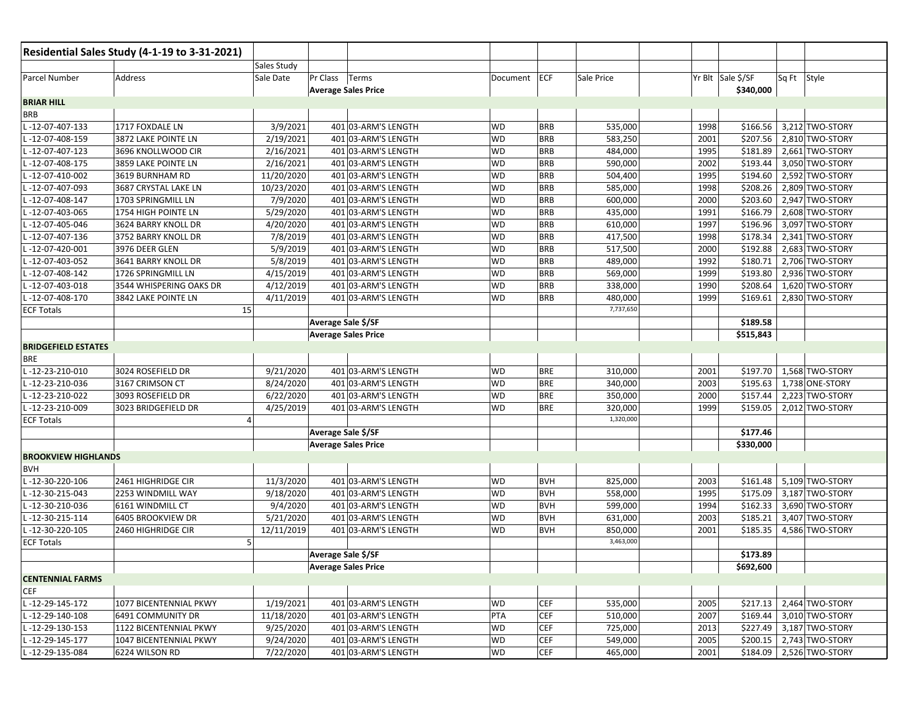| Residential Sales Study (4-1-19 to 3-31-2021) | | | | | | | | | | | | |
|---|---|---|---|---|---|---|---|---|---|---|---|---|
| | | Sales Study | | | | | | | | | | |
| Parcel Number | Address | Sale Date | Pr Class | Terms | Document | ECF | Sale Price | | Yr Blt | Sale $/SF | Sq Ft | Style |
| | | | Average Sales Price | | | | | | | $340,000 | | |
| **BRIAR HILL** | | | | | | | | | | | | |
| BRB | | | | | | | | | | | | |
| L -12-07-407-133 | 1717 FOXDALE LN | 3/9/2021 | 401 | 03-ARM'S LENGTH | WD | BRB | 535,000 | | 1998 | $166.56 | 3,212 | TWO-STORY |
| L -12-07-408-159 | 3872 LAKE POINTE LN | 2/19/2021 | 401 | 03-ARM'S LENGTH | WD | BRB | 583,250 | | 2001 | $207.56 | 2,810 | TWO-STORY |
| L -12-07-407-123 | 3696 KNOLLWOOD CIR | 2/16/2021 | 401 | 03-ARM'S LENGTH | WD | BRB | 484,000 | | 1995 | $181.89 | 2,661 | TWO-STORY |
| L -12-07-408-175 | 3859 LAKE POINTE LN | 2/16/2021 | 401 | 03-ARM'S LENGTH | WD | BRB | 590,000 | | 2002 | $193.44 | 3,050 | TWO-STORY |
| L -12-07-410-002 | 3619 BURNHAM RD | 11/20/2020 | 401 | 03-ARM'S LENGTH | WD | BRB | 504,400 | | 1995 | $194.60 | 2,592 | TWO-STORY |
| L -12-07-407-093 | 3687 CRYSTAL LAKE LN | 10/23/2020 | 401 | 03-ARM'S LENGTH | WD | BRB | 585,000 | | 1998 | $208.26 | 2,809 | TWO-STORY |
| L -12-07-408-147 | 1703 SPRINGMILL LN | 7/9/2020 | 401 | 03-ARM'S LENGTH | WD | BRB | 600,000 | | 2000 | $203.60 | 2,947 | TWO-STORY |
| L -12-07-403-065 | 1754 HIGH POINTE LN | 5/29/2020 | 401 | 03-ARM'S LENGTH | WD | BRB | 435,000 | | 1991 | $166.79 | 2,608 | TWO-STORY |
| L -12-07-405-046 | 3624 BARRY KNOLL DR | 4/20/2020 | 401 | 03-ARM'S LENGTH | WD | BRB | 610,000 | | 1997 | $196.96 | 3,097 | TWO-STORY |
| L -12-07-407-136 | 3752 BARRY KNOLL DR | 7/8/2019 | 401 | 03-ARM'S LENGTH | WD | BRB | 417,500 | | 1998 | $178.34 | 2,341 | TWO-STORY |
| L -12-07-420-001 | 3976 DEER GLEN | 5/9/2019 | 401 | 03-ARM'S LENGTH | WD | BRB | 517,500 | | 2000 | $192.88 | 2,683 | TWO-STORY |
| L -12-07-403-052 | 3641 BARRY KNOLL DR | 5/8/2019 | 401 | 03-ARM'S LENGTH | WD | BRB | 489,000 | | 1992 | $180.71 | 2,706 | TWO-STORY |
| L -12-07-408-142 | 1726 SPRINGMILL LN | 4/15/2019 | 401 | 03-ARM'S LENGTH | WD | BRB | 569,000 | | 1999 | $193.80 | 2,936 | TWO-STORY |
| L -12-07-403-018 | 3544 WHISPERING OAKS DR | 4/12/2019 | 401 | 03-ARM'S LENGTH | WD | BRB | 338,000 | | 1990 | $208.64 | 1,620 | TWO-STORY |
| L -12-07-408-170 | 3842 LAKE POINTE LN | 4/11/2019 | 401 | 03-ARM'S LENGTH | WD | BRB | 480,000 | | 1999 | $169.61 | 2,830 | TWO-STORY |
| ECF Totals | 15 | | | | | | 7,737,650 | | | | | |
| | | | Average Sale $/SF | | | | | | | $189.58 | | |
| | | | Average Sales Price | | | | | | | $515,843 | | |
| **BRIDGEFIELD ESTATES** | | | | | | | | | | | | |
| BRE | | | | | | | | | | | | |
| L -12-23-210-010 | 3024 ROSEFIELD DR | 9/21/2020 | 401 | 03-ARM'S LENGTH | WD | BRE | 310,000 | | 2001 | $197.70 | 1,568 | TWO-STORY |
| L -12-23-210-036 | 3167 CRIMSON CT | 8/24/2020 | 401 | 03-ARM'S LENGTH | WD | BRE | 340,000 | | 2003 | $195.63 | 1,738 | ONE-STORY |
| L -12-23-210-022 | 3093 ROSEFIELD DR | 6/22/2020 | 401 | 03-ARM'S LENGTH | WD | BRE | 350,000 | | 2000 | $157.44 | 2,223 | TWO-STORY |
| L -12-23-210-009 | 3023 BRIDGEFIELD DR | 4/25/2019 | 401 | 03-ARM'S LENGTH | WD | BRE | 320,000 | | 1999 | $159.05 | 2,012 | TWO-STORY |
| ECF Totals | 4 | | | | | | 1,320,000 | | | | | |
| | | | Average Sale $/SF | | | | | | | $177.46 | | |
| | | | Average Sales Price | | | | | | | $330,000 | | |
| **BROOKVIEW HIGHLANDS** | | | | | | | | | | | | |
| BVH | | | | | | | | | | | | |
| L -12-30-220-106 | 2461 HIGHRIDGE CIR | 11/3/2020 | 401 | 03-ARM'S LENGTH | WD | BVH | 825,000 | | 2003 | $161.48 | 5,109 | TWO-STORY |
| L -12-30-215-043 | 2253 WINDMILL WAY | 9/18/2020 | 401 | 03-ARM'S LENGTH | WD | BVH | 558,000 | | 1995 | $175.09 | 3,187 | TWO-STORY |
| L -12-30-210-036 | 6161 WINDMILL CT | 9/4/2020 | 401 | 03-ARM'S LENGTH | WD | BVH | 599,000 | | 1994 | $162.33 | 3,690 | TWO-STORY |
| L -12-30-215-114 | 6405 BROOKVIEW DR | 5/21/2020 | 401 | 03-ARM'S LENGTH | WD | BVH | 631,000 | | 2003 | $185.21 | 3,407 | TWO-STORY |
| L -12-30-220-105 | 2460 HIGHRIDGE CIR | 12/11/2019 | 401 | 03-ARM'S LENGTH | WD | BVH | 850,000 | | 2001 | $185.35 | 4,586 | TWO-STORY |
| ECF Totals | 5 | | | | | | 3,463,000 | | | | | |
| | | | Average Sale $/SF | | | | | | | $173.89 | | |
| | | | Average Sales Price | | | | | | | $692,600 | | |
| **CENTENNIAL FARMS** | | | | | | | | | | | | |
| CEF | | | | | | | | | | | | |
| L -12-29-145-172 | 1077 BICENTENNIAL PKWY | 1/19/2021 | 401 | 03-ARM'S LENGTH | WD | CEF | 535,000 | | 2005 | $217.13 | 2,464 | TWO-STORY |
| L -12-29-140-108 | 6491 COMMUNITY DR | 11/18/2020 | 401 | 03-ARM'S LENGTH | PTA | CEF | 510,000 | | 2007 | $169.44 | 3,010 | TWO-STORY |
| L -12-29-130-153 | 1122 BICENTENNIAL PKWY | 9/25/2020 | 401 | 03-ARM'S LENGTH | WD | CEF | 725,000 | | 2013 | $227.49 | 3,187 | TWO-STORY |
| L -12-29-145-177 | 1047 BICENTENNIAL PKWY | 9/24/2020 | 401 | 03-ARM'S LENGTH | WD | CEF | 549,000 | | 2005 | $200.15 | 2,743 | TWO-STORY |
| L -12-29-135-084 | 6224 WILSON RD | 7/22/2020 | 401 | 03-ARM'S LENGTH | WD | CEF | 465,000 | | 2001 | $184.09 | 2,526 | TWO-STORY |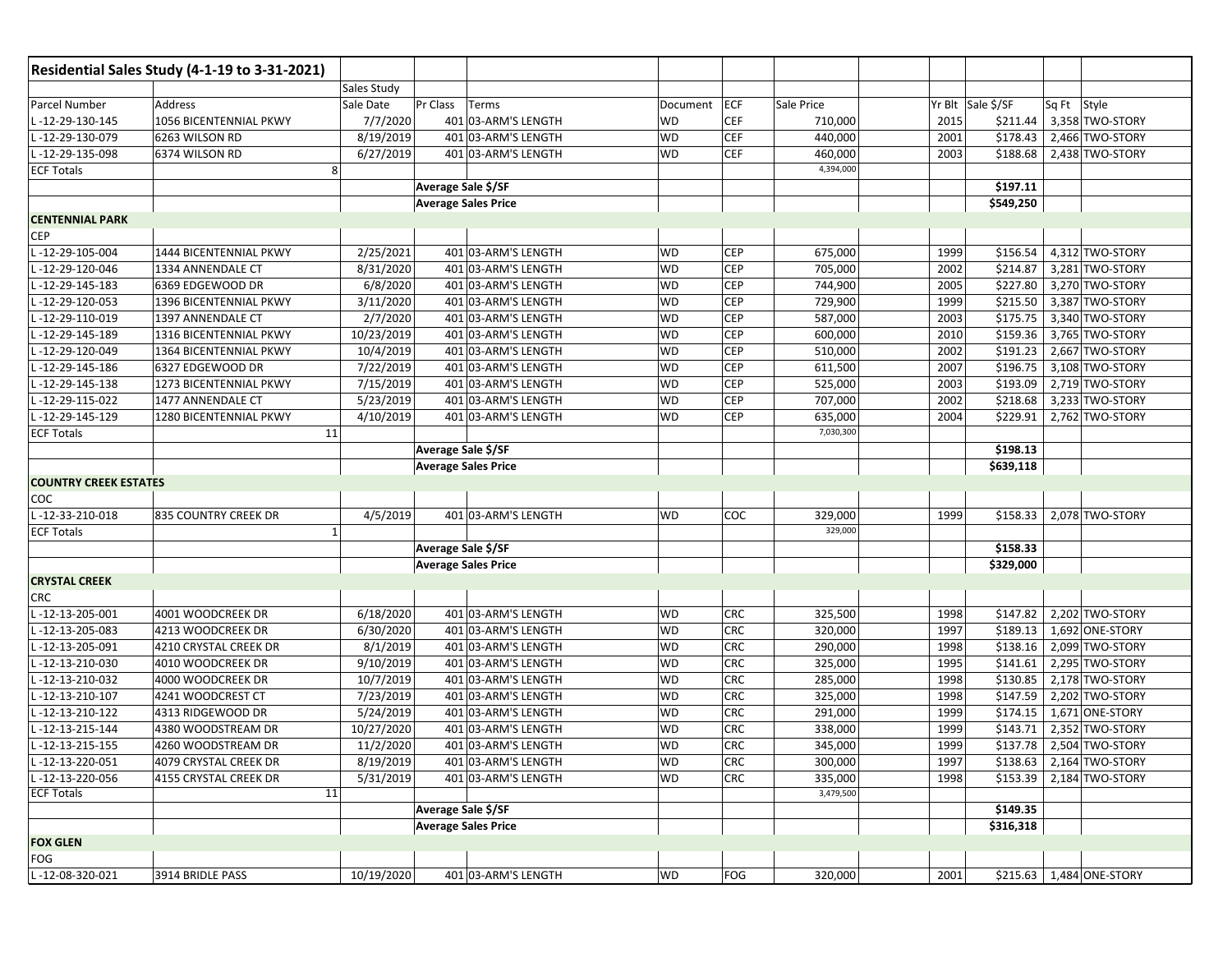| Residential Sales Study (4-1-19 to 3-31-2021) | | | | | | | | | | | | |
|---|---|---|---|---|---|---|---|---|---|---|---|---|
| | | Sales Study | | | | | | | | | | |
| Parcel Number | Address | Sale Date | Pr Class | Terms | Document | ECF | Sale Price | | Yr Blt | Sale $/SF | Sq Ft | Style |
| L -12-29-130-145 | 1056 BICENTENNIAL PKWY | 7/7/2020 | 401 | 03-ARM'S LENGTH | WD | CEF | 710,000 | | 2015 | $211.44 | 3,358 | TWO-STORY |
| L -12-29-130-079 | 6263 WILSON RD | 8/19/2019 | 401 | 03-ARM'S LENGTH | WD | CEF | 440,000 | | 2001 | $178.43 | 2,466 | TWO-STORY |
| L -12-29-135-098 | 6374 WILSON RD | 6/27/2019 | 401 | 03-ARM'S LENGTH | WD | CEF | 460,000 | | 2003 | $188.68 | 2,438 | TWO-STORY |
| ECF Totals | 8 | | | | | | 4,394,000 | | | | | |
| | | | Average Sale $/SF | | | | | | | $197.11 | | |
| | | | Average Sales Price | | | | | | | $549,250 | | |
| **CENTENNIAL PARK** | | | | | | | | | | | | |
| CEP | | | | | | | | | | | | |
| L -12-29-105-004 | 1444 BICENTENNIAL PKWY | 2/25/2021 | 401 | 03-ARM'S LENGTH | WD | CEP | 675,000 | | 1999 | $156.54 | 4,312 | TWO-STORY |
| L -12-29-120-046 | 1334 ANNENDALE CT | 8/31/2020 | 401 | 03-ARM'S LENGTH | WD | CEP | 705,000 | | 2002 | $214.87 | 3,281 | TWO-STORY |
| L -12-29-145-183 | 6369 EDGEWOOD DR | 6/8/2020 | 401 | 03-ARM'S LENGTH | WD | CEP | 744,900 | | 2005 | $227.80 | 3,270 | TWO-STORY |
| L -12-29-120-053 | 1396 BICENTENNIAL PKWY | 3/11/2020 | 401 | 03-ARM'S LENGTH | WD | CEP | 729,900 | | 1999 | $215.50 | 3,387 | TWO-STORY |
| L -12-29-110-019 | 1397 ANNENDALE CT | 2/7/2020 | 401 | 03-ARM'S LENGTH | WD | CEP | 587,000 | | 2003 | $175.75 | 3,340 | TWO-STORY |
| L -12-29-145-189 | 1316 BICENTENNIAL PKWY | 10/23/2019 | 401 | 03-ARM'S LENGTH | WD | CEP | 600,000 | | 2010 | $159.36 | 3,765 | TWO-STORY |
| L -12-29-120-049 | 1364 BICENTENNIAL PKWY | 10/4/2019 | 401 | 03-ARM'S LENGTH | WD | CEP | 510,000 | | 2002 | $191.23 | 2,667 | TWO-STORY |
| L -12-29-145-186 | 6327 EDGEWOOD DR | 7/22/2019 | 401 | 03-ARM'S LENGTH | WD | CEP | 611,500 | | 2007 | $196.75 | 3,108 | TWO-STORY |
| L -12-29-145-138 | 1273 BICENTENNIAL PKWY | 7/15/2019 | 401 | 03-ARM'S LENGTH | WD | CEP | 525,000 | | 2003 | $193.09 | 2,719 | TWO-STORY |
| L -12-29-115-022 | 1477 ANNENDALE CT | 5/23/2019 | 401 | 03-ARM'S LENGTH | WD | CEP | 707,000 | | 2002 | $218.68 | 3,233 | TWO-STORY |
| L -12-29-145-129 | 1280 BICENTENNIAL PKWY | 4/10/2019 | 401 | 03-ARM'S LENGTH | WD | CEP | 635,000 | | 2004 | $229.91 | 2,762 | TWO-STORY |
| ECF Totals | 11 | | | | | | 7,030,300 | | | | | |
| | | | Average Sale $/SF | | | | | | | $198.13 | | |
| | | | Average Sales Price | | | | | | | $639,118 | | |
| **COUNTRY CREEK ESTATES** | | | | | | | | | | | | |
| COC | | | | | | | | | | | | |
| L -12-33-210-018 | 835 COUNTRY CREEK DR | 4/5/2019 | 401 | 03-ARM'S LENGTH | WD | COC | 329,000 | | 1999 | $158.33 | 2,078 | TWO-STORY |
| ECF Totals | 1 | | | | | | 329,000 | | | | | |
| | | | Average Sale $/SF | | | | | | | $158.33 | | |
| | | | Average Sales Price | | | | | | | $329,000 | | |
| **CRYSTAL CREEK** | | | | | | | | | | | | |
| CRC | | | | | | | | | | | | |
| L -12-13-205-001 | 4001 WOODCREEK DR | 6/18/2020 | 401 | 03-ARM'S LENGTH | WD | CRC | 325,500 | | 1998 | $147.82 | 2,202 | TWO-STORY |
| L -12-13-205-083 | 4213 WOODCREEK DR | 6/30/2020 | 401 | 03-ARM'S LENGTH | WD | CRC | 320,000 | | 1997 | $189.13 | 1,692 | ONE-STORY |
| L -12-13-205-091 | 4210 CRYSTAL CREEK DR | 8/1/2019 | 401 | 03-ARM'S LENGTH | WD | CRC | 290,000 | | 1998 | $138.16 | 2,099 | TWO-STORY |
| L -12-13-210-030 | 4010 WOODCREEK DR | 9/10/2019 | 401 | 03-ARM'S LENGTH | WD | CRC | 325,000 | | 1995 | $141.61 | 2,295 | TWO-STORY |
| L -12-13-210-032 | 4000 WOODCREEK DR | 10/7/2019 | 401 | 03-ARM'S LENGTH | WD | CRC | 285,000 | | 1998 | $130.85 | 2,178 | TWO-STORY |
| L -12-13-210-107 | 4241 WOODCREST CT | 7/23/2019 | 401 | 03-ARM'S LENGTH | WD | CRC | 325,000 | | 1998 | $147.59 | 2,202 | TWO-STORY |
| L -12-13-210-122 | 4313 RIDGEWOOD DR | 5/24/2019 | 401 | 03-ARM'S LENGTH | WD | CRC | 291,000 | | 1999 | $174.15 | 1,671 | ONE-STORY |
| L -12-13-215-144 | 4380 WOODSTREAM DR | 10/27/2020 | 401 | 03-ARM'S LENGTH | WD | CRC | 338,000 | | 1999 | $143.71 | 2,352 | TWO-STORY |
| L -12-13-215-155 | 4260 WOODSTREAM DR | 11/2/2020 | 401 | 03-ARM'S LENGTH | WD | CRC | 345,000 | | 1999 | $137.78 | 2,504 | TWO-STORY |
| L -12-13-220-051 | 4079 CRYSTAL CREEK DR | 8/19/2019 | 401 | 03-ARM'S LENGTH | WD | CRC | 300,000 | | 1997 | $138.63 | 2,164 | TWO-STORY |
| L -12-13-220-056 | 4155 CRYSTAL CREEK DR | 5/31/2019 | 401 | 03-ARM'S LENGTH | WD | CRC | 335,000 | | 1998 | $153.39 | 2,184 | TWO-STORY |
| ECF Totals | 11 | | | | | | 3,479,500 | | | | | |
| | | | Average Sale $/SF | | | | | | | $149.35 | | |
| | | | Average Sales Price | | | | | | | $316,318 | | |
| **FOX GLEN** | | | | | | | | | | | | |
| FOG | | | | | | | | | | | | |
| L -12-08-320-021 | 3914 BRIDLE PASS | 10/19/2020 | 401 | 03-ARM'S LENGTH | WD | FOG | 320,000 | | 2001 | $215.63 | 1,484 | ONE-STORY |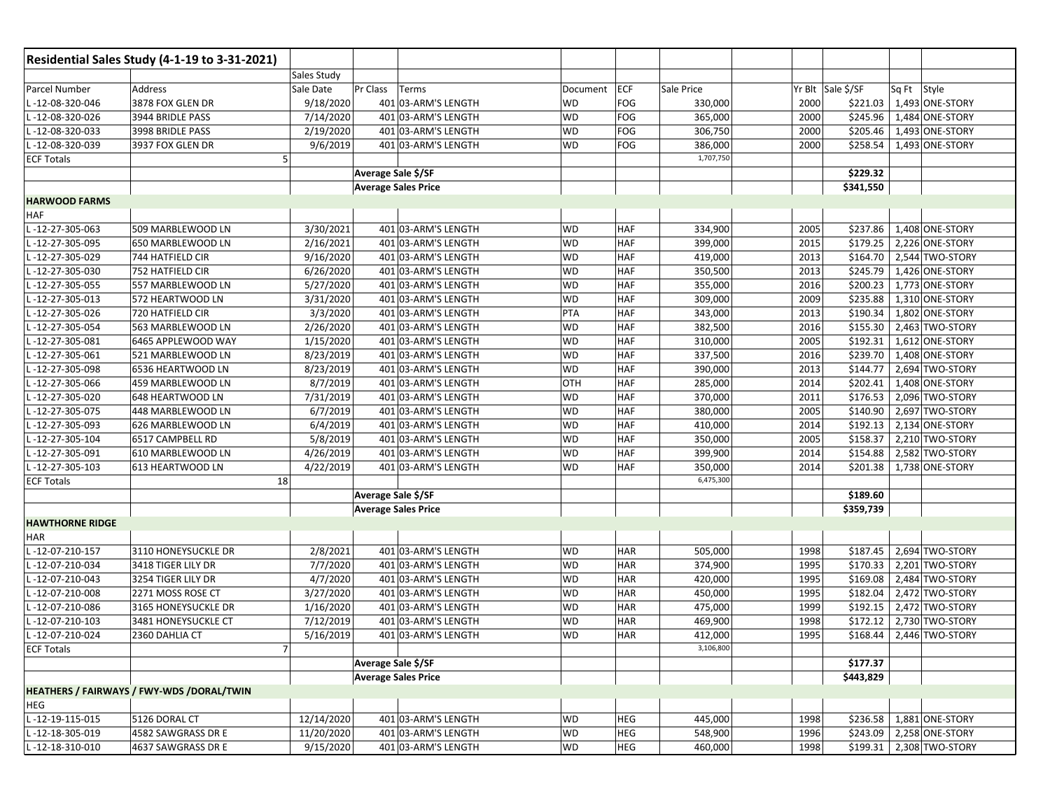| Residential Sales Study (4-1-19 to 3-31-2021) | | | | | | | | | | | | |
|---|---|---|---|---|---|---|---|---|---|---|---|---|
| | | Sales Study | | | | | | | | | | |
| Parcel Number | Address | Sale Date | Pr Class | Terms | Document | ECF | Sale Price | | Yr Blt | Sale $/SF | Sq Ft | Style |
| L -12-08-320-046 | 3878 FOX GLEN DR | 9/18/2020 | 401 | 03-ARM'S LENGTH | WD | FOG | 330,000 | | 2000 | $221.03 | 1,493 | ONE-STORY |
| L -12-08-320-026 | 3944 BRIDLE PASS | 7/14/2020 | 401 | 03-ARM'S LENGTH | WD | FOG | 365,000 | | 2000 | $245.96 | 1,484 | ONE-STORY |
| L -12-08-320-033 | 3998 BRIDLE PASS | 2/19/2020 | 401 | 03-ARM'S LENGTH | WD | FOG | 306,750 | | 2000 | $205.46 | 1,493 | ONE-STORY |
| L -12-08-320-039 | 3937 FOX GLEN DR | 9/6/2019 | 401 | 03-ARM'S LENGTH | WD | FOG | 386,000 | | 2000 | $258.54 | 1,493 | ONE-STORY |
| ECF Totals | 5 | | | | | | 1,707,750 | | | | | |
| | | | Average Sale $/SF | | | | | | | $229.32 | | |
| | | | Average Sales Price | | | | | | | $341,550 | | |
| **HARWOOD FARMS** | | | | | | | | | | | | |
| HAF | | | | | | | | | | | | |
| L -12-27-305-063 | 509 MARBLEWOOD LN | 3/30/2021 | 401 | 03-ARM'S LENGTH | WD | HAF | 334,900 | | 2005 | $237.86 | 1,408 | ONE-STORY |
| L -12-27-305-095 | 650 MARBLEWOOD LN | 2/16/2021 | 401 | 03-ARM'S LENGTH | WD | HAF | 399,000 | | 2015 | $179.25 | 2,226 | ONE-STORY |
| L -12-27-305-029 | 744 HATFIELD CIR | 9/16/2020 | 401 | 03-ARM'S LENGTH | WD | HAF | 419,000 | | 2013 | $164.70 | 2,544 | TWO-STORY |
| L -12-27-305-030 | 752 HATFIELD CIR | 6/26/2020 | 401 | 03-ARM'S LENGTH | WD | HAF | 350,500 | | 2013 | $245.79 | 1,426 | ONE-STORY |
| L -12-27-305-055 | 557 MARBLEWOOD LN | 5/27/2020 | 401 | 03-ARM'S LENGTH | WD | HAF | 355,000 | | 2016 | $200.23 | 1,773 | ONE-STORY |
| L -12-27-305-013 | 572 HEARTWOOD LN | 3/31/2020 | 401 | 03-ARM'S LENGTH | WD | HAF | 309,000 | | 2009 | $235.88 | 1,310 | ONE-STORY |
| L -12-27-305-026 | 720 HATFIELD CIR | 3/3/2020 | 401 | 03-ARM'S LENGTH | PTA | HAF | 343,000 | | 2013 | $190.34 | 1,802 | ONE-STORY |
| L -12-27-305-054 | 563 MARBLEWOOD LN | 2/26/2020 | 401 | 03-ARM'S LENGTH | WD | HAF | 382,500 | | 2016 | $155.30 | 2,463 | TWO-STORY |
| L -12-27-305-081 | 6465 APPLEWOOD WAY | 1/15/2020 | 401 | 03-ARM'S LENGTH | WD | HAF | 310,000 | | 2005 | $192.31 | 1,612 | ONE-STORY |
| L -12-27-305-061 | 521 MARBLEWOOD LN | 8/23/2019 | 401 | 03-ARM'S LENGTH | WD | HAF | 337,500 | | 2016 | $239.70 | 1,408 | ONE-STORY |
| L -12-27-305-098 | 6536 HEARTWOOD LN | 8/23/2019 | 401 | 03-ARM'S LENGTH | WD | HAF | 390,000 | | 2013 | $144.77 | 2,694 | TWO-STORY |
| L -12-27-305-066 | 459 MARBLEWOOD LN | 8/7/2019 | 401 | 03-ARM'S LENGTH | OTH | HAF | 285,000 | | 2014 | $202.41 | 1,408 | ONE-STORY |
| L -12-27-305-020 | 648 HEARTWOOD LN | 7/31/2019 | 401 | 03-ARM'S LENGTH | WD | HAF | 370,000 | | 2011 | $176.53 | 2,096 | TWO-STORY |
| L -12-27-305-075 | 448 MARBLEWOOD LN | 6/7/2019 | 401 | 03-ARM'S LENGTH | WD | HAF | 380,000 | | 2005 | $140.90 | 2,697 | TWO-STORY |
| L -12-27-305-093 | 626 MARBLEWOOD LN | 6/4/2019 | 401 | 03-ARM'S LENGTH | WD | HAF | 410,000 | | 2014 | $192.13 | 2,134 | ONE-STORY |
| L -12-27-305-104 | 6517 CAMPBELL RD | 5/8/2019 | 401 | 03-ARM'S LENGTH | WD | HAF | 350,000 | | 2005 | $158.37 | 2,210 | TWO-STORY |
| L -12-27-305-091 | 610 MARBLEWOOD LN | 4/26/2019 | 401 | 03-ARM'S LENGTH | WD | HAF | 399,900 | | 2014 | $154.88 | 2,582 | TWO-STORY |
| L -12-27-305-103 | 613 HEARTWOOD LN | 4/22/2019 | 401 | 03-ARM'S LENGTH | WD | HAF | 350,000 | | 2014 | $201.38 | 1,738 | ONE-STORY |
| ECF Totals | 18 | | | | | | 6,475,300 | | | | | |
| | | | Average Sale $/SF | | | | | | | $189.60 | | |
| | | | Average Sales Price | | | | | | | $359,739 | | |
| **HAWTHORNE RIDGE** | | | | | | | | | | | | |
| HAR | | | | | | | | | | | | |
| L -12-07-210-157 | 3110 HONEYSUCKLE DR | 2/8/2021 | 401 | 03-ARM'S LENGTH | WD | HAR | 505,000 | | 1998 | $187.45 | 2,694 | TWO-STORY |
| L -12-07-210-034 | 3418 TIGER LILY DR | 7/7/2020 | 401 | 03-ARM'S LENGTH | WD | HAR | 374,900 | | 1995 | $170.33 | 2,201 | TWO-STORY |
| L -12-07-210-043 | 3254 TIGER LILY DR | 4/7/2020 | 401 | 03-ARM'S LENGTH | WD | HAR | 420,000 | | 1995 | $169.08 | 2,484 | TWO-STORY |
| L -12-07-210-008 | 2271 MOSS ROSE CT | 3/27/2020 | 401 | 03-ARM'S LENGTH | WD | HAR | 450,000 | | 1995 | $182.04 | 2,472 | TWO-STORY |
| L -12-07-210-086 | 3165 HONEYSUCKLE DR | 1/16/2020 | 401 | 03-ARM'S LENGTH | WD | HAR | 475,000 | | 1999 | $192.15 | 2,472 | TWO-STORY |
| L -12-07-210-103 | 3481 HONEYSUCKLE CT | 7/12/2019 | 401 | 03-ARM'S LENGTH | WD | HAR | 469,900 | | 1998 | $172.12 | 2,730 | TWO-STORY |
| L -12-07-210-024 | 2360 DAHLIA CT | 5/16/2019 | 401 | 03-ARM'S LENGTH | WD | HAR | 412,000 | | 1995 | $168.44 | 2,446 | TWO-STORY |
| ECF Totals | 7 | | | | | | 3,106,800 | | | | | |
| | | | Average Sale $/SF | | | | | | | $177.37 | | |
| | | | Average Sales Price | | | | | | | $443,829 | | |
| **HEATHERS / FAIRWAYS / FWY-WDS /DORAL/TWIN** | | | | | | | | | | | | |
| HEG | | | | | | | | | | | | |
| L -12-19-115-015 | 5126 DORAL CT | 12/14/2020 | 401 | 03-ARM'S LENGTH | WD | HEG | 445,000 | | 1998 | $236.58 | 1,881 | ONE-STORY |
| L -12-18-305-019 | 4582 SAWGRASS DR E | 11/20/2020 | 401 | 03-ARM'S LENGTH | WD | HEG | 548,900 | | 1996 | $243.09 | 2,258 | ONE-STORY |
| L -12-18-310-010 | 4637 SAWGRASS DR E | 9/15/2020 | 401 | 03-ARM'S LENGTH | WD | HEG | 460,000 | | 1998 | $199.31 | 2,308 | TWO-STORY |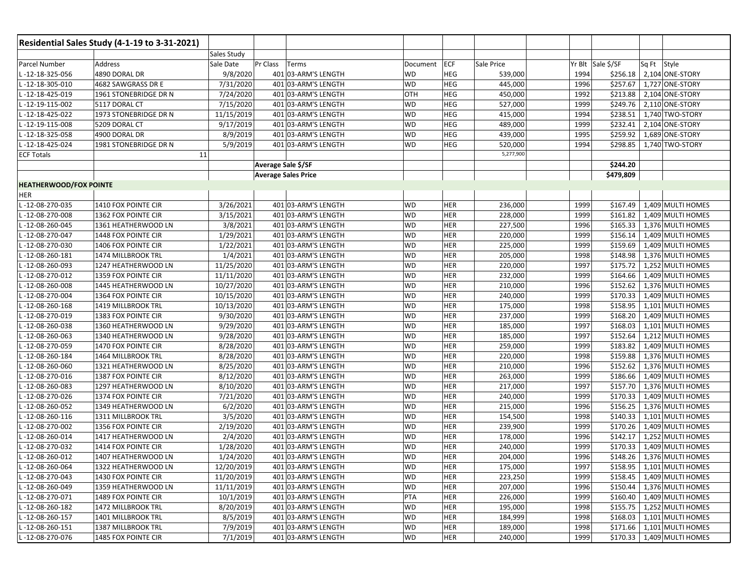| Residential Sales Study (4-1-19 to 3-31-2021) | | | | | | | | | | | | |
|---|---|---|---|---|---|---|---|---|---|---|---|---|
| | | Sales Study | | | | | | | | | | |
| Parcel Number | Address | Sale Date | Pr Class | Terms | Document | ECF | Sale Price | | Yr Blt | Sale $/SF | Sq Ft | Style |
| L -12-18-325-056 | 4890 DORAL DR | 9/8/2020 | 401 | 03-ARM'S LENGTH | WD | HEG | 539,000 | | 1994 | $256.18 | 2,104 | ONE-STORY |
| L -12-18-305-010 | 4682 SAWGRASS DR E | 7/31/2020 | 401 | 03-ARM'S LENGTH | WD | HEG | 445,000 | | 1996 | $257.67 | 1,727 | ONE-STORY |
| L -12-18-425-019 | 1961 STONEBRIDGE DR N | 7/24/2020 | 401 | 03-ARM'S LENGTH | OTH | HEG | 450,000 | | 1992 | $213.88 | 2,104 | ONE-STORY |
| L -12-19-115-002 | 5117 DORAL CT | 7/15/2020 | 401 | 03-ARM'S LENGTH | WD | HEG | 527,000 | | 1999 | $249.76 | 2,110 | ONE-STORY |
| L -12-18-425-022 | 1973 STONEBRIDGE DR N | 11/15/2019 | 401 | 03-ARM'S LENGTH | WD | HEG | 415,000 | | 1994 | $238.51 | 1,740 | TWO-STORY |
| L -12-19-115-008 | 5209 DORAL CT | 9/17/2019 | 401 | 03-ARM'S LENGTH | WD | HEG | 489,000 | | 1999 | $232.41 | 2,104 | ONE-STORY |
| L -12-18-325-058 | 4900 DORAL DR | 8/9/2019 | 401 | 03-ARM'S LENGTH | WD | HEG | 439,000 | | 1995 | $259.92 | 1,689 | ONE-STORY |
| L -12-18-425-024 | 1981 STONEBRIDGE DR N | 5/9/2019 | 401 | 03-ARM'S LENGTH | WD | HEG | 520,000 | | 1994 | $298.85 | 1,740 | TWO-STORY |
| ECF Totals | 11 | | | | | | 5,277,900 | | | | | |
| | | | Average Sale $/SF | | | | | | | $244.20 | | |
| | | | Average Sales Price | | | | | | | $479,809 | | |
| **HEATHERWOOD/FOX POINTE** | | | | | | | | | | | | |
| HER | | | | | | | | | | | | |
| L -12-08-270-035 | 1410 FOX POINTE CIR | 3/26/2021 | 401 | 03-ARM'S LENGTH | WD | HER | 236,000 | | 1999 | $167.49 | 1,409 | MULTI HOMES |
| L -12-08-270-008 | 1362 FOX POINTE CIR | 3/15/2021 | 401 | 03-ARM'S LENGTH | WD | HER | 228,000 | | 1999 | $161.82 | 1,409 | MULTI HOMES |
| L -12-08-260-045 | 1361 HEATHERWOOD LN | 3/8/2021 | 401 | 03-ARM'S LENGTH | WD | HER | 227,500 | | 1996 | $165.33 | 1,376 | MULTI HOMES |
| L -12-08-270-047 | 1448 FOX POINTE CIR | 1/29/2021 | 401 | 03-ARM'S LENGTH | WD | HER | 220,000 | | 1999 | $156.14 | 1,409 | MULTI HOMES |
| L -12-08-270-030 | 1406 FOX POINTE CIR | 1/22/2021 | 401 | 03-ARM'S LENGTH | WD | HER | 225,000 | | 1999 | $159.69 | 1,409 | MULTI HOMES |
| L -12-08-260-181 | 1474 MILLBROOK TRL | 1/4/2021 | 401 | 03-ARM'S LENGTH | WD | HER | 205,000 | | 1998 | $148.98 | 1,376 | MULTI HOMES |
| L -12-08-260-093 | 1247 HEATHERWOOD LN | 11/25/2020 | 401 | 03-ARM'S LENGTH | WD | HER | 220,000 | | 1997 | $175.72 | 1,252 | MULTI HOMES |
| L -12-08-270-012 | 1359 FOX POINTE CIR | 11/11/2020 | 401 | 03-ARM'S LENGTH | WD | HER | 232,000 | | 1999 | $164.66 | 1,409 | MULTI HOMES |
| L -12-08-260-008 | 1445 HEATHERWOOD LN | 10/27/2020 | 401 | 03-ARM'S LENGTH | WD | HER | 210,000 | | 1996 | $152.62 | 1,376 | MULTI HOMES |
| L -12-08-270-004 | 1364 FOX POINTE CIR | 10/15/2020 | 401 | 03-ARM'S LENGTH | WD | HER | 240,000 | | 1999 | $170.33 | 1,409 | MULTI HOMES |
| L -12-08-260-168 | 1419 MILLBROOK TRL | 10/13/2020 | 401 | 03-ARM'S LENGTH | WD | HER | 175,000 | | 1998 | $158.95 | 1,101 | MULTI HOMES |
| L -12-08-270-019 | 1383 FOX POINTE CIR | 9/30/2020 | 401 | 03-ARM'S LENGTH | WD | HER | 237,000 | | 1999 | $168.20 | 1,409 | MULTI HOMES |
| L -12-08-260-038 | 1360 HEATHERWOOD LN | 9/29/2020 | 401 | 03-ARM'S LENGTH | WD | HER | 185,000 | | 1997 | $168.03 | 1,101 | MULTI HOMES |
| L -12-08-260-063 | 1340 HEATHERWOOD LN | 9/28/2020 | 401 | 03-ARM'S LENGTH | WD | HER | 185,000 | | 1997 | $152.64 | 1,212 | MULTI HOMES |
| L -12-08-270-059 | 1470 FOX POINTE CIR | 8/28/2020 | 401 | 03-ARM'S LENGTH | WD | HER | 259,000 | | 1999 | $183.82 | 1,409 | MULTI HOMES |
| L -12-08-260-184 | 1464 MILLBROOK TRL | 8/28/2020 | 401 | 03-ARM'S LENGTH | WD | HER | 220,000 | | 1998 | $159.88 | 1,376 | MULTI HOMES |
| L -12-08-260-060 | 1321 HEATHERWOOD LN | 8/25/2020 | 401 | 03-ARM'S LENGTH | WD | HER | 210,000 | | 1996 | $152.62 | 1,376 | MULTI HOMES |
| L -12-08-270-016 | 1387 FOX POINTE CIR | 8/12/2020 | 401 | 03-ARM'S LENGTH | WD | HER | 263,000 | | 1999 | $186.66 | 1,409 | MULTI HOMES |
| L -12-08-260-083 | 1297 HEATHERWOOD LN | 8/10/2020 | 401 | 03-ARM'S LENGTH | WD | HER | 217,000 | | 1997 | $157.70 | 1,376 | MULTI HOMES |
| L -12-08-270-026 | 1374 FOX POINTE CIR | 7/21/2020 | 401 | 03-ARM'S LENGTH | WD | HER | 240,000 | | 1999 | $170.33 | 1,409 | MULTI HOMES |
| L -12-08-260-052 | 1349 HEATHERWOOD LN | 6/2/2020 | 401 | 03-ARM'S LENGTH | WD | HER | 215,000 | | 1996 | $156.25 | 1,376 | MULTI HOMES |
| L -12-08-260-116 | 1311 MILLBROOK TRL | 3/5/2020 | 401 | 03-ARM'S LENGTH | WD | HER | 154,500 | | 1998 | $140.33 | 1,101 | MULTI HOMES |
| L -12-08-270-002 | 1356 FOX POINTE CIR | 2/19/2020 | 401 | 03-ARM'S LENGTH | WD | HER | 239,900 | | 1999 | $170.26 | 1,409 | MULTI HOMES |
| L -12-08-260-014 | 1417 HEATHERWOOD LN | 2/4/2020 | 401 | 03-ARM'S LENGTH | WD | HER | 178,000 | | 1996 | $142.17 | 1,252 | MULTI HOMES |
| L -12-08-270-032 | 1414 FOX POINTE CIR | 1/28/2020 | 401 | 03-ARM'S LENGTH | WD | HER | 240,000 | | 1999 | $170.33 | 1,409 | MULTI HOMES |
| L -12-08-260-012 | 1407 HEATHERWOOD LN | 1/24/2020 | 401 | 03-ARM'S LENGTH | WD | HER | 204,000 | | 1996 | $148.26 | 1,376 | MULTI HOMES |
| L -12-08-260-064 | 1322 HEATHERWOOD LN | 12/20/2019 | 401 | 03-ARM'S LENGTH | WD | HER | 175,000 | | 1997 | $158.95 | 1,101 | MULTI HOMES |
| L -12-08-270-043 | 1430 FOX POINTE CIR | 11/20/2019 | 401 | 03-ARM'S LENGTH | WD | HER | 223,250 | | 1999 | $158.45 | 1,409 | MULTI HOMES |
| L -12-08-260-049 | 1359 HEATHERWOOD LN | 11/11/2019 | 401 | 03-ARM'S LENGTH | WD | HER | 207,000 | | 1996 | $150.44 | 1,376 | MULTI HOMES |
| L -12-08-270-071 | 1489 FOX POINTE CIR | 10/1/2019 | 401 | 03-ARM'S LENGTH | PTA | HER | 226,000 | | 1999 | $160.40 | 1,409 | MULTI HOMES |
| L -12-08-260-182 | 1472 MILLBROOK TRL | 8/20/2019 | 401 | 03-ARM'S LENGTH | WD | HER | 195,000 | | 1998 | $155.75 | 1,252 | MULTI HOMES |
| L -12-08-260-157 | 1401 MILLBROOK TRL | 8/5/2019 | 401 | 03-ARM'S LENGTH | WD | HER | 184,999 | | 1998 | $168.03 | 1,101 | MULTI HOMES |
| L -12-08-260-151 | 1387 MILLBROOK TRL | 7/9/2019 | 401 | 03-ARM'S LENGTH | WD | HER | 189,000 | | 1998 | $171.66 | 1,101 | MULTI HOMES |
| L -12-08-270-076 | 1485 FOX POINTE CIR | 7/1/2019 | 401 | 03-ARM'S LENGTH | WD | HER | 240,000 | | 1999 | $170.33 | 1,409 | MULTI HOMES |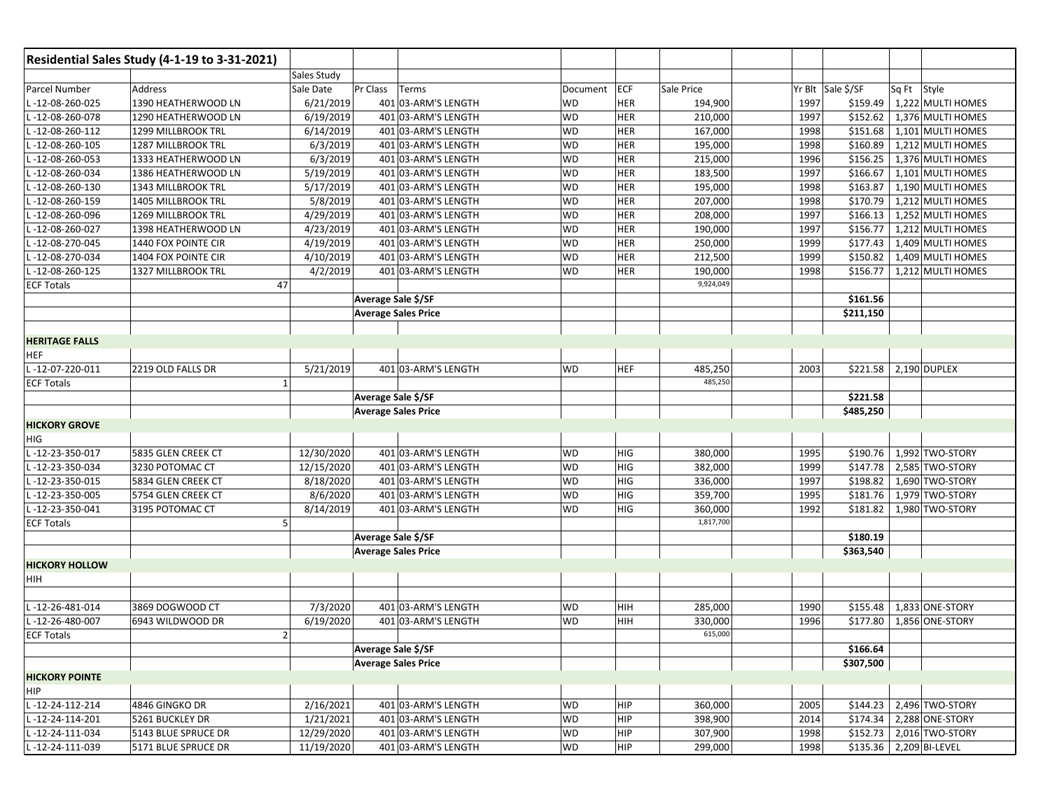| Residential Sales Study (4-1-19 to 3-31-2021) | | | | | | | | | | | | |
|---|---|---|---|---|---|---|---|---|---|---|---|---|
| | | Sales Study | | | | | | | | | | |
| Parcel Number | Address | Sale Date | Pr Class | Terms | Document | ECF | Sale Price | | Yr Blt | Sale $/SF | Sq Ft | Style |
| L -12-08-260-025 | 1390 HEATHERWOOD LN | 6/21/2019 | 401 | 03-ARM'S LENGTH | WD | HER | 194,900 | | 1997 | $159.49 | 1,222 | MULTI HOMES |
| L -12-08-260-078 | 1290 HEATHERWOOD LN | 6/19/2019 | 401 | 03-ARM'S LENGTH | WD | HER | 210,000 | | 1997 | $152.62 | 1,376 | MULTI HOMES |
| L -12-08-260-112 | 1299 MILLBROOK TRL | 6/14/2019 | 401 | 03-ARM'S LENGTH | WD | HER | 167,000 | | 1998 | $151.68 | 1,101 | MULTI HOMES |
| L -12-08-260-105 | 1287 MILLBROOK TRL | 6/3/2019 | 401 | 03-ARM'S LENGTH | WD | HER | 195,000 | | 1998 | $160.89 | 1,212 | MULTI HOMES |
| L -12-08-260-053 | 1333 HEATHERWOOD LN | 6/3/2019 | 401 | 03-ARM'S LENGTH | WD | HER | 215,000 | | 1996 | $156.25 | 1,376 | MULTI HOMES |
| L -12-08-260-034 | 1386 HEATHERWOOD LN | 5/19/2019 | 401 | 03-ARM'S LENGTH | WD | HER | 183,500 | | 1997 | $166.67 | 1,101 | MULTI HOMES |
| L -12-08-260-130 | 1343 MILLBROOK TRL | 5/17/2019 | 401 | 03-ARM'S LENGTH | WD | HER | 195,000 | | 1998 | $163.87 | 1,190 | MULTI HOMES |
| L -12-08-260-159 | 1405 MILLBROOK TRL | 5/8/2019 | 401 | 03-ARM'S LENGTH | WD | HER | 207,000 | | 1998 | $170.79 | 1,212 | MULTI HOMES |
| L -12-08-260-096 | 1269 MILLBROOK TRL | 4/29/2019 | 401 | 03-ARM'S LENGTH | WD | HER | 208,000 | | 1997 | $166.13 | 1,252 | MULTI HOMES |
| L -12-08-260-027 | 1398 HEATHERWOOD LN | 4/23/2019 | 401 | 03-ARM'S LENGTH | WD | HER | 190,000 | | 1997 | $156.77 | 1,212 | MULTI HOMES |
| L -12-08-270-045 | 1440 FOX POINTE CIR | 4/19/2019 | 401 | 03-ARM'S LENGTH | WD | HER | 250,000 | | 1999 | $177.43 | 1,409 | MULTI HOMES |
| L -12-08-270-034 | 1404 FOX POINTE CIR | 4/10/2019 | 401 | 03-ARM'S LENGTH | WD | HER | 212,500 | | 1999 | $150.82 | 1,409 | MULTI HOMES |
| L -12-08-260-125 | 1327 MILLBROOK TRL | 4/2/2019 | 401 | 03-ARM'S LENGTH | WD | HER | 190,000 | | 1998 | $156.77 | 1,212 | MULTI HOMES |
| ECF Totals | 47 | | | | | | 9,924,049 | | | | | |
| | | | Average Sale $/SF | | | | | | | $161.56 | | |
| | | | Average Sales Price | | | | | | | $211,150 | | |
| | | | | | | | | | | | | |
| **HERITAGE FALLS** | | | | | | | | | | | | |
| HEF | | | | | | | | | | | | |
| L -12-07-220-011 | 2219 OLD FALLS DR | 5/21/2019 | 401 | 03-ARM'S LENGTH | WD | HEF | 485,250 | | 2003 | $221.58 | 2,190 | DUPLEX |
| ECF Totals | 1 | | | | | | 485,250 | | | | | |
| | | | Average Sale $/SF | | | | | | | $221.58 | | |
| | | | Average Sales Price | | | | | | | $485,250 | | |
| **HICKORY GROVE** | | | | | | | | | | | | |
| HIG | | | | | | | | | | | | |
| L -12-23-350-017 | 5835 GLEN CREEK CT | 12/30/2020 | 401 | 03-ARM'S LENGTH | WD | HIG | 380,000 | | 1995 | $190.76 | 1,992 | TWO-STORY |
| L -12-23-350-034 | 3230 POTOMAC CT | 12/15/2020 | 401 | 03-ARM'S LENGTH | WD | HIG | 382,000 | | 1999 | $147.78 | 2,585 | TWO-STORY |
| L -12-23-350-015 | 5834 GLEN CREEK CT | 8/18/2020 | 401 | 03-ARM'S LENGTH | WD | HIG | 336,000 | | 1997 | $198.82 | 1,690 | TWO-STORY |
| L -12-23-350-005 | 5754 GLEN CREEK CT | 8/6/2020 | 401 | 03-ARM'S LENGTH | WD | HIG | 359,700 | | 1995 | $181.76 | 1,979 | TWO-STORY |
| L -12-23-350-041 | 3195 POTOMAC CT | 8/14/2019 | 401 | 03-ARM'S LENGTH | WD | HIG | 360,000 | | 1992 | $181.82 | 1,980 | TWO-STORY |
| ECF Totals | 5 | | | | | | 1,817,700 | | | | | |
| | | | Average Sale $/SF | | | | | | | $180.19 | | |
| | | | Average Sales Price | | | | | | | $363,540 | | |
| **HICKORY HOLLOW** | | | | | | | | | | | | |
| HIH | | | | | | | | | | | | |
| | | | | | | | | | | | | |
| L -12-26-481-014 | 3869 DOGWOOD CT | 7/3/2020 | 401 | 03-ARM'S LENGTH | WD | HIH | 285,000 | | 1990 | $155.48 | 1,833 | ONE-STORY |
| L -12-26-480-007 | 6943 WILDWOOD DR | 6/19/2020 | 401 | 03-ARM'S LENGTH | WD | HIH | 330,000 | | 1996 | $177.80 | 1,856 | ONE-STORY |
| ECF Totals | 2 | | | | | | 615,000 | | | | | |
| | | | Average Sale $/SF | | | | | | | $166.64 | | |
| | | | Average Sales Price | | | | | | | $307,500 | | |
| **HICKORY POINTE** | | | | | | | | | | | | |
| HIP | | | | | | | | | | | | |
| L -12-24-112-214 | 4846 GINGKO DR | 2/16/2021 | 401 | 03-ARM'S LENGTH | WD | HIP | 360,000 | | 2005 | $144.23 | 2,496 | TWO-STORY |
| L -12-24-114-201 | 5261 BUCKLEY DR | 1/21/2021 | 401 | 03-ARM'S LENGTH | WD | HIP | 398,900 | | 2014 | $174.34 | 2,288 | ONE-STORY |
| L -12-24-111-034 | 5143 BLUE SPRUCE DR | 12/29/2020 | 401 | 03-ARM'S LENGTH | WD | HIP | 307,900 | | 1998 | $152.73 | 2,016 | TWO-STORY |
| L -12-24-111-039 | 5171 BLUE SPRUCE DR | 11/19/2020 | 401 | 03-ARM'S LENGTH | WD | HIP | 299,000 | | 1998 | $135.36 | 2,209 | BI-LEVEL |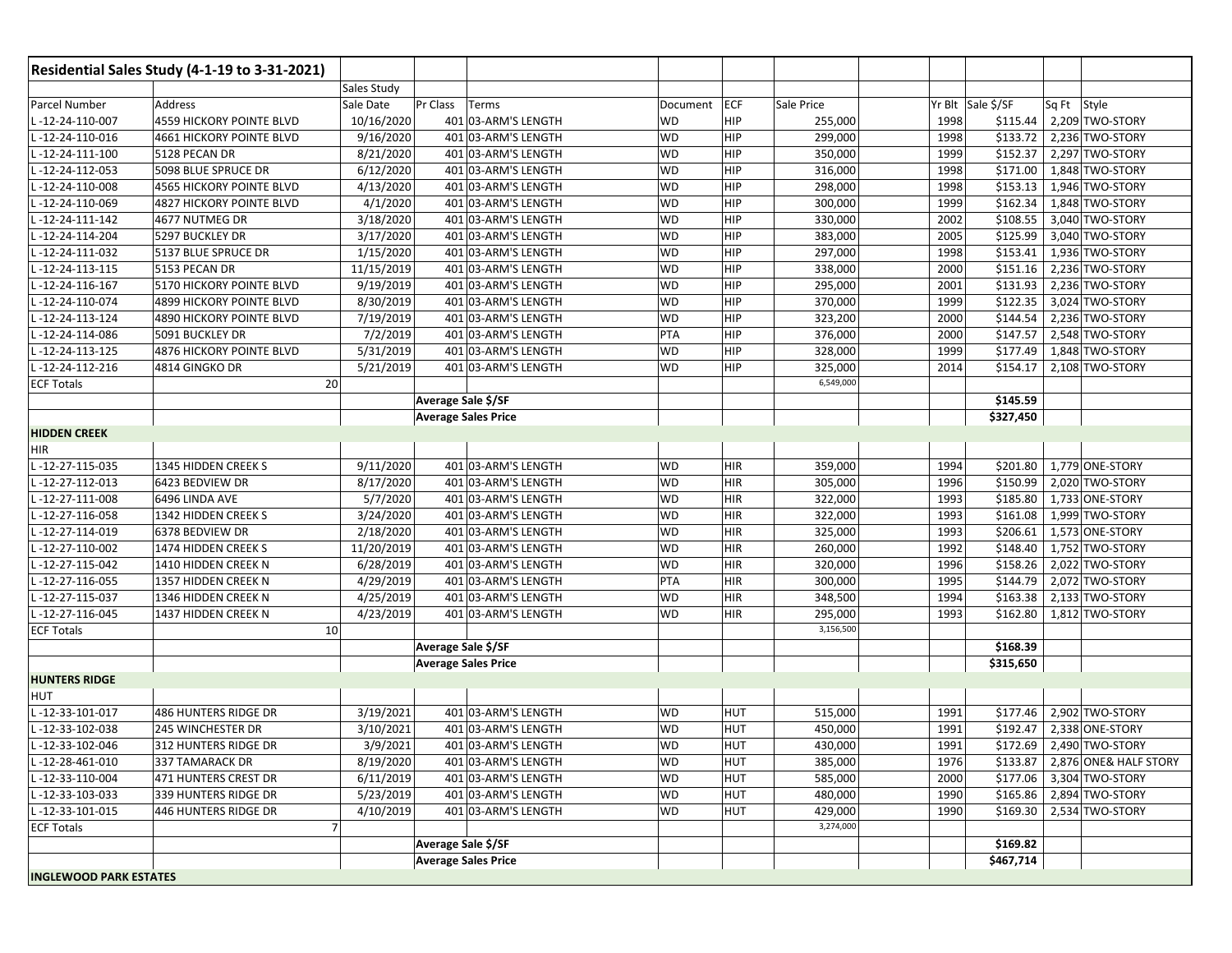| Residential Sales Study (4-1-19 to 3-31-2021) | | | | | | | | | | | | |
|---|---|---|---|---|---|---|---|---|---|---|---|---|
| | | Sales Study | | | | | | | | | | |
| Parcel Number | Address | Sale Date | Pr Class | Terms | Document | ECF | Sale Price | | Yr Blt | Sale $/SF | Sq Ft | Style |
| L -12-24-110-007 | 4559 HICKORY POINTE BLVD | 10/16/2020 | 401 | 03-ARM'S LENGTH | WD | HIP | 255,000 | | 1998 | $115.44 | 2,209 | TWO-STORY |
| L -12-24-110-016 | 4661 HICKORY POINTE BLVD | 9/16/2020 | 401 | 03-ARM'S LENGTH | WD | HIP | 299,000 | | 1998 | $133.72 | 2,236 | TWO-STORY |
| L -12-24-111-100 | 5128 PECAN DR | 8/21/2020 | 401 | 03-ARM'S LENGTH | WD | HIP | 350,000 | | 1999 | $152.37 | 2,297 | TWO-STORY |
| L -12-24-112-053 | 5098 BLUE SPRUCE DR | 6/12/2020 | 401 | 03-ARM'S LENGTH | WD | HIP | 316,000 | | 1998 | $171.00 | 1,848 | TWO-STORY |
| L -12-24-110-008 | 4565 HICKORY POINTE BLVD | 4/13/2020 | 401 | 03-ARM'S LENGTH | WD | HIP | 298,000 | | 1998 | $153.13 | 1,946 | TWO-STORY |
| L -12-24-110-069 | 4827 HICKORY POINTE BLVD | 4/1/2020 | 401 | 03-ARM'S LENGTH | WD | HIP | 300,000 | | 1999 | $162.34 | 1,848 | TWO-STORY |
| L -12-24-111-142 | 4677 NUTMEG DR | 3/18/2020 | 401 | 03-ARM'S LENGTH | WD | HIP | 330,000 | | 2002 | $108.55 | 3,040 | TWO-STORY |
| L -12-24-114-204 | 5297 BUCKLEY DR | 3/17/2020 | 401 | 03-ARM'S LENGTH | WD | HIP | 383,000 | | 2005 | $125.99 | 3,040 | TWO-STORY |
| L -12-24-112-032 | 5137 BLUE SPRUCE DR | 1/15/2020 | 401 | 03-ARM'S LENGTH | WD | HIP | 297,000 | | 1998 | $153.41 | 1,936 | TWO-STORY |
| L -12-24-113-115 | 5153 PECAN DR | 11/15/2019 | 401 | 03-ARM'S LENGTH | WD | HIP | 338,000 | | 2000 | $151.16 | 2,236 | TWO-STORY |
| L -12-24-116-167 | 5170 HICKORY POINTE BLVD | 9/19/2019 | 401 | 03-ARM'S LENGTH | WD | HIP | 295,000 | | 2001 | $131.93 | 2,236 | TWO-STORY |
| L -12-24-110-074 | 4899 HICKORY POINTE BLVD | 8/30/2019 | 401 | 03-ARM'S LENGTH | WD | HIP | 370,000 | | 1999 | $122.35 | 3,024 | TWO-STORY |
| L -12-24-113-124 | 4890 HICKORY POINTE BLVD | 7/19/2019 | 401 | 03-ARM'S LENGTH | WD | HIP | 323,200 | | 2000 | $144.54 | 2,236 | TWO-STORY |
| L -12-24-114-086 | 5091 BUCKLEY DR | 7/2/2019 | 401 | 03-ARM'S LENGTH | PTA | HIP | 376,000 | | 2000 | $147.57 | 2,548 | TWO-STORY |
| L -12-24-113-125 | 4876 HICKORY POINTE BLVD | 5/31/2019 | 401 | 03-ARM'S LENGTH | WD | HIP | 328,000 | | 1999 | $177.49 | 1,848 | TWO-STORY |
| L -12-24-112-216 | 4814 GINGKO DR | 5/21/2019 | 401 | 03-ARM'S LENGTH | WD | HIP | 325,000 | | 2014 | $154.17 | 2,108 | TWO-STORY |
| ECF Totals | 20 | | | | | | 6,549,000 | | | | | |
| | | | Average Sale $/SF | | | | | | | $145.59 | | |
| | | | Average Sales Price | | | | | | | $327,450 | | |
| **HIDDEN CREEK** | | | | | | | | | | | | |
| HIR | | | | | | | | | | | | |
| L -12-27-115-035 | 1345 HIDDEN CREEK S | 9/11/2020 | 401 | 03-ARM'S LENGTH | WD | HIR | 359,000 | | 1994 | $201.80 | 1,779 | ONE-STORY |
| L -12-27-112-013 | 6423 BEDVIEW DR | 8/17/2020 | 401 | 03-ARM'S LENGTH | WD | HIR | 305,000 | | 1996 | $150.99 | 2,020 | TWO-STORY |
| L -12-27-111-008 | 6496 LINDA AVE | 5/7/2020 | 401 | 03-ARM'S LENGTH | WD | HIR | 322,000 | | 1993 | $185.80 | 1,733 | ONE-STORY |
| L -12-27-116-058 | 1342 HIDDEN CREEK S | 3/24/2020 | 401 | 03-ARM'S LENGTH | WD | HIR | 322,000 | | 1993 | $161.08 | 1,999 | TWO-STORY |
| L -12-27-114-019 | 6378 BEDVIEW DR | 2/18/2020 | 401 | 03-ARM'S LENGTH | WD | HIR | 325,000 | | 1993 | $206.61 | 1,573 | ONE-STORY |
| L -12-27-110-002 | 1474 HIDDEN CREEK S | 11/20/2019 | 401 | 03-ARM'S LENGTH | WD | HIR | 260,000 | | 1992 | $148.40 | 1,752 | TWO-STORY |
| L -12-27-115-042 | 1410 HIDDEN CREEK N | 6/28/2019 | 401 | 03-ARM'S LENGTH | WD | HIR | 320,000 | | 1996 | $158.26 | 2,022 | TWO-STORY |
| L -12-27-116-055 | 1357 HIDDEN CREEK N | 4/29/2019 | 401 | 03-ARM'S LENGTH | PTA | HIR | 300,000 | | 1995 | $144.79 | 2,072 | TWO-STORY |
| L -12-27-115-037 | 1346 HIDDEN CREEK N | 4/25/2019 | 401 | 03-ARM'S LENGTH | WD | HIR | 348,500 | | 1994 | $163.38 | 2,133 | TWO-STORY |
| L -12-27-116-045 | 1437 HIDDEN CREEK N | 4/23/2019 | 401 | 03-ARM'S LENGTH | WD | HIR | 295,000 | | 1993 | $162.80 | 1,812 | TWO-STORY |
| ECF Totals | 10 | | | | | | 3,156,500 | | | | | |
| | | | Average Sale $/SF | | | | | | | $168.39 | | |
| | | | Average Sales Price | | | | | | | $315,650 | | |
| **HUNTERS RIDGE** | | | | | | | | | | | | |
| HUT | | | | | | | | | | | | |
| L -12-33-101-017 | 486 HUNTERS RIDGE DR | 3/19/2021 | 401 | 03-ARM'S LENGTH | WD | HUT | 515,000 | | 1991 | $177.46 | 2,902 | TWO-STORY |
| L -12-33-102-038 | 245 WINCHESTER DR | 3/10/2021 | 401 | 03-ARM'S LENGTH | WD | HUT | 450,000 | | 1991 | $192.47 | 2,338 | ONE-STORY |
| L -12-33-102-046 | 312 HUNTERS RIDGE DR | 3/9/2021 | 401 | 03-ARM'S LENGTH | WD | HUT | 430,000 | | 1991 | $172.69 | 2,490 | TWO-STORY |
| L -12-28-461-010 | 337 TAMARACK DR | 8/19/2020 | 401 | 03-ARM'S LENGTH | WD | HUT | 385,000 | | 1976 | $133.87 | 2,876 | ONE& HALF STORY |
| L -12-33-110-004 | 471 HUNTERS CREST DR | 6/11/2019 | 401 | 03-ARM'S LENGTH | WD | HUT | 585,000 | | 2000 | $177.06 | 3,304 | TWO-STORY |
| L -12-33-103-033 | 339 HUNTERS RIDGE DR | 5/23/2019 | 401 | 03-ARM'S LENGTH | WD | HUT | 480,000 | | 1990 | $165.86 | 2,894 | TWO-STORY |
| L -12-33-101-015 | 446 HUNTERS RIDGE DR | 4/10/2019 | 401 | 03-ARM'S LENGTH | WD | HUT | 429,000 | | 1990 | $169.30 | 2,534 | TWO-STORY |
| ECF Totals | 7 | | | | | | 3,274,000 | | | | | |
| | | | Average Sale $/SF | | | | | | | $169.82 | | |
| | | | Average Sales Price | | | | | | | $467,714 | | |
| **INGLEWOOD PARK ESTATES** | | | | | | | | | | | | |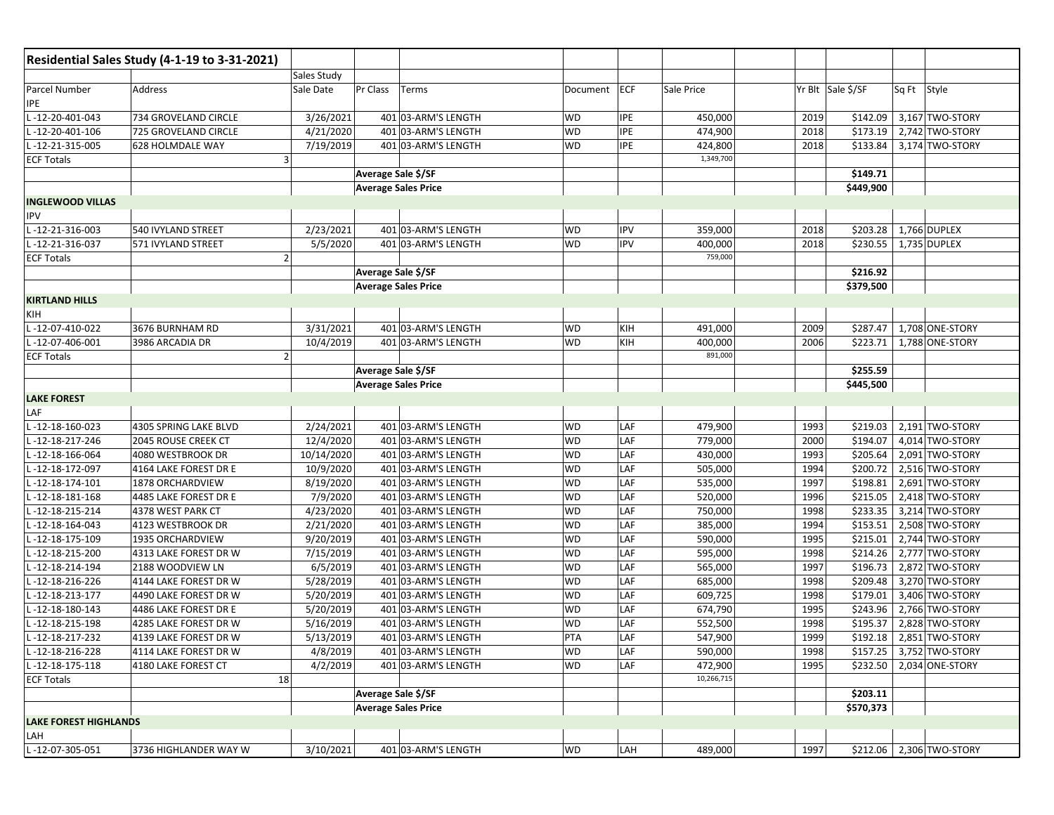| Residential Sales Study (4-1-19 to 3-31-2021) | | | | | | | | | | | | |
|---|---|---|---|---|---|---|---|---|---|---|---|---|
| | | Sales Study | | | | | | | | | | |
| Parcel Number | Address | Sale Date | Pr Class | Terms | Document | ECF | Sale Price | | Yr Blt | Sale $/SF | Sq Ft | Style |
| IPE | | | | | | | | | | | | |
| L -12-20-401-043 | 734 GROVELAND CIRCLE | 3/26/2021 | 401 | 03-ARM'S LENGTH | WD | IPE | 450,000 | | 2019 | $142.09 | 3,167 | TWO-STORY |
| L -12-20-401-106 | 725 GROVELAND CIRCLE | 4/21/2020 | 401 | 03-ARM'S LENGTH | WD | IPE | 474,900 | | 2018 | $173.19 | 2,742 | TWO-STORY |
| L -12-21-315-005 | 628 HOLMDALE WAY | 7/19/2019 | 401 | 03-ARM'S LENGTH | WD | IPE | 424,800 | | 2018 | $133.84 | 3,174 | TWO-STORY |
| ECF Totals | 3 | | | | | | 1,349,700 | | | | | |
| | | | Average Sale $/SF | | | | | | | $149.71 | | |
| | | | Average Sales Price | | | | | | | $449,900 | | |
| **INGLEWOOD VILLAS** | | | | | | | | | | | | |
| IPV | | | | | | | | | | | | |
| L -12-21-316-003 | 540 IVYLAND STREET | 2/23/2021 | 401 | 03-ARM'S LENGTH | WD | IPV | 359,000 | | 2018 | $203.28 | 1,766 | DUPLEX |
| L -12-21-316-037 | 571 IVYLAND STREET | 5/5/2020 | 401 | 03-ARM'S LENGTH | WD | IPV | 400,000 | | 2018 | $230.55 | 1,735 | DUPLEX |
| ECF Totals | 2 | | | | | | 759,000 | | | | | |
| | | | Average Sale $/SF | | | | | | | $216.92 | | |
| | | | Average Sales Price | | | | | | | $379,500 | | |
| **KIRTLAND HILLS** | | | | | | | | | | | | |
| KIH | | | | | | | | | | | | |
| L -12-07-410-022 | 3676 BURNHAM RD | 3/31/2021 | 401 | 03-ARM'S LENGTH | WD | KIH | 491,000 | | 2009 | $287.47 | 1,708 | ONE-STORY |
| L -12-07-406-001 | 3986 ARCADIA DR | 10/4/2019 | 401 | 03-ARM'S LENGTH | WD | KIH | 400,000 | | 2006 | $223.71 | 1,788 | ONE-STORY |
| ECF Totals | 2 | | | | | | 891,000 | | | | | |
| | | | Average Sale $/SF | | | | | | | $255.59 | | |
| | | | Average Sales Price | | | | | | | $445,500 | | |
| **LAKE FOREST** | | | | | | | | | | | | |
| LAF | | | | | | | | | | | | |
| L -12-18-160-023 | 4305 SPRING LAKE BLVD | 2/24/2021 | 401 | 03-ARM'S LENGTH | WD | LAF | 479,900 | | 1993 | $219.03 | 2,191 | TWO-STORY |
| L -12-18-217-246 | 2045 ROUSE CREEK CT | 12/4/2020 | 401 | 03-ARM'S LENGTH | WD | LAF | 779,000 | | 2000 | $194.07 | 4,014 | TWO-STORY |
| L -12-18-166-064 | 4080 WESTBROOK DR | 10/14/2020 | 401 | 03-ARM'S LENGTH | WD | LAF | 430,000 | | 1993 | $205.64 | 2,091 | TWO-STORY |
| L -12-18-172-097 | 4164 LAKE FOREST DR E | 10/9/2020 | 401 | 03-ARM'S LENGTH | WD | LAF | 505,000 | | 1994 | $200.72 | 2,516 | TWO-STORY |
| L -12-18-174-101 | 1878 ORCHARDVIEW | 8/19/2020 | 401 | 03-ARM'S LENGTH | WD | LAF | 535,000 | | 1997 | $198.81 | 2,691 | TWO-STORY |
| L -12-18-181-168 | 4485 LAKE FOREST DR E | 7/9/2020 | 401 | 03-ARM'S LENGTH | WD | LAF | 520,000 | | 1996 | $215.05 | 2,418 | TWO-STORY |
| L -12-18-215-214 | 4378 WEST PARK CT | 4/23/2020 | 401 | 03-ARM'S LENGTH | WD | LAF | 750,000 | | 1998 | $233.35 | 3,214 | TWO-STORY |
| L -12-18-164-043 | 4123 WESTBROOK DR | 2/21/2020 | 401 | 03-ARM'S LENGTH | WD | LAF | 385,000 | | 1994 | $153.51 | 2,508 | TWO-STORY |
| L -12-18-175-109 | 1935 ORCHARDVIEW | 9/20/2019 | 401 | 03-ARM'S LENGTH | WD | LAF | 590,000 | | 1995 | $215.01 | 2,744 | TWO-STORY |
| L -12-18-215-200 | 4313 LAKE FOREST DR W | 7/15/2019 | 401 | 03-ARM'S LENGTH | WD | LAF | 595,000 | | 1998 | $214.26 | 2,777 | TWO-STORY |
| L -12-18-214-194 | 2188 WOODVIEW LN | 6/5/2019 | 401 | 03-ARM'S LENGTH | WD | LAF | 565,000 | | 1997 | $196.73 | 2,872 | TWO-STORY |
| L -12-18-216-226 | 4144 LAKE FOREST DR W | 5/28/2019 | 401 | 03-ARM'S LENGTH | WD | LAF | 685,000 | | 1998 | $209.48 | 3,270 | TWO-STORY |
| L -12-18-213-177 | 4490 LAKE FOREST DR W | 5/20/2019 | 401 | 03-ARM'S LENGTH | WD | LAF | 609,725 | | 1998 | $179.01 | 3,406 | TWO-STORY |
| L -12-18-180-143 | 4486 LAKE FOREST DR E | 5/20/2019 | 401 | 03-ARM'S LENGTH | WD | LAF | 674,790 | | 1995 | $243.96 | 2,766 | TWO-STORY |
| L -12-18-215-198 | 4285 LAKE FOREST DR W | 5/16/2019 | 401 | 03-ARM'S LENGTH | WD | LAF | 552,500 | | 1998 | $195.37 | 2,828 | TWO-STORY |
| L -12-18-217-232 | 4139 LAKE FOREST DR W | 5/13/2019 | 401 | 03-ARM'S LENGTH | PTA | LAF | 547,900 | | 1999 | $192.18 | 2,851 | TWO-STORY |
| L -12-18-216-228 | 4114 LAKE FOREST DR W | 4/8/2019 | 401 | 03-ARM'S LENGTH | WD | LAF | 590,000 | | 1998 | $157.25 | 3,752 | TWO-STORY |
| L -12-18-175-118 | 4180 LAKE FOREST CT | 4/2/2019 | 401 | 03-ARM'S LENGTH | WD | LAF | 472,900 | | 1995 | $232.50 | 2,034 | ONE-STORY |
| ECF Totals | 18 | | | | | | 10,266,715 | | | | | |
| | | | Average Sale $/SF | | | | | | | $203.11 | | |
| | | | Average Sales Price | | | | | | | $570,373 | | |
| **LAKE FOREST HIGHLANDS** | | | | | | | | | | | | |
| LAH | | | | | | | | | | | | |
| L -12-07-305-051 | 3736 HIGHLANDER WAY W | 3/10/2021 | 401 | 03-ARM'S LENGTH | WD | LAH | 489,000 | | 1997 | $212.06 | 2,306 | TWO-STORY |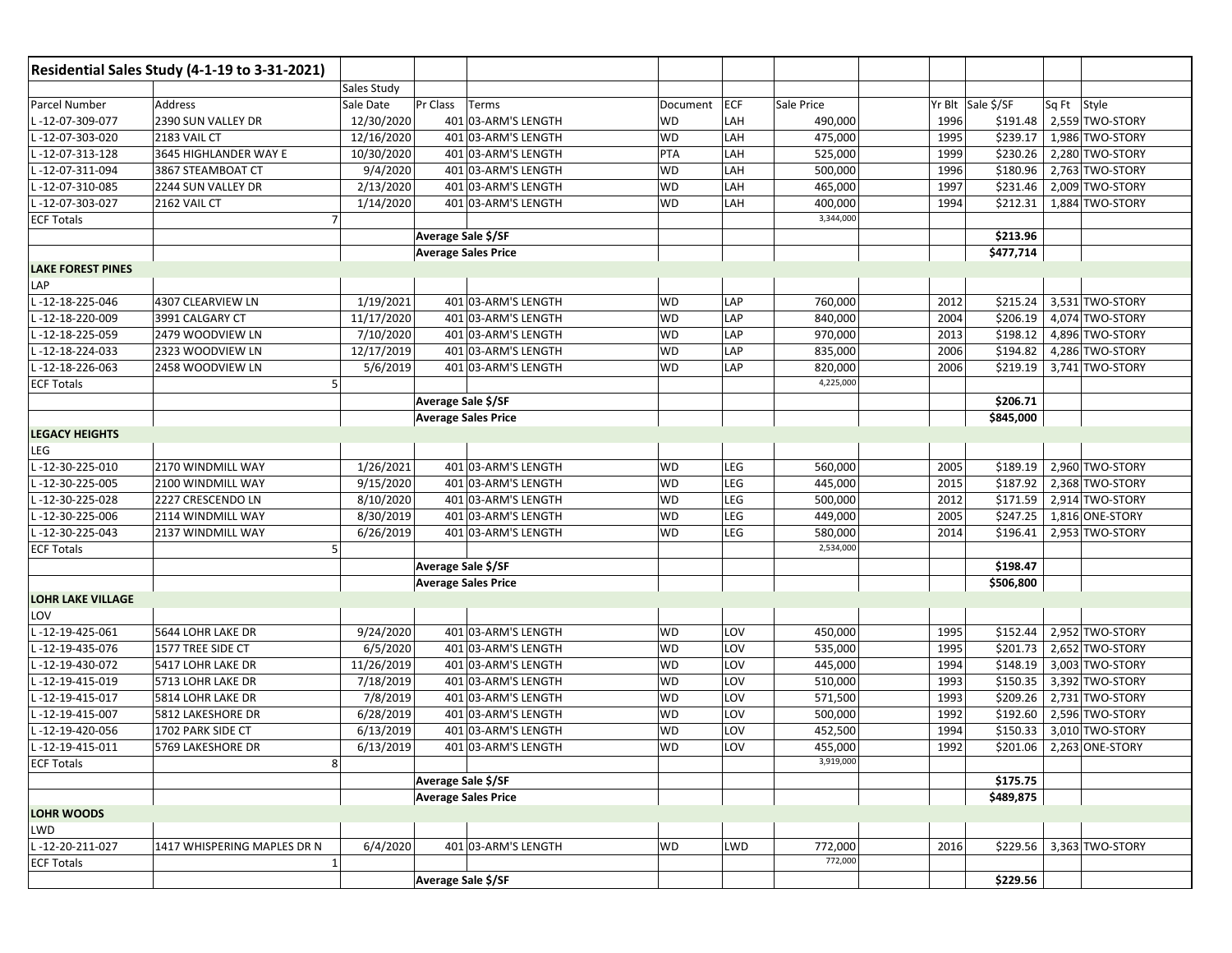| Residential Sales Study (4-1-19 to 3-31-2021) | | | | | | | | | | | | |
|---|---|---|---|---|---|---|---|---|---|---|---|---|
| | | Sales Study | | | | | | | | | | |
| Parcel Number | Address | Sale Date | Pr Class | Terms | Document | ECF | Sale Price | | Yr Blt | Sale $/SF | Sq Ft | Style |
| L -12-07-309-077 | 2390 SUN VALLEY DR | 12/30/2020 | 401 | 03-ARM'S LENGTH | WD | LAH | 490,000 | | 1996 | $191.48 | 2,559 | TWO-STORY |
| L -12-07-303-020 | 2183 VAIL CT | 12/16/2020 | 401 | 03-ARM'S LENGTH | WD | LAH | 475,000 | | 1995 | $239.17 | 1,986 | TWO-STORY |
| L -12-07-313-128 | 3645 HIGHLANDER WAY E | 10/30/2020 | 401 | 03-ARM'S LENGTH | PTA | LAH | 525,000 | | 1999 | $230.26 | 2,280 | TWO-STORY |
| L -12-07-311-094 | 3867 STEAMBOAT CT | 9/4/2020 | 401 | 03-ARM'S LENGTH | WD | LAH | 500,000 | | 1996 | $180.96 | 2,763 | TWO-STORY |
| L -12-07-310-085 | 2244 SUN VALLEY DR | 2/13/2020 | 401 | 03-ARM'S LENGTH | WD | LAH | 465,000 | | 1997 | $231.46 | 2,009 | TWO-STORY |
| L -12-07-303-027 | 2162 VAIL CT | 1/14/2020 | 401 | 03-ARM'S LENGTH | WD | LAH | 400,000 | | 1994 | $212.31 | 1,884 | TWO-STORY |
| ECF Totals | 7 | | | | | | 3,344,000 | | | | | |
| | | | Average Sale $/SF | | | | | | | $213.96 | | |
| | | | Average Sales Price | | | | | | | $477,714 | | |
| **LAKE FOREST PINES** | | | | | | | | | | | | |
| LAP | | | | | | | | | | | | |
| L -12-18-225-046 | 4307 CLEARVIEW LN | 1/19/2021 | 401 | 03-ARM'S LENGTH | WD | LAP | 760,000 | | 2012 | $215.24 | 3,531 | TWO-STORY |
| L -12-18-220-009 | 3991 CALGARY CT | 11/17/2020 | 401 | 03-ARM'S LENGTH | WD | LAP | 840,000 | | 2004 | $206.19 | 4,074 | TWO-STORY |
| L -12-18-225-059 | 2479 WOODVIEW LN | 7/10/2020 | 401 | 03-ARM'S LENGTH | WD | LAP | 970,000 | | 2013 | $198.12 | 4,896 | TWO-STORY |
| L -12-18-224-033 | 2323 WOODVIEW LN | 12/17/2019 | 401 | 03-ARM'S LENGTH | WD | LAP | 835,000 | | 2006 | $194.82 | 4,286 | TWO-STORY |
| L -12-18-226-063 | 2458 WOODVIEW LN | 5/6/2019 | 401 | 03-ARM'S LENGTH | WD | LAP | 820,000 | | 2006 | $219.19 | 3,741 | TWO-STORY |
| ECF Totals | 5 | | | | | | 4,225,000 | | | | | |
| | | | Average Sale $/SF | | | | | | | $206.71 | | |
| | | | Average Sales Price | | | | | | | $845,000 | | |
| **LEGACY HEIGHTS** | | | | | | | | | | | | |
| LEG | | | | | | | | | | | | |
| L -12-30-225-010 | 2170 WINDMILL WAY | 1/26/2021 | 401 | 03-ARM'S LENGTH | WD | LEG | 560,000 | | 2005 | $189.19 | 2,960 | TWO-STORY |
| L -12-30-225-005 | 2100 WINDMILL WAY | 9/15/2020 | 401 | 03-ARM'S LENGTH | WD | LEG | 445,000 | | 2015 | $187.92 | 2,368 | TWO-STORY |
| L -12-30-225-028 | 2227 CRESCENDO LN | 8/10/2020 | 401 | 03-ARM'S LENGTH | WD | LEG | 500,000 | | 2012 | $171.59 | 2,914 | TWO-STORY |
| L -12-30-225-006 | 2114 WINDMILL WAY | 8/30/2019 | 401 | 03-ARM'S LENGTH | WD | LEG | 449,000 | | 2005 | $247.25 | 1,816 | ONE-STORY |
| L -12-30-225-043 | 2137 WINDMILL WAY | 6/26/2019 | 401 | 03-ARM'S LENGTH | WD | LEG | 580,000 | | 2014 | $196.41 | 2,953 | TWO-STORY |
| ECF Totals | 5 | | | | | | 2,534,000 | | | | | |
| | | | Average Sale $/SF | | | | | | | $198.47 | | |
| | | | Average Sales Price | | | | | | | $506,800 | | |
| **LOHR LAKE VILLAGE** | | | | | | | | | | | | |
| LOV | | | | | | | | | | | | |
| L -12-19-425-061 | 5644 LOHR LAKE DR | 9/24/2020 | 401 | 03-ARM'S LENGTH | WD | LOV | 450,000 | | 1995 | $152.44 | 2,952 | TWO-STORY |
| L -12-19-435-076 | 1577 TREE SIDE CT | 6/5/2020 | 401 | 03-ARM'S LENGTH | WD | LOV | 535,000 | | 1995 | $201.73 | 2,652 | TWO-STORY |
| L -12-19-430-072 | 5417 LOHR LAKE DR | 11/26/2019 | 401 | 03-ARM'S LENGTH | WD | LOV | 445,000 | | 1994 | $148.19 | 3,003 | TWO-STORY |
| L -12-19-415-019 | 5713 LOHR LAKE DR | 7/18/2019 | 401 | 03-ARM'S LENGTH | WD | LOV | 510,000 | | 1993 | $150.35 | 3,392 | TWO-STORY |
| L -12-19-415-017 | 5814 LOHR LAKE DR | 7/8/2019 | 401 | 03-ARM'S LENGTH | WD | LOV | 571,500 | | 1993 | $209.26 | 2,731 | TWO-STORY |
| L -12-19-415-007 | 5812 LAKESHORE DR | 6/28/2019 | 401 | 03-ARM'S LENGTH | WD | LOV | 500,000 | | 1992 | $192.60 | 2,596 | TWO-STORY |
| L -12-19-420-056 | 1702 PARK SIDE CT | 6/13/2019 | 401 | 03-ARM'S LENGTH | WD | LOV | 452,500 | | 1994 | $150.33 | 3,010 | TWO-STORY |
| L -12-19-415-011 | 5769 LAKESHORE DR | 6/13/2019 | 401 | 03-ARM'S LENGTH | WD | LOV | 455,000 | | 1992 | $201.06 | 2,263 | ONE-STORY |
| ECF Totals | 8 | | | | | | 3,919,000 | | | | | |
| | | | Average Sale $/SF | | | | | | | $175.75 | | |
| | | | Average Sales Price | | | | | | | $489,875 | | |
| **LOHR WOODS** | | | | | | | | | | | | |
| LWD | | | | | | | | | | | | |
| L -12-20-211-027 | 1417 WHISPERING MAPLES DR N | 6/4/2020 | 401 | 03-ARM'S LENGTH | WD | LWD | 772,000 | | 2016 | $229.56 | 3,363 | TWO-STORY |
| ECF Totals | 1 | | | | | | 772,000 | | | | | |
| | | | Average Sale $/SF | | | | | | | $229.56 | | |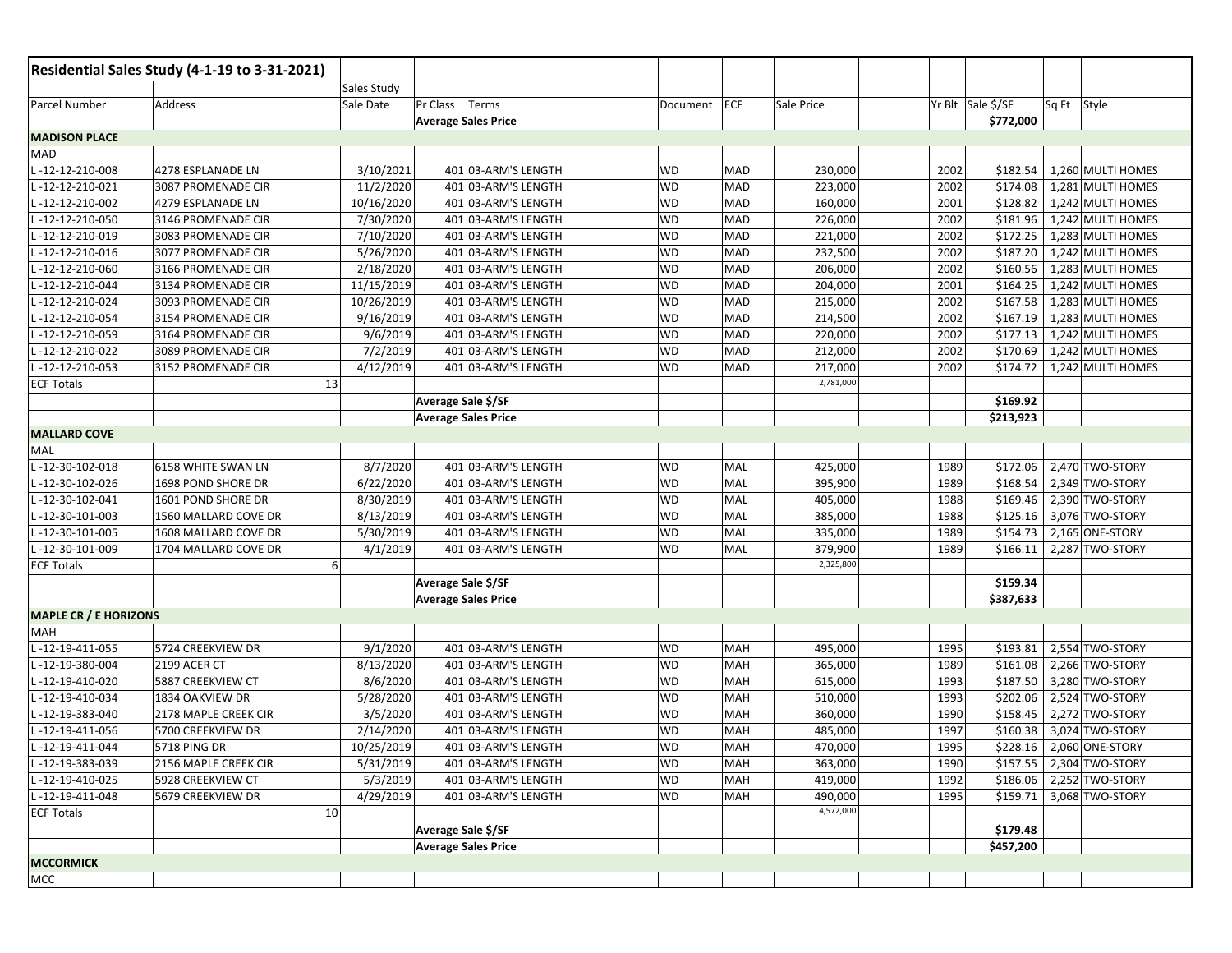| Residential Sales Study (4-1-19 to 3-31-2021) | | | | | | | | | | | | |
|---|---|---|---|---|---|---|---|---|---|---|---|---|
| | | Sales Study | | | | | | | | | | |
| Parcel Number | Address | Sale Date | Pr Class | Terms | Document | ECF | Sale Price | | Yr Blt | Sale $/SF | Sq Ft | Style |
| | | | Average Sales Price | | | | | | | $772,000 | | |
| **MADISON PLACE** | | | | | | | | | | | | |
| MAD | | | | | | | | | | | | |
| L -12-12-210-008 | 4278 ESPLANADE LN | 3/10/2021 | 401 | 03-ARM'S LENGTH | WD | MAD | 230,000 | | 2002 | $182.54 | 1,260 | MULTI HOMES |
| L -12-12-210-021 | 3087 PROMENADE CIR | 11/2/2020 | 401 | 03-ARM'S LENGTH | WD | MAD | 223,000 | | 2002 | $174.08 | 1,281 | MULTI HOMES |
| L -12-12-210-002 | 4279 ESPLANADE LN | 10/16/2020 | 401 | 03-ARM'S LENGTH | WD | MAD | 160,000 | | 2001 | $128.82 | 1,242 | MULTI HOMES |
| L -12-12-210-050 | 3146 PROMENADE CIR | 7/30/2020 | 401 | 03-ARM'S LENGTH | WD | MAD | 226,000 | | 2002 | $181.96 | 1,242 | MULTI HOMES |
| L -12-12-210-019 | 3083 PROMENADE CIR | 7/10/2020 | 401 | 03-ARM'S LENGTH | WD | MAD | 221,000 | | 2002 | $172.25 | 1,283 | MULTI HOMES |
| L -12-12-210-016 | 3077 PROMENADE CIR | 5/26/2020 | 401 | 03-ARM'S LENGTH | WD | MAD | 232,500 | | 2002 | $187.20 | 1,242 | MULTI HOMES |
| L -12-12-210-060 | 3166 PROMENADE CIR | 2/18/2020 | 401 | 03-ARM'S LENGTH | WD | MAD | 206,000 | | 2002 | $160.56 | 1,283 | MULTI HOMES |
| L -12-12-210-044 | 3134 PROMENADE CIR | 11/15/2019 | 401 | 03-ARM'S LENGTH | WD | MAD | 204,000 | | 2001 | $164.25 | 1,242 | MULTI HOMES |
| L -12-12-210-024 | 3093 PROMENADE CIR | 10/26/2019 | 401 | 03-ARM'S LENGTH | WD | MAD | 215,000 | | 2002 | $167.58 | 1,283 | MULTI HOMES |
| L -12-12-210-054 | 3154 PROMENADE CIR | 9/16/2019 | 401 | 03-ARM'S LENGTH | WD | MAD | 214,500 | | 2002 | $167.19 | 1,283 | MULTI HOMES |
| L -12-12-210-059 | 3164 PROMENADE CIR | 9/6/2019 | 401 | 03-ARM'S LENGTH | WD | MAD | 220,000 | | 2002 | $177.13 | 1,242 | MULTI HOMES |
| L -12-12-210-022 | 3089 PROMENADE CIR | 7/2/2019 | 401 | 03-ARM'S LENGTH | WD | MAD | 212,000 | | 2002 | $170.69 | 1,242 | MULTI HOMES |
| L -12-12-210-053 | 3152 PROMENADE CIR | 4/12/2019 | 401 | 03-ARM'S LENGTH | WD | MAD | 217,000 | | 2002 | $174.72 | 1,242 | MULTI HOMES |
| ECF Totals | 13 | | | | | | 2,781,000 | | | | | |
| | | | Average Sale $/SF | | | | | | | $169.92 | | |
| | | | Average Sales Price | | | | | | | $213,923 | | |
| **MALLARD COVE** | | | | | | | | | | | | |
| MAL | | | | | | | | | | | | |
| L -12-30-102-018 | 6158 WHITE SWAN LN | 8/7/2020 | 401 | 03-ARM'S LENGTH | WD | MAL | 425,000 | | 1989 | $172.06 | 2,470 | TWO-STORY |
| L -12-30-102-026 | 1698 POND SHORE DR | 6/22/2020 | 401 | 03-ARM'S LENGTH | WD | MAL | 395,900 | | 1989 | $168.54 | 2,349 | TWO-STORY |
| L -12-30-102-041 | 1601 POND SHORE DR | 8/30/2019 | 401 | 03-ARM'S LENGTH | WD | MAL | 405,000 | | 1988 | $169.46 | 2,390 | TWO-STORY |
| L -12-30-101-003 | 1560 MALLARD COVE DR | 8/13/2019 | 401 | 03-ARM'S LENGTH | WD | MAL | 385,000 | | 1988 | $125.16 | 3,076 | TWO-STORY |
| L -12-30-101-005 | 1608 MALLARD COVE DR | 5/30/2019 | 401 | 03-ARM'S LENGTH | WD | MAL | 335,000 | | 1989 | $154.73 | 2,165 | ONE-STORY |
| L -12-30-101-009 | 1704 MALLARD COVE DR | 4/1/2019 | 401 | 03-ARM'S LENGTH | WD | MAL | 379,900 | | 1989 | $166.11 | 2,287 | TWO-STORY |
| ECF Totals | 6 | | | | | | 2,325,800 | | | | | |
| | | | Average Sale $/SF | | | | | | | $159.34 | | |
| | | | Average Sales Price | | | | | | | $387,633 | | |
| **MAPLE CR / E HORIZONS** | | | | | | | | | | | | |
| MAH | | | | | | | | | | | | |
| L -12-19-411-055 | 5724 CREEKVIEW DR | 9/1/2020 | 401 | 03-ARM'S LENGTH | WD | MAH | 495,000 | | 1995 | $193.81 | 2,554 | TWO-STORY |
| L -12-19-380-004 | 2199 ACER CT | 8/13/2020 | 401 | 03-ARM'S LENGTH | WD | MAH | 365,000 | | 1989 | $161.08 | 2,266 | TWO-STORY |
| L -12-19-410-020 | 5887 CREEKVIEW CT | 8/6/2020 | 401 | 03-ARM'S LENGTH | WD | MAH | 615,000 | | 1993 | $187.50 | 3,280 | TWO-STORY |
| L -12-19-410-034 | 1834 OAKVIEW DR | 5/28/2020 | 401 | 03-ARM'S LENGTH | WD | MAH | 510,000 | | 1993 | $202.06 | 2,524 | TWO-STORY |
| L -12-19-383-040 | 2178 MAPLE CREEK CIR | 3/5/2020 | 401 | 03-ARM'S LENGTH | WD | MAH | 360,000 | | 1990 | $158.45 | 2,272 | TWO-STORY |
| L -12-19-411-056 | 5700 CREEKVIEW DR | 2/14/2020 | 401 | 03-ARM'S LENGTH | WD | MAH | 485,000 | | 1997 | $160.38 | 3,024 | TWO-STORY |
| L -12-19-411-044 | 5718 PING DR | 10/25/2019 | 401 | 03-ARM'S LENGTH | WD | MAH | 470,000 | | 1995 | $228.16 | 2,060 | ONE-STORY |
| L -12-19-383-039 | 2156 MAPLE CREEK CIR | 5/31/2019 | 401 | 03-ARM'S LENGTH | WD | MAH | 363,000 | | 1990 | $157.55 | 2,304 | TWO-STORY |
| L -12-19-410-025 | 5928 CREEKVIEW CT | 5/3/2019 | 401 | 03-ARM'S LENGTH | WD | MAH | 419,000 | | 1992 | $186.06 | 2,252 | TWO-STORY |
| L -12-19-411-048 | 5679 CREEKVIEW DR | 4/29/2019 | 401 | 03-ARM'S LENGTH | WD | MAH | 490,000 | | 1995 | $159.71 | 3,068 | TWO-STORY |
| ECF Totals | 10 | | | | | | 4,572,000 | | | | | |
| | | | Average Sale $/SF | | | | | | | $179.48 | | |
| | | | Average Sales Price | | | | | | | $457,200 | | |
| **MCCORMICK** | | | | | | | | | | | | |
| MCC | | | | | | | | | | | | |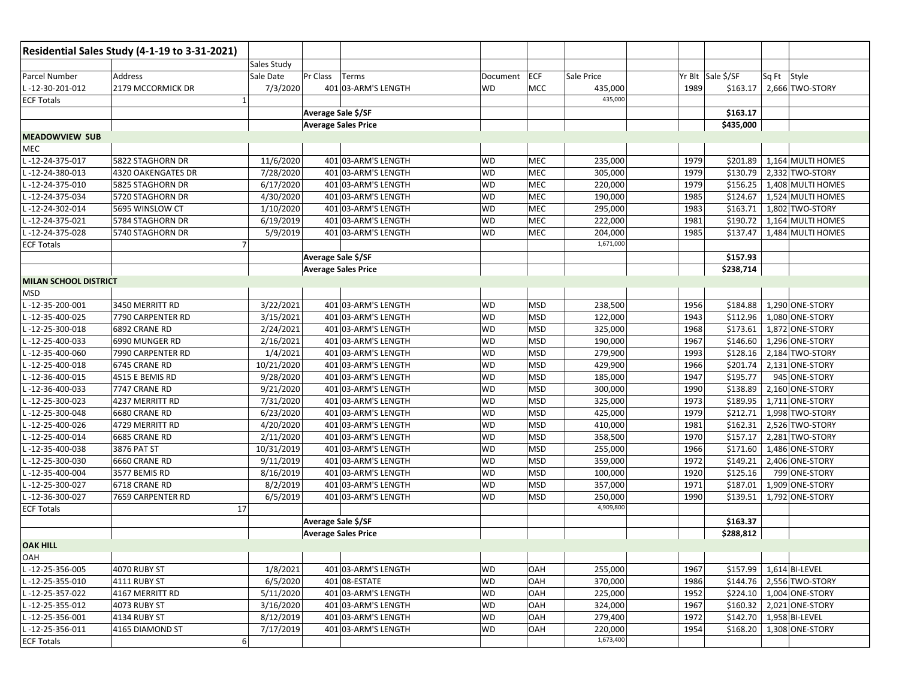| Residential Sales Study (4-1-19 to 3-31-2021) | | | | | | | | | | | | |
|---|---|---|---|---|---|---|---|---|---|---|---|---|
| | | Sales Study | | | | | | | | | | |
| Parcel Number | Address | Sale Date | Pr Class | Terms | Document | ECF | Sale Price | | Yr Blt | Sale $/SF | Sq Ft | Style |
| L -12-30-201-012 | 2179 MCCORMICK DR | 7/3/2020 | 401 | 03-ARM'S LENGTH | WD | MCC | 435,000 | | 1989 | $163.17 | 2,666 | TWO-STORY |
| ECF Totals | 1 | | | | | | 435,000 | | | | | |
| | | | Average Sale $/SF | | | | | | | $163.17 | | |
| | | | Average Sales Price | | | | | | | $435,000 | | |
| **MEADOWVIEW SUB** | | | | | | | | | | | | |
| MEC | | | | | | | | | | | | |
| L -12-24-375-017 | 5822 STAGHORN DR | 11/6/2020 | 401 | 03-ARM'S LENGTH | WD | MEC | 235,000 | | 1979 | $201.89 | 1,164 | MULTI HOMES |
| L -12-24-380-013 | 4320 OAKENGATES DR | 7/28/2020 | 401 | 03-ARM'S LENGTH | WD | MEC | 305,000 | | 1979 | $130.79 | 2,332 | TWO-STORY |
| L -12-24-375-010 | 5825 STAGHORN DR | 6/17/2020 | 401 | 03-ARM'S LENGTH | WD | MEC | 220,000 | | 1979 | $156.25 | 1,408 | MULTI HOMES |
| L -12-24-375-034 | 5720 STAGHORN DR | 4/30/2020 | 401 | 03-ARM'S LENGTH | WD | MEC | 190,000 | | 1985 | $124.67 | 1,524 | MULTI HOMES |
| L -12-24-302-014 | 5695 WINSLOW CT | 1/10/2020 | 401 | 03-ARM'S LENGTH | WD | MEC | 295,000 | | 1983 | $163.71 | 1,802 | TWO-STORY |
| L -12-24-375-021 | 5784 STAGHORN DR | 6/19/2019 | 401 | 03-ARM'S LENGTH | WD | MEC | 222,000 | | 1981 | $190.72 | 1,164 | MULTI HOMES |
| L -12-24-375-028 | 5740 STAGHORN DR | 5/9/2019 | 401 | 03-ARM'S LENGTH | WD | MEC | 204,000 | | 1985 | $137.47 | 1,484 | MULTI HOMES |
| ECF Totals | 7 | | | | | | 1,671,000 | | | | | |
| | | | Average Sale $/SF | | | | | | | $157.93 | | |
| | | | Average Sales Price | | | | | | | $238,714 | | |
| **MILAN SCHOOL DISTRICT** | | | | | | | | | | | | |
| MSD | | | | | | | | | | | | |
| L -12-35-200-001 | 3450 MERRITT RD | 3/22/2021 | 401 | 03-ARM'S LENGTH | WD | MSD | 238,500 | | 1956 | $184.88 | 1,290 | ONE-STORY |
| L -12-35-400-025 | 7790 CARPENTER RD | 3/15/2021 | 401 | 03-ARM'S LENGTH | WD | MSD | 122,000 | | 1943 | $112.96 | 1,080 | ONE-STORY |
| L -12-25-300-018 | 6892 CRANE RD | 2/24/2021 | 401 | 03-ARM'S LENGTH | WD | MSD | 325,000 | | 1968 | $173.61 | 1,872 | ONE-STORY |
| L -12-25-400-033 | 6990 MUNGER RD | 2/16/2021 | 401 | 03-ARM'S LENGTH | WD | MSD | 190,000 | | 1967 | $146.60 | 1,296 | ONE-STORY |
| L -12-35-400-060 | 7990 CARPENTER RD | 1/4/2021 | 401 | 03-ARM'S LENGTH | WD | MSD | 279,900 | | 1993 | $128.16 | 2,184 | TWO-STORY |
| L -12-25-400-018 | 6745 CRANE RD | 10/21/2020 | 401 | 03-ARM'S LENGTH | WD | MSD | 429,900 | | 1966 | $201.74 | 2,131 | ONE-STORY |
| L -12-36-400-015 | 4515 E BEMIS RD | 9/28/2020 | 401 | 03-ARM'S LENGTH | WD | MSD | 185,000 | | 1947 | $195.77 | 945 | ONE-STORY |
| L -12-36-400-033 | 7747 CRANE RD | 9/21/2020 | 401 | 03-ARM'S LENGTH | WD | MSD | 300,000 | | 1990 | $138.89 | 2,160 | ONE-STORY |
| L -12-25-300-023 | 4237 MERRITT RD | 7/31/2020 | 401 | 03-ARM'S LENGTH | WD | MSD | 325,000 | | 1973 | $189.95 | 1,711 | ONE-STORY |
| L -12-25-300-048 | 6680 CRANE RD | 6/23/2020 | 401 | 03-ARM'S LENGTH | WD | MSD | 425,000 | | 1979 | $212.71 | 1,998 | TWO-STORY |
| L -12-25-400-026 | 4729 MERRITT RD | 4/20/2020 | 401 | 03-ARM'S LENGTH | WD | MSD | 410,000 | | 1981 | $162.31 | 2,526 | TWO-STORY |
| L -12-25-400-014 | 6685 CRANE RD | 2/11/2020 | 401 | 03-ARM'S LENGTH | WD | MSD | 358,500 | | 1970 | $157.17 | 2,281 | TWO-STORY |
| L -12-35-400-038 | 3876 PAT ST | 10/31/2019 | 401 | 03-ARM'S LENGTH | WD | MSD | 255,000 | | 1966 | $171.60 | 1,486 | ONE-STORY |
| L -12-25-300-030 | 6660 CRANE RD | 9/11/2019 | 401 | 03-ARM'S LENGTH | WD | MSD | 359,000 | | 1972 | $149.21 | 2,406 | ONE-STORY |
| L -12-35-400-004 | 3577 BEMIS RD | 8/16/2019 | 401 | 03-ARM'S LENGTH | WD | MSD | 100,000 | | 1920 | $125.16 | 799 | ONE-STORY |
| L -12-25-300-027 | 6718 CRANE RD | 8/2/2019 | 401 | 03-ARM'S LENGTH | WD | MSD | 357,000 | | 1971 | $187.01 | 1,909 | ONE-STORY |
| L -12-36-300-027 | 7659 CARPENTER RD | 6/5/2019 | 401 | 03-ARM'S LENGTH | WD | MSD | 250,000 | | 1990 | $139.51 | 1,792 | ONE-STORY |
| ECF Totals | 17 | | | | | | 4,909,800 | | | | | |
| | | | Average Sale $/SF | | | | | | | $163.37 | | |
| | | | Average Sales Price | | | | | | | $288,812 | | |
| **OAK HILL** | | | | | | | | | | | | |
| OAH | | | | | | | | | | | | |
| L -12-25-356-005 | 4070 RUBY ST | 1/8/2021 | 401 | 03-ARM'S LENGTH | WD | OAH | 255,000 | | 1967 | $157.99 | 1,614 | BI-LEVEL |
| L -12-25-355-010 | 4111 RUBY ST | 6/5/2020 | 401 | 08-ESTATE | WD | OAH | 370,000 | | 1986 | $144.76 | 2,556 | TWO-STORY |
| L -12-25-357-022 | 4167 MERRITT RD | 5/11/2020 | 401 | 03-ARM'S LENGTH | WD | OAH | 225,000 | | 1952 | $224.10 | 1,004 | ONE-STORY |
| L -12-25-355-012 | 4073 RUBY ST | 3/16/2020 | 401 | 03-ARM'S LENGTH | WD | OAH | 324,000 | | 1967 | $160.32 | 2,021 | ONE-STORY |
| L -12-25-356-001 | 4134 RUBY ST | 8/12/2019 | 401 | 03-ARM'S LENGTH | WD | OAH | 279,400 | | 1972 | $142.70 | 1,958 | BI-LEVEL |
| L -12-25-356-011 | 4165 DIAMOND ST | 7/17/2019 | 401 | 03-ARM'S LENGTH | WD | OAH | 220,000 | | 1954 | $168.20 | 1,308 | ONE-STORY |
| ECF Totals | 6 | | | | | | 1,673,400 | | | | | |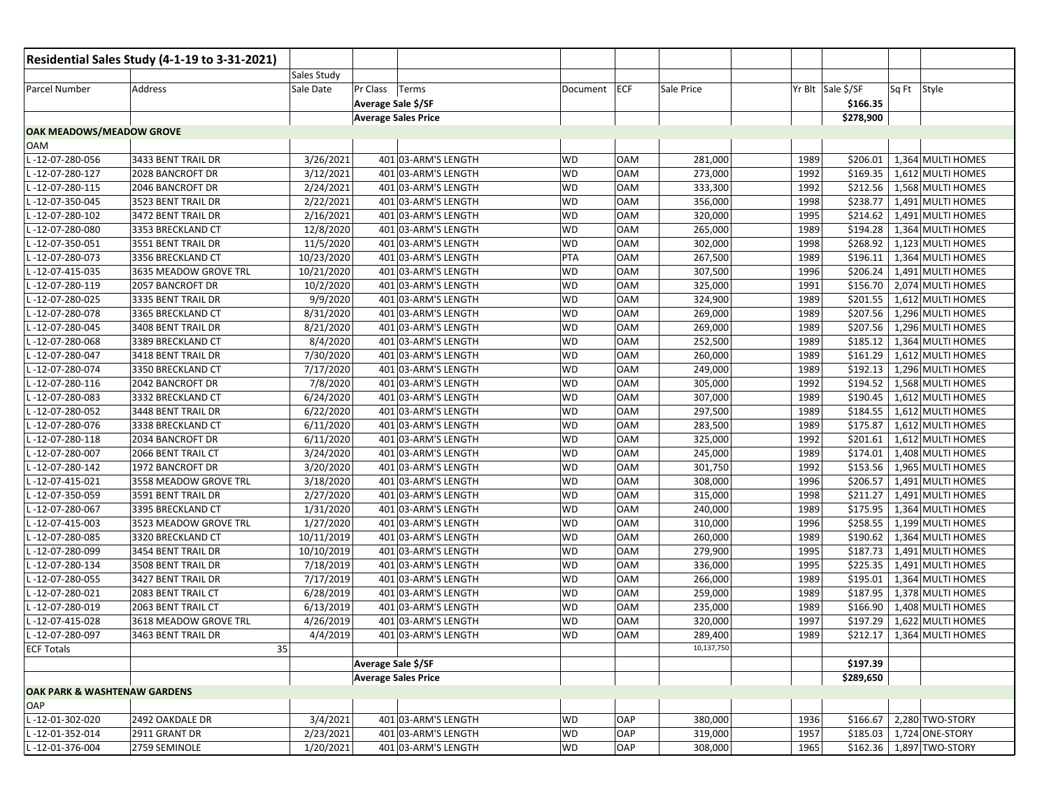| Residential Sales Study (4-1-19 to 3-31-2021) | | | | | | | | | | | | |
|---|---|---|---|---|---|---|---|---|---|---|---|---|
| | | Sales Study | | | | | | | | | | |
| Parcel Number | Address | Sale Date | Pr Class | Terms | Document | ECF | Sale Price | | Yr Blt | Sale $/SF | Sq Ft | Style |
| | | | Average Sale $/SF | | | | | | | $166.35 | | |
| | | | Average Sales Price | | | | | | | $278,900 | | |
| **OAK MEADOWS/MEADOW GROVE** | | | | | | | | | | | | |
| OAM | | | | | | | | | | | | |
| L -12-07-280-056 | 3433 BENT TRAIL DR | 3/26/2021 | 401 | 03-ARM'S LENGTH | WD | OAM | 281,000 | | 1989 | $206.01 | 1,364 | MULTI HOMES |
| L -12-07-280-127 | 2028 BANCROFT DR | 3/12/2021 | 401 | 03-ARM'S LENGTH | WD | OAM | 273,000 | | 1992 | $169.35 | 1,612 | MULTI HOMES |
| L -12-07-280-115 | 2046 BANCROFT DR | 2/24/2021 | 401 | 03-ARM'S LENGTH | WD | OAM | 333,300 | | 1992 | $212.56 | 1,568 | MULTI HOMES |
| L -12-07-350-045 | 3523 BENT TRAIL DR | 2/22/2021 | 401 | 03-ARM'S LENGTH | WD | OAM | 356,000 | | 1998 | $238.77 | 1,491 | MULTI HOMES |
| L -12-07-280-102 | 3472 BENT TRAIL DR | 2/16/2021 | 401 | 03-ARM'S LENGTH | WD | OAM | 320,000 | | 1995 | $214.62 | 1,491 | MULTI HOMES |
| L -12-07-280-080 | 3353 BRECKLAND CT | 12/8/2020 | 401 | 03-ARM'S LENGTH | WD | OAM | 265,000 | | 1989 | $194.28 | 1,364 | MULTI HOMES |
| L -12-07-350-051 | 3551 BENT TRAIL DR | 11/5/2020 | 401 | 03-ARM'S LENGTH | WD | OAM | 302,000 | | 1998 | $268.92 | 1,123 | MULTI HOMES |
| L -12-07-280-073 | 3356 BRECKLAND CT | 10/23/2020 | 401 | 03-ARM'S LENGTH | PTA | OAM | 267,500 | | 1989 | $196.11 | 1,364 | MULTI HOMES |
| L -12-07-415-035 | 3635 MEADOW GROVE TRL | 10/21/2020 | 401 | 03-ARM'S LENGTH | WD | OAM | 307,500 | | 1996 | $206.24 | 1,491 | MULTI HOMES |
| L -12-07-280-119 | 2057 BANCROFT DR | 10/2/2020 | 401 | 03-ARM'S LENGTH | WD | OAM | 325,000 | | 1991 | $156.70 | 2,074 | MULTI HOMES |
| L -12-07-280-025 | 3335 BENT TRAIL DR | 9/9/2020 | 401 | 03-ARM'S LENGTH | WD | OAM | 324,900 | | 1989 | $201.55 | 1,612 | MULTI HOMES |
| L -12-07-280-078 | 3365 BRECKLAND CT | 8/31/2020 | 401 | 03-ARM'S LENGTH | WD | OAM | 269,000 | | 1989 | $207.56 | 1,296 | MULTI HOMES |
| L -12-07-280-045 | 3408 BENT TRAIL DR | 8/21/2020 | 401 | 03-ARM'S LENGTH | WD | OAM | 269,000 | | 1989 | $207.56 | 1,296 | MULTI HOMES |
| L -12-07-280-068 | 3389 BRECKLAND CT | 8/4/2020 | 401 | 03-ARM'S LENGTH | WD | OAM | 252,500 | | 1989 | $185.12 | 1,364 | MULTI HOMES |
| L -12-07-280-047 | 3418 BENT TRAIL DR | 7/30/2020 | 401 | 03-ARM'S LENGTH | WD | OAM | 260,000 | | 1989 | $161.29 | 1,612 | MULTI HOMES |
| L -12-07-280-074 | 3350 BRECKLAND CT | 7/17/2020 | 401 | 03-ARM'S LENGTH | WD | OAM | 249,000 | | 1989 | $192.13 | 1,296 | MULTI HOMES |
| L -12-07-280-116 | 2042 BANCROFT DR | 7/8/2020 | 401 | 03-ARM'S LENGTH | WD | OAM | 305,000 | | 1992 | $194.52 | 1,568 | MULTI HOMES |
| L -12-07-280-083 | 3332 BRECKLAND CT | 6/24/2020 | 401 | 03-ARM'S LENGTH | WD | OAM | 307,000 | | 1989 | $190.45 | 1,612 | MULTI HOMES |
| L -12-07-280-052 | 3448 BENT TRAIL DR | 6/22/2020 | 401 | 03-ARM'S LENGTH | WD | OAM | 297,500 | | 1989 | $184.55 | 1,612 | MULTI HOMES |
| L -12-07-280-076 | 3338 BRECKLAND CT | 6/11/2020 | 401 | 03-ARM'S LENGTH | WD | OAM | 283,500 | | 1989 | $175.87 | 1,612 | MULTI HOMES |
| L -12-07-280-118 | 2034 BANCROFT DR | 6/11/2020 | 401 | 03-ARM'S LENGTH | WD | OAM | 325,000 | | 1992 | $201.61 | 1,612 | MULTI HOMES |
| L -12-07-280-007 | 2066 BENT TRAIL CT | 3/24/2020 | 401 | 03-ARM'S LENGTH | WD | OAM | 245,000 | | 1989 | $174.01 | 1,408 | MULTI HOMES |
| L -12-07-280-142 | 1972 BANCROFT DR | 3/20/2020 | 401 | 03-ARM'S LENGTH | WD | OAM | 301,750 | | 1992 | $153.56 | 1,965 | MULTI HOMES |
| L -12-07-415-021 | 3558 MEADOW GROVE TRL | 3/18/2020 | 401 | 03-ARM'S LENGTH | WD | OAM | 308,000 | | 1996 | $206.57 | 1,491 | MULTI HOMES |
| L -12-07-350-059 | 3591 BENT TRAIL DR | 2/27/2020 | 401 | 03-ARM'S LENGTH | WD | OAM | 315,000 | | 1998 | $211.27 | 1,491 | MULTI HOMES |
| L -12-07-280-067 | 3395 BRECKLAND CT | 1/31/2020 | 401 | 03-ARM'S LENGTH | WD | OAM | 240,000 | | 1989 | $175.95 | 1,364 | MULTI HOMES |
| L -12-07-415-003 | 3523 MEADOW GROVE TRL | 1/27/2020 | 401 | 03-ARM'S LENGTH | WD | OAM | 310,000 | | 1996 | $258.55 | 1,199 | MULTI HOMES |
| L -12-07-280-085 | 3320 BRECKLAND CT | 10/11/2019 | 401 | 03-ARM'S LENGTH | WD | OAM | 260,000 | | 1989 | $190.62 | 1,364 | MULTI HOMES |
| L -12-07-280-099 | 3454 BENT TRAIL DR | 10/10/2019 | 401 | 03-ARM'S LENGTH | WD | OAM | 279,900 | | 1995 | $187.73 | 1,491 | MULTI HOMES |
| L -12-07-280-134 | 3508 BENT TRAIL DR | 7/18/2019 | 401 | 03-ARM'S LENGTH | WD | OAM | 336,000 | | 1995 | $225.35 | 1,491 | MULTI HOMES |
| L -12-07-280-055 | 3427 BENT TRAIL DR | 7/17/2019 | 401 | 03-ARM'S LENGTH | WD | OAM | 266,000 | | 1989 | $195.01 | 1,364 | MULTI HOMES |
| L -12-07-280-021 | 2083 BENT TRAIL CT | 6/28/2019 | 401 | 03-ARM'S LENGTH | WD | OAM | 259,000 | | 1989 | $187.95 | 1,378 | MULTI HOMES |
| L -12-07-280-019 | 2063 BENT TRAIL CT | 6/13/2019 | 401 | 03-ARM'S LENGTH | WD | OAM | 235,000 | | 1989 | $166.90 | 1,408 | MULTI HOMES |
| L -12-07-415-028 | 3618 MEADOW GROVE TRL | 4/26/2019 | 401 | 03-ARM'S LENGTH | WD | OAM | 320,000 | | 1997 | $197.29 | 1,622 | MULTI HOMES |
| L -12-07-280-097 | 3463 BENT TRAIL DR | 4/4/2019 | 401 | 03-ARM'S LENGTH | WD | OAM | 289,400 | | 1989 | $212.17 | 1,364 | MULTI HOMES |
| ECF Totals | 35 | | | | | | 10,137,750 | | | | | |
| | | | Average Sale $/SF | | | | | | | $197.39 | | |
| | | | Average Sales Price | | | | | | | $289,650 | | |
| **OAK PARK & WASHTENAW GARDENS** | | | | | | | | | | | | |
| OAP | | | | | | | | | | | | |
| L -12-01-302-020 | 2492 OAKDALE DR | 3/4/2021 | 401 | 03-ARM'S LENGTH | WD | OAP | 380,000 | | 1936 | $166.67 | 2,280 | TWO-STORY |
| L -12-01-352-014 | 2911 GRANT DR | 2/23/2021 | 401 | 03-ARM'S LENGTH | WD | OAP | 319,000 | | 1957 | $185.03 | 1,724 | ONE-STORY |
| L -12-01-376-004 | 2759 SEMINOLE | 1/20/2021 | 401 | 03-ARM'S LENGTH | WD | OAP | 308,000 | | 1965 | $162.36 | 1,897 | TWO-STORY |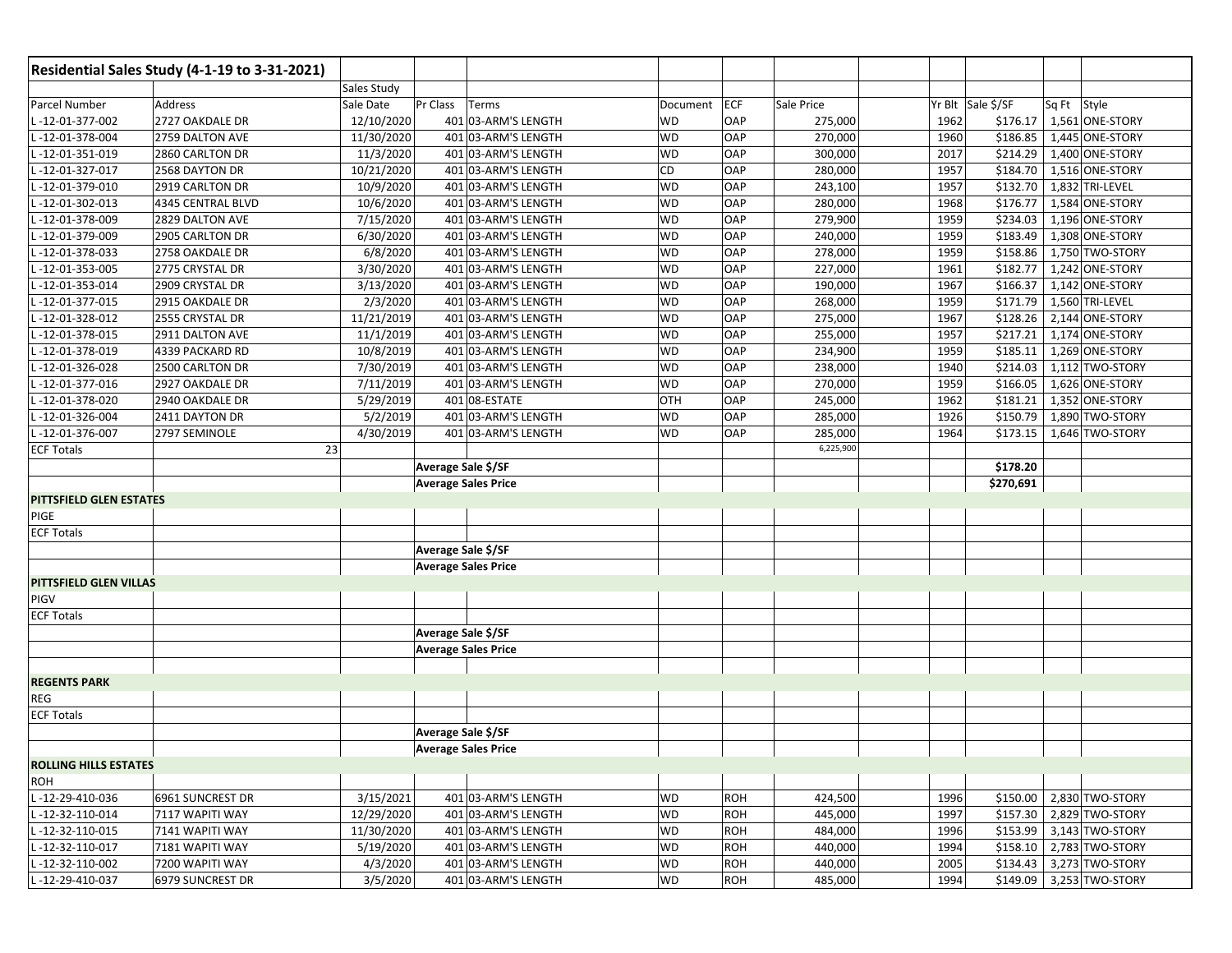| Residential Sales Study (4-1-19 to 3-31-2021) | | | | | | | | | | | | |
|---|---|---|---|---|---|---|---|---|---|---|---|---|
| | | Sales Study | | | | | | | | | | |
| Parcel Number | Address | Sale Date | Pr Class | Terms | Document | ECF | Sale Price | | Yr Blt | Sale $/SF | Sq Ft | Style |
| L -12-01-377-002 | 2727 OAKDALE DR | 12/10/2020 | 401 | 03-ARM'S LENGTH | WD | OAP | 275,000 | | 1962 | $176.17 | 1,561 | ONE-STORY |
| L -12-01-378-004 | 2759 DALTON AVE | 11/30/2020 | 401 | 03-ARM'S LENGTH | WD | OAP | 270,000 | | 1960 | $186.85 | 1,445 | ONE-STORY |
| L -12-01-351-019 | 2860 CARLTON DR | 11/3/2020 | 401 | 03-ARM'S LENGTH | WD | OAP | 300,000 | | 2017 | $214.29 | 1,400 | ONE-STORY |
| L -12-01-327-017 | 2568 DAYTON DR | 10/21/2020 | 401 | 03-ARM'S LENGTH | CD | OAP | 280,000 | | 1957 | $184.70 | 1,516 | ONE-STORY |
| L -12-01-379-010 | 2919 CARLTON DR | 10/9/2020 | 401 | 03-ARM'S LENGTH | WD | OAP | 243,100 | | 1957 | $132.70 | 1,832 | TRI-LEVEL |
| L -12-01-302-013 | 4345 CENTRAL BLVD | 10/6/2020 | 401 | 03-ARM'S LENGTH | WD | OAP | 280,000 | | 1968 | $176.77 | 1,584 | ONE-STORY |
| L -12-01-378-009 | 2829 DALTON AVE | 7/15/2020 | 401 | 03-ARM'S LENGTH | WD | OAP | 279,900 | | 1959 | $234.03 | 1,196 | ONE-STORY |
| L -12-01-379-009 | 2905 CARLTON DR | 6/30/2020 | 401 | 03-ARM'S LENGTH | WD | OAP | 240,000 | | 1959 | $183.49 | 1,308 | ONE-STORY |
| L -12-01-378-033 | 2758 OAKDALE DR | 6/8/2020 | 401 | 03-ARM'S LENGTH | WD | OAP | 278,000 | | 1959 | $158.86 | 1,750 | TWO-STORY |
| L -12-01-353-005 | 2775 CRYSTAL DR | 3/30/2020 | 401 | 03-ARM'S LENGTH | WD | OAP | 227,000 | | 1961 | $182.77 | 1,242 | ONE-STORY |
| L -12-01-353-014 | 2909 CRYSTAL DR | 3/13/2020 | 401 | 03-ARM'S LENGTH | WD | OAP | 190,000 | | 1967 | $166.37 | 1,142 | ONE-STORY |
| L -12-01-377-015 | 2915 OAKDALE DR | 2/3/2020 | 401 | 03-ARM'S LENGTH | WD | OAP | 268,000 | | 1959 | $171.79 | 1,560 | TRI-LEVEL |
| L -12-01-328-012 | 2555 CRYSTAL DR | 11/21/2019 | 401 | 03-ARM'S LENGTH | WD | OAP | 275,000 | | 1967 | $128.26 | 2,144 | ONE-STORY |
| L -12-01-378-015 | 2911 DALTON AVE | 11/1/2019 | 401 | 03-ARM'S LENGTH | WD | OAP | 255,000 | | 1957 | $217.21 | 1,174 | ONE-STORY |
| L -12-01-378-019 | 4339 PACKARD RD | 10/8/2019 | 401 | 03-ARM'S LENGTH | WD | OAP | 234,900 | | 1959 | $185.11 | 1,269 | ONE-STORY |
| L -12-01-326-028 | 2500 CARLTON DR | 7/30/2019 | 401 | 03-ARM'S LENGTH | WD | OAP | 238,000 | | 1940 | $214.03 | 1,112 | TWO-STORY |
| L -12-01-377-016 | 2927 OAKDALE DR | 7/11/2019 | 401 | 03-ARM'S LENGTH | WD | OAP | 270,000 | | 1959 | $166.05 | 1,626 | ONE-STORY |
| L -12-01-378-020 | 2940 OAKDALE DR | 5/29/2019 | 401 | 08-ESTATE | OTH | OAP | 245,000 | | 1962 | $181.21 | 1,352 | ONE-STORY |
| L -12-01-326-004 | 2411 DAYTON DR | 5/2/2019 | 401 | 03-ARM'S LENGTH | WD | OAP | 285,000 | | 1926 | $150.79 | 1,890 | TWO-STORY |
| L -12-01-376-007 | 2797 SEMINOLE | 4/30/2019 | 401 | 03-ARM'S LENGTH | WD | OAP | 285,000 | | 1964 | $173.15 | 1,646 | TWO-STORY |
| ECF Totals | 23 | | | | | | 6,225,900 | | | | | |
| | | | Average Sale $/SF | | | | | | | $178.20 | | |
| | | | Average Sales Price | | | | | | | $270,691 | | |
| **PITTSFIELD GLEN ESTATES** | | | | | | | | | | | | |
| PIGE | | | | | | | | | | | | |
| ECF Totals | | | | | | | | | | | | |
| | | | Average Sale $/SF | | | | | | | | | |
| | | | Average Sales Price | | | | | | | | | |
| **PITTSFIELD GLEN VILLAS** | | | | | | | | | | | | |
| PIGV | | | | | | | | | | | | |
| ECF Totals | | | | | | | | | | | | |
| | | | Average Sale $/SF | | | | | | | | | |
| | | | Average Sales Price | | | | | | | | | |
| | | | | | | | | | | | | |
| **REGENTS PARK** | | | | | | | | | | | | |
| REG | | | | | | | | | | | | |
| ECF Totals | | | | | | | | | | | | |
| | | | Average Sale $/SF | | | | | | | | | |
| | | | Average Sales Price | | | | | | | | | |
| **ROLLING HILLS ESTATES** | | | | | | | | | | | | |
| ROH | | | | | | | | | | | | |
| L -12-29-410-036 | 6961 SUNCREST DR | 3/15/2021 | 401 | 03-ARM'S LENGTH | WD | ROH | 424,500 | | 1996 | $150.00 | 2,830 | TWO-STORY |
| L -12-32-110-014 | 7117 WAPITI WAY | 12/29/2020 | 401 | 03-ARM'S LENGTH | WD | ROH | 445,000 | | 1997 | $157.30 | 2,829 | TWO-STORY |
| L -12-32-110-015 | 7141 WAPITI WAY | 11/30/2020 | 401 | 03-ARM'S LENGTH | WD | ROH | 484,000 | | 1996 | $153.99 | 3,143 | TWO-STORY |
| L -12-32-110-017 | 7181 WAPITI WAY | 5/19/2020 | 401 | 03-ARM'S LENGTH | WD | ROH | 440,000 | | 1994 | $158.10 | 2,783 | TWO-STORY |
| L -12-32-110-002 | 7200 WAPITI WAY | 4/3/2020 | 401 | 03-ARM'S LENGTH | WD | ROH | 440,000 | | 2005 | $134.43 | 3,273 | TWO-STORY |
| L -12-29-410-037 | 6979 SUNCREST DR | 3/5/2020 | 401 | 03-ARM'S LENGTH | WD | ROH | 485,000 | | 1994 | $149.09 | 3,253 | TWO-STORY |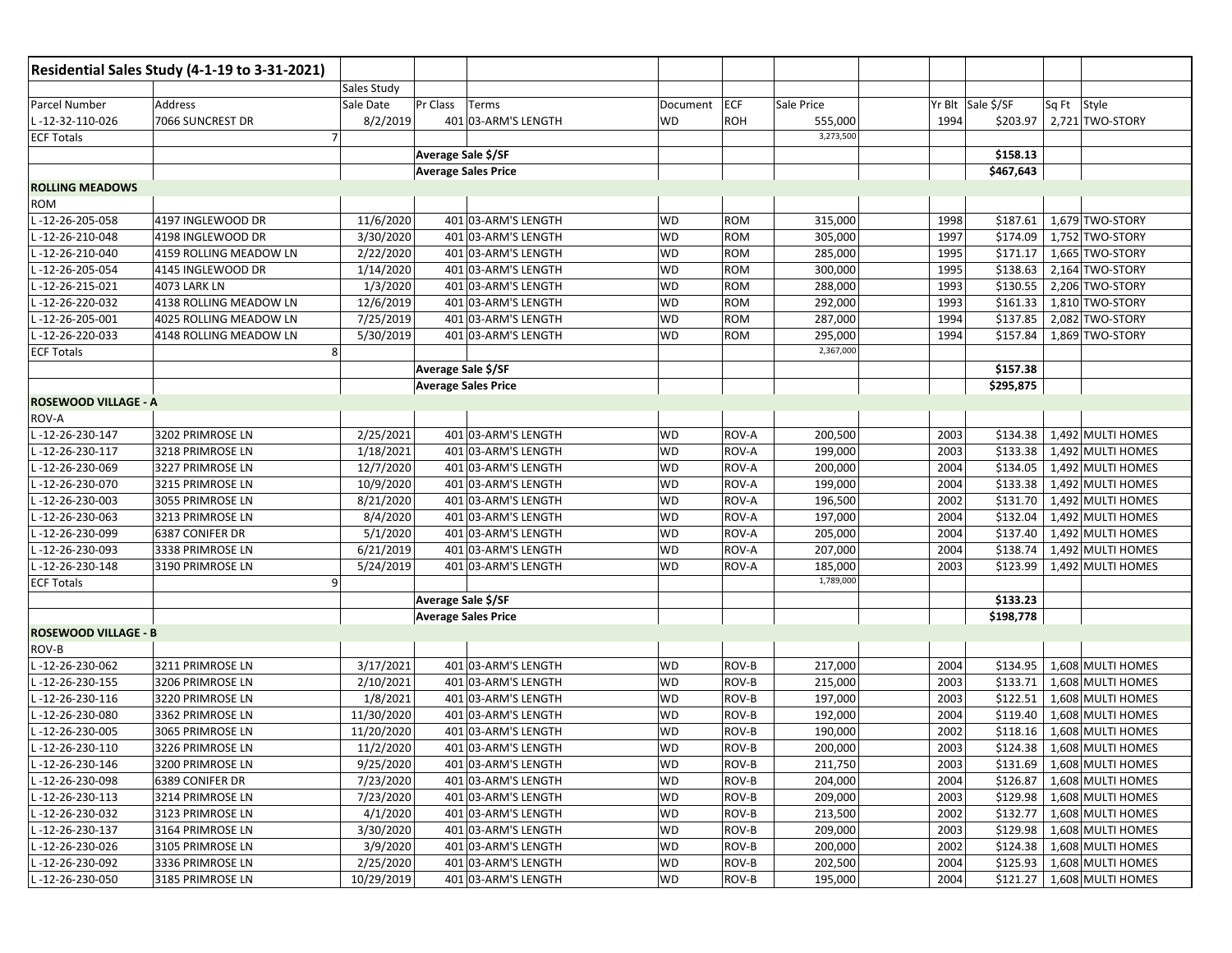| Residential Sales Study (4-1-19 to 3-31-2021) | | | | | | | | | | | | |
|---|---|---|---|---|---|---|---|---|---|---|---|---|
| | | Sales Study | | | | | | | | | | |
| Parcel Number | Address | Sale Date | Pr Class | Terms | Document | ECF | Sale Price | | Yr Blt | Sale $/SF | Sq Ft | Style |
| L -12-32-110-026 | 7066 SUNCREST DR | 8/2/2019 | 401 | 03-ARM'S LENGTH | WD | ROH | 555,000 | | 1994 | $203.97 | 2,721 | TWO-STORY |
| ECF Totals | 7 | | | | | | 3,273,500 | | | | | |
| | | | Average Sale $/SF | | | | | | | $158.13 | | |
| | | | Average Sales Price | | | | | | | $467,643 | | |
| **ROLLING MEADOWS** | | | | | | | | | | | | |
| ROM | | | | | | | | | | | | |
| L -12-26-205-058 | 4197 INGLEWOOD DR | 11/6/2020 | 401 | 03-ARM'S LENGTH | WD | ROM | 315,000 | | 1998 | $187.61 | 1,679 | TWO-STORY |
| L -12-26-210-048 | 4198 INGLEWOOD DR | 3/30/2020 | 401 | 03-ARM'S LENGTH | WD | ROM | 305,000 | | 1997 | $174.09 | 1,752 | TWO-STORY |
| L -12-26-210-040 | 4159 ROLLING MEADOW LN | 2/22/2020 | 401 | 03-ARM'S LENGTH | WD | ROM | 285,000 | | 1995 | $171.17 | 1,665 | TWO-STORY |
| L -12-26-205-054 | 4145 INGLEWOOD DR | 1/14/2020 | 401 | 03-ARM'S LENGTH | WD | ROM | 300,000 | | 1995 | $138.63 | 2,164 | TWO-STORY |
| L -12-26-215-021 | 4073 LARK LN | 1/3/2020 | 401 | 03-ARM'S LENGTH | WD | ROM | 288,000 | | 1993 | $130.55 | 2,206 | TWO-STORY |
| L -12-26-220-032 | 4138 ROLLING MEADOW LN | 12/6/2019 | 401 | 03-ARM'S LENGTH | WD | ROM | 292,000 | | 1993 | $161.33 | 1,810 | TWO-STORY |
| L -12-26-205-001 | 4025 ROLLING MEADOW LN | 7/25/2019 | 401 | 03-ARM'S LENGTH | WD | ROM | 287,000 | | 1994 | $137.85 | 2,082 | TWO-STORY |
| L -12-26-220-033 | 4148 ROLLING MEADOW LN | 5/30/2019 | 401 | 03-ARM'S LENGTH | WD | ROM | 295,000 | | 1994 | $157.84 | 1,869 | TWO-STORY |
| ECF Totals | 8 | | | | | | 2,367,000 | | | | | |
| | | | Average Sale $/SF | | | | | | | $157.38 | | |
| | | | Average Sales Price | | | | | | | $295,875 | | |
| **ROSEWOOD VILLAGE - A** | | | | | | | | | | | | |
| ROV-A | | | | | | | | | | | | |
| L -12-26-230-147 | 3202 PRIMROSE LN | 2/25/2021 | 401 | 03-ARM'S LENGTH | WD | ROV-A | 200,500 | | 2003 | $134.38 | 1,492 | MULTI HOMES |
| L -12-26-230-117 | 3218 PRIMROSE LN | 1/18/2021 | 401 | 03-ARM'S LENGTH | WD | ROV-A | 199,000 | | 2003 | $133.38 | 1,492 | MULTI HOMES |
| L -12-26-230-069 | 3227 PRIMROSE LN | 12/7/2020 | 401 | 03-ARM'S LENGTH | WD | ROV-A | 200,000 | | 2004 | $134.05 | 1,492 | MULTI HOMES |
| L -12-26-230-070 | 3215 PRIMROSE LN | 10/9/2020 | 401 | 03-ARM'S LENGTH | WD | ROV-A | 199,000 | | 2004 | $133.38 | 1,492 | MULTI HOMES |
| L -12-26-230-003 | 3055 PRIMROSE LN | 8/21/2020 | 401 | 03-ARM'S LENGTH | WD | ROV-A | 196,500 | | 2002 | $131.70 | 1,492 | MULTI HOMES |
| L -12-26-230-063 | 3213 PRIMROSE LN | 8/4/2020 | 401 | 03-ARM'S LENGTH | WD | ROV-A | 197,000 | | 2004 | $132.04 | 1,492 | MULTI HOMES |
| L -12-26-230-099 | 6387 CONIFER DR | 5/1/2020 | 401 | 03-ARM'S LENGTH | WD | ROV-A | 205,000 | | 2004 | $137.40 | 1,492 | MULTI HOMES |
| L -12-26-230-093 | 3338 PRIMROSE LN | 6/21/2019 | 401 | 03-ARM'S LENGTH | WD | ROV-A | 207,000 | | 2004 | $138.74 | 1,492 | MULTI HOMES |
| L -12-26-230-148 | 3190 PRIMROSE LN | 5/24/2019 | 401 | 03-ARM'S LENGTH | WD | ROV-A | 185,000 | | 2003 | $123.99 | 1,492 | MULTI HOMES |
| ECF Totals | 9 | | | | | | 1,789,000 | | | | | |
| | | | Average Sale $/SF | | | | | | | $133.23 | | |
| | | | Average Sales Price | | | | | | | $198,778 | | |
| **ROSEWOOD VILLAGE - B** | | | | | | | | | | | | |
| ROV-B | | | | | | | | | | | | |
| L -12-26-230-062 | 3211 PRIMROSE LN | 3/17/2021 | 401 | 03-ARM'S LENGTH | WD | ROV-B | 217,000 | | 2004 | $134.95 | 1,608 | MULTI HOMES |
| L -12-26-230-155 | 3206 PRIMROSE LN | 2/10/2021 | 401 | 03-ARM'S LENGTH | WD | ROV-B | 215,000 | | 2003 | $133.71 | 1,608 | MULTI HOMES |
| L -12-26-230-116 | 3220 PRIMROSE LN | 1/8/2021 | 401 | 03-ARM'S LENGTH | WD | ROV-B | 197,000 | | 2003 | $122.51 | 1,608 | MULTI HOMES |
| L -12-26-230-080 | 3362 PRIMROSE LN | 11/30/2020 | 401 | 03-ARM'S LENGTH | WD | ROV-B | 192,000 | | 2004 | $119.40 | 1,608 | MULTI HOMES |
| L -12-26-230-005 | 3065 PRIMROSE LN | 11/20/2020 | 401 | 03-ARM'S LENGTH | WD | ROV-B | 190,000 | | 2002 | $118.16 | 1,608 | MULTI HOMES |
| L -12-26-230-110 | 3226 PRIMROSE LN | 11/2/2020 | 401 | 03-ARM'S LENGTH | WD | ROV-B | 200,000 | | 2003 | $124.38 | 1,608 | MULTI HOMES |
| L -12-26-230-146 | 3200 PRIMROSE LN | 9/25/2020 | 401 | 03-ARM'S LENGTH | WD | ROV-B | 211,750 | | 2003 | $131.69 | 1,608 | MULTI HOMES |
| L -12-26-230-098 | 6389 CONIFER DR | 7/23/2020 | 401 | 03-ARM'S LENGTH | WD | ROV-B | 204,000 | | 2004 | $126.87 | 1,608 | MULTI HOMES |
| L -12-26-230-113 | 3214 PRIMROSE LN | 7/23/2020 | 401 | 03-ARM'S LENGTH | WD | ROV-B | 209,000 | | 2003 | $129.98 | 1,608 | MULTI HOMES |
| L -12-26-230-032 | 3123 PRIMROSE LN | 4/1/2020 | 401 | 03-ARM'S LENGTH | WD | ROV-B | 213,500 | | 2002 | $132.77 | 1,608 | MULTI HOMES |
| L -12-26-230-137 | 3164 PRIMROSE LN | 3/30/2020 | 401 | 03-ARM'S LENGTH | WD | ROV-B | 209,000 | | 2003 | $129.98 | 1,608 | MULTI HOMES |
| L -12-26-230-026 | 3105 PRIMROSE LN | 3/9/2020 | 401 | 03-ARM'S LENGTH | WD | ROV-B | 200,000 | | 2002 | $124.38 | 1,608 | MULTI HOMES |
| L -12-26-230-092 | 3336 PRIMROSE LN | 2/25/2020 | 401 | 03-ARM'S LENGTH | WD | ROV-B | 202,500 | | 2004 | $125.93 | 1,608 | MULTI HOMES |
| L -12-26-230-050 | 3185 PRIMROSE LN | 10/29/2019 | 401 | 03-ARM'S LENGTH | WD | ROV-B | 195,000 | | 2004 | $121.27 | 1,608 | MULTI HOMES |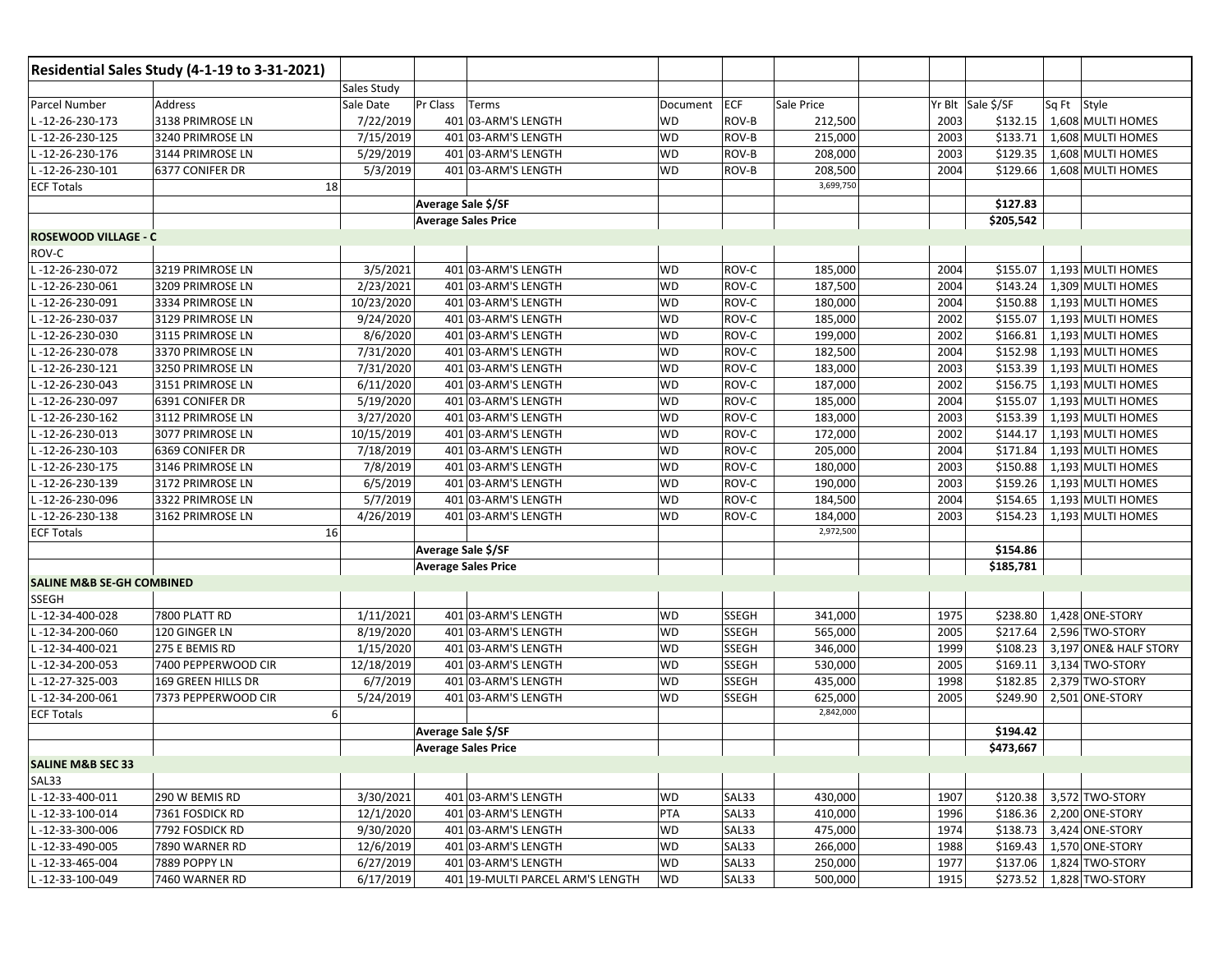| Residential Sales Study (4-1-19 to 3-31-2021) | | | | | | | | | | | | |
|---|---|---|---|---|---|---|---|---|---|---|---|---|
| | | Sales Study | | | | | | | | | | |
| Parcel Number | Address | Sale Date | Pr Class | Terms | Document | ECF | Sale Price | | Yr Blt | Sale $/SF | Sq Ft | Style |
| L -12-26-230-173 | 3138 PRIMROSE LN | 7/22/2019 | 401 | 03-ARM'S LENGTH | WD | ROV-B | 212,500 | | 2003 | $132.15 | 1,608 | MULTI HOMES |
| L -12-26-230-125 | 3240 PRIMROSE LN | 7/15/2019 | 401 | 03-ARM'S LENGTH | WD | ROV-B | 215,000 | | 2003 | $133.71 | 1,608 | MULTI HOMES |
| L -12-26-230-176 | 3144 PRIMROSE LN | 5/29/2019 | 401 | 03-ARM'S LENGTH | WD | ROV-B | 208,000 | | 2003 | $129.35 | 1,608 | MULTI HOMES |
| L -12-26-230-101 | 6377 CONIFER DR | 5/3/2019 | 401 | 03-ARM'S LENGTH | WD | ROV-B | 208,500 | | 2004 | $129.66 | 1,608 | MULTI HOMES |
| ECF Totals | 18 | | | | | | 3,699,750 | | | | | |
| | | | Average Sale $/SF | | | | | | | $127.83 | | |
| | | | Average Sales Price | | | | | | | $205,542 | | |
| **ROSEWOOD VILLAGE - C** | | | | | | | | | | | | |
| ROV-C | | | | | | | | | | | | |
| L -12-26-230-072 | 3219 PRIMROSE LN | 3/5/2021 | 401 | 03-ARM'S LENGTH | WD | ROV-C | 185,000 | | 2004 | $155.07 | 1,193 | MULTI HOMES |
| L -12-26-230-061 | 3209 PRIMROSE LN | 2/23/2021 | 401 | 03-ARM'S LENGTH | WD | ROV-C | 187,500 | | 2004 | $143.24 | 1,309 | MULTI HOMES |
| L -12-26-230-091 | 3334 PRIMROSE LN | 10/23/2020 | 401 | 03-ARM'S LENGTH | WD | ROV-C | 180,000 | | 2004 | $150.88 | 1,193 | MULTI HOMES |
| L -12-26-230-037 | 3129 PRIMROSE LN | 9/24/2020 | 401 | 03-ARM'S LENGTH | WD | ROV-C | 185,000 | | 2002 | $155.07 | 1,193 | MULTI HOMES |
| L -12-26-230-030 | 3115 PRIMROSE LN | 8/6/2020 | 401 | 03-ARM'S LENGTH | WD | ROV-C | 199,000 | | 2002 | $166.81 | 1,193 | MULTI HOMES |
| L -12-26-230-078 | 3370 PRIMROSE LN | 7/31/2020 | 401 | 03-ARM'S LENGTH | WD | ROV-C | 182,500 | | 2004 | $152.98 | 1,193 | MULTI HOMES |
| L -12-26-230-121 | 3250 PRIMROSE LN | 7/31/2020 | 401 | 03-ARM'S LENGTH | WD | ROV-C | 183,000 | | 2003 | $153.39 | 1,193 | MULTI HOMES |
| L -12-26-230-043 | 3151 PRIMROSE LN | 6/11/2020 | 401 | 03-ARM'S LENGTH | WD | ROV-C | 187,000 | | 2002 | $156.75 | 1,193 | MULTI HOMES |
| L -12-26-230-097 | 6391 CONIFER DR | 5/19/2020 | 401 | 03-ARM'S LENGTH | WD | ROV-C | 185,000 | | 2004 | $155.07 | 1,193 | MULTI HOMES |
| L -12-26-230-162 | 3112 PRIMROSE LN | 3/27/2020 | 401 | 03-ARM'S LENGTH | WD | ROV-C | 183,000 | | 2003 | $153.39 | 1,193 | MULTI HOMES |
| L -12-26-230-013 | 3077 PRIMROSE LN | 10/15/2019 | 401 | 03-ARM'S LENGTH | WD | ROV-C | 172,000 | | 2002 | $144.17 | 1,193 | MULTI HOMES |
| L -12-26-230-103 | 6369 CONIFER DR | 7/18/2019 | 401 | 03-ARM'S LENGTH | WD | ROV-C | 205,000 | | 2004 | $171.84 | 1,193 | MULTI HOMES |
| L -12-26-230-175 | 3146 PRIMROSE LN | 7/8/2019 | 401 | 03-ARM'S LENGTH | WD | ROV-C | 180,000 | | 2003 | $150.88 | 1,193 | MULTI HOMES |
| L -12-26-230-139 | 3172 PRIMROSE LN | 6/5/2019 | 401 | 03-ARM'S LENGTH | WD | ROV-C | 190,000 | | 2003 | $159.26 | 1,193 | MULTI HOMES |
| L -12-26-230-096 | 3322 PRIMROSE LN | 5/7/2019 | 401 | 03-ARM'S LENGTH | WD | ROV-C | 184,500 | | 2004 | $154.65 | 1,193 | MULTI HOMES |
| L -12-26-230-138 | 3162 PRIMROSE LN | 4/26/2019 | 401 | 03-ARM'S LENGTH | WD | ROV-C | 184,000 | | 2003 | $154.23 | 1,193 | MULTI HOMES |
| ECF Totals | 16 | | | | | | 2,972,500 | | | | | |
| | | | Average Sale $/SF | | | | | | | $154.86 | | |
| | | | Average Sales Price | | | | | | | $185,781 | | |
| **SALINE M&B SE-GH COMBINED** | | | | | | | | | | | | |
| SSEGH | | | | | | | | | | | | |
| L -12-34-400-028 | 7800 PLATT RD | 1/11/2021 | 401 | 03-ARM'S LENGTH | WD | SSEGH | 341,000 | | 1975 | $238.80 | 1,428 | ONE-STORY |
| L -12-34-200-060 | 120 GINGER LN | 8/19/2020 | 401 | 03-ARM'S LENGTH | WD | SSEGH | 565,000 | | 2005 | $217.64 | 2,596 | TWO-STORY |
| L -12-34-400-021 | 275 E BEMIS RD | 1/15/2020 | 401 | 03-ARM'S LENGTH | WD | SSEGH | 346,000 | | 1999 | $108.23 | 3,197 | ONE& HALF STORY |
| L -12-34-200-053 | 7400 PEPPERWOOD CIR | 12/18/2019 | 401 | 03-ARM'S LENGTH | WD | SSEGH | 530,000 | | 2005 | $169.11 | 3,134 | TWO-STORY |
| L -12-27-325-003 | 169 GREEN HILLS DR | 6/7/2019 | 401 | 03-ARM'S LENGTH | WD | SSEGH | 435,000 | | 1998 | $182.85 | 2,379 | TWO-STORY |
| L -12-34-200-061 | 7373 PEPPERWOOD CIR | 5/24/2019 | 401 | 03-ARM'S LENGTH | WD | SSEGH | 625,000 | | 2005 | $249.90 | 2,501 | ONE-STORY |
| ECF Totals | 6 | | | | | | 2,842,000 | | | | | |
| | | | Average Sale $/SF | | | | | | | $194.42 | | |
| | | | Average Sales Price | | | | | | | $473,667 | | |
| **SALINE M&B SEC 33** | | | | | | | | | | | | |
| SAL33 | | | | | | | | | | | | |
| L -12-33-400-011 | 290 W BEMIS RD | 3/30/2021 | 401 | 03-ARM'S LENGTH | WD | SAL33 | 430,000 | | 1907 | $120.38 | 3,572 | TWO-STORY |
| L -12-33-100-014 | 7361 FOSDICK RD | 12/1/2020 | 401 | 03-ARM'S LENGTH | PTA | SAL33 | 410,000 | | 1996 | $186.36 | 2,200 | ONE-STORY |
| L -12-33-300-006 | 7792 FOSDICK RD | 9/30/2020 | 401 | 03-ARM'S LENGTH | WD | SAL33 | 475,000 | | 1974 | $138.73 | 3,424 | ONE-STORY |
| L -12-33-490-005 | 7890 WARNER RD | 12/6/2019 | 401 | 03-ARM'S LENGTH | WD | SAL33 | 266,000 | | 1988 | $169.43 | 1,570 | ONE-STORY |
| L -12-33-465-004 | 7889 POPPY LN | 6/27/2019 | 401 | 03-ARM'S LENGTH | WD | SAL33 | 250,000 | | 1977 | $137.06 | 1,824 | TWO-STORY |
| L -12-33-100-049 | 7460 WARNER RD | 6/17/2019 | 401 | 19-MULTI PARCEL ARM'S LENGTH | WD | SAL33 | 500,000 | | 1915 | $273.52 | 1,828 | TWO-STORY |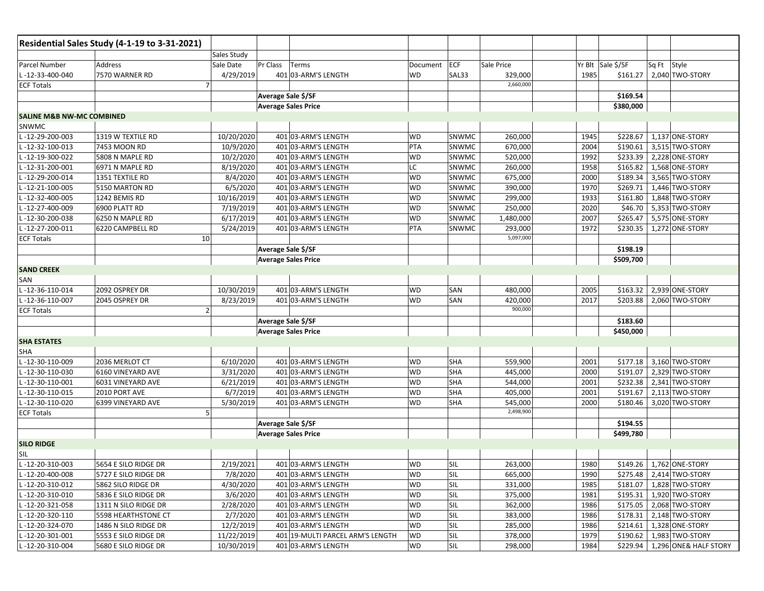| Residential Sales Study (4-1-19 to 3-31-2021) | | | | | | | | | | | | |
|---|---|---|---|---|---|---|---|---|---|---|---|---|
| | | Sales Study | | | | | | | | | | |
| Parcel Number | Address | Sale Date | Pr Class | Terms | Document | ECF | Sale Price | | Yr Blt | Sale $/SF | Sq Ft | Style |
| L -12-33-400-040 | 7570 WARNER RD | 4/29/2019 | 401 | 03-ARM'S LENGTH | WD | SAL33 | 329,000 | | 1985 | $161.27 | 2,040 | TWO-STORY |
| ECF Totals | 7 | | | | | | 2,660,000 | | | | | |
| | | | Average Sale $/SF | | | | | | | $169.54 | | |
| | | | Average Sales Price | | | | | | | $380,000 | | |
| **SALINE M&B NW-MC COMBINED** | | | | | | | | | | | | |
| SNWMC | | | | | | | | | | | | |
| L -12-29-200-003 | 1319 W TEXTILE RD | 10/20/2020 | 401 | 03-ARM'S LENGTH | WD | SNWMC | 260,000 | | 1945 | $228.67 | 1,137 | ONE-STORY |
| L -12-32-100-013 | 7453 MOON RD | 10/9/2020 | 401 | 03-ARM'S LENGTH | PTA | SNWMC | 670,000 | | 2004 | $190.61 | 3,515 | TWO-STORY |
| L -12-19-300-022 | 5808 N MAPLE RD | 10/2/2020 | 401 | 03-ARM'S LENGTH | WD | SNWMC | 520,000 | | 1992 | $233.39 | 2,228 | ONE-STORY |
| L -12-31-200-001 | 6971 N MAPLE RD | 8/19/2020 | 401 | 03-ARM'S LENGTH | LC | SNWMC | 260,000 | | 1958 | $165.82 | 1,568 | ONE-STORY |
| L -12-29-200-014 | 1351 TEXTILE RD | 8/4/2020 | 401 | 03-ARM'S LENGTH | WD | SNWMC | 675,000 | | 2000 | $189.34 | 3,565 | TWO-STORY |
| L -12-21-100-005 | 5150 MARTON RD | 6/5/2020 | 401 | 03-ARM'S LENGTH | WD | SNWMC | 390,000 | | 1970 | $269.71 | 1,446 | TWO-STORY |
| L -12-32-400-005 | 1242 BEMIS RD | 10/16/2019 | 401 | 03-ARM'S LENGTH | WD | SNWMC | 299,000 | | 1933 | $161.80 | 1,848 | TWO-STORY |
| L -12-27-400-009 | 6900 PLATT RD | 7/19/2019 | 401 | 03-ARM'S LENGTH | WD | SNWMC | 250,000 | | 2020 | $46.70 | 5,353 | TWO-STORY |
| L -12-30-200-038 | 6250 N MAPLE RD | 6/17/2019 | 401 | 03-ARM'S LENGTH | WD | SNWMC | 1,480,000 | | 2007 | $265.47 | 5,575 | ONE-STORY |
| L -12-27-200-011 | 6220 CAMPBELL RD | 5/24/2019 | 401 | 03-ARM'S LENGTH | PTA | SNWMC | 293,000 | | 1972 | $230.35 | 1,272 | ONE-STORY |
| ECF Totals | 10 | | | | | | 5,097,000 | | | | | |
| | | | Average Sale $/SF | | | | | | | $198.19 | | |
| | | | Average Sales Price | | | | | | | $509,700 | | |
| **SAND CREEK** | | | | | | | | | | | | |
| SAN | | | | | | | | | | | | |
| L -12-36-110-014 | 2092 OSPREY DR | 10/30/2019 | 401 | 03-ARM'S LENGTH | WD | SAN | 480,000 | | 2005 | $163.32 | 2,939 | ONE-STORY |
| L -12-36-110-007 | 2045 OSPREY DR | 8/23/2019 | 401 | 03-ARM'S LENGTH | WD | SAN | 420,000 | | 2017 | $203.88 | 2,060 | TWO-STORY |
| ECF Totals | 2 | | | | | | 900,000 | | | | | |
| | | | Average Sale $/SF | | | | | | | $183.60 | | |
| | | | Average Sales Price | | | | | | | $450,000 | | |
| **SHA ESTATES** | | | | | | | | | | | | |
| SHA | | | | | | | | | | | | |
| L -12-30-110-009 | 2036 MERLOT CT | 6/10/2020 | 401 | 03-ARM'S LENGTH | WD | SHA | 559,900 | | 2001 | $177.18 | 3,160 | TWO-STORY |
| L -12-30-110-030 | 6160 VINEYARD AVE | 3/31/2020 | 401 | 03-ARM'S LENGTH | WD | SHA | 445,000 | | 2000 | $191.07 | 2,329 | TWO-STORY |
| L -12-30-110-001 | 6031 VINEYARD AVE | 6/21/2019 | 401 | 03-ARM'S LENGTH | WD | SHA | 544,000 | | 2001 | $232.38 | 2,341 | TWO-STORY |
| L -12-30-110-015 | 2010 PORT AVE | 6/7/2019 | 401 | 03-ARM'S LENGTH | WD | SHA | 405,000 | | 2001 | $191.67 | 2,113 | TWO-STORY |
| L -12-30-110-020 | 6399 VINEYARD AVE | 5/30/2019 | 401 | 03-ARM'S LENGTH | WD | SHA | 545,000 | | 2000 | $180.46 | 3,020 | TWO-STORY |
| ECF Totals | 5 | | | | | | 2,498,900 | | | | | |
| | | | Average Sale $/SF | | | | | | | $194.55 | | |
| | | | Average Sales Price | | | | | | | $499,780 | | |
| **SILO RIDGE** | | | | | | | | | | | | |
| SIL | | | | | | | | | | | | |
| L -12-20-310-003 | 5654 E SILO RIDGE DR | 2/19/2021 | 401 | 03-ARM'S LENGTH | WD | SIL | 263,000 | | 1980 | $149.26 | 1,762 | ONE-STORY |
| L -12-20-400-008 | 5727 E SILO RIDGE DR | 7/8/2020 | 401 | 03-ARM'S LENGTH | WD | SIL | 665,000 | | 1990 | $275.48 | 2,414 | TWO-STORY |
| L -12-20-310-012 | 5862 SILO RIDGE DR | 4/30/2020 | 401 | 03-ARM'S LENGTH | WD | SIL | 331,000 | | 1985 | $181.07 | 1,828 | TWO-STORY |
| L -12-20-310-010 | 5836 E SILO RIDGE DR | 3/6/2020 | 401 | 03-ARM'S LENGTH | WD | SIL | 375,000 | | 1981 | $195.31 | 1,920 | TWO-STORY |
| L -12-20-321-058 | 1311 N SILO RIDGE DR | 2/28/2020 | 401 | 03-ARM'S LENGTH | WD | SIL | 362,000 | | 1986 | $175.05 | 2,068 | TWO-STORY |
| L -12-20-320-110 | 5598 HEARTHSTONE CT | 2/7/2020 | 401 | 03-ARM'S LENGTH | WD | SIL | 383,000 | | 1986 | $178.31 | 2,148 | TWO-STORY |
| L -12-20-324-070 | 1486 N SILO RIDGE DR | 12/2/2019 | 401 | 03-ARM'S LENGTH | WD | SIL | 285,000 | | 1986 | $214.61 | 1,328 | ONE-STORY |
| L -12-20-301-001 | 5553 E SILO RIDGE DR | 11/22/2019 | 401 | 19-MULTI PARCEL ARM'S LENGTH | WD | SIL | 378,000 | | 1979 | $190.62 | 1,983 | TWO-STORY |
| L -12-20-310-004 | 5680 E SILO RIDGE DR | 10/30/2019 | 401 | 03-ARM'S LENGTH | WD | SIL | 298,000 | | 1984 | $229.94 | 1,296 | ONE& HALF STORY |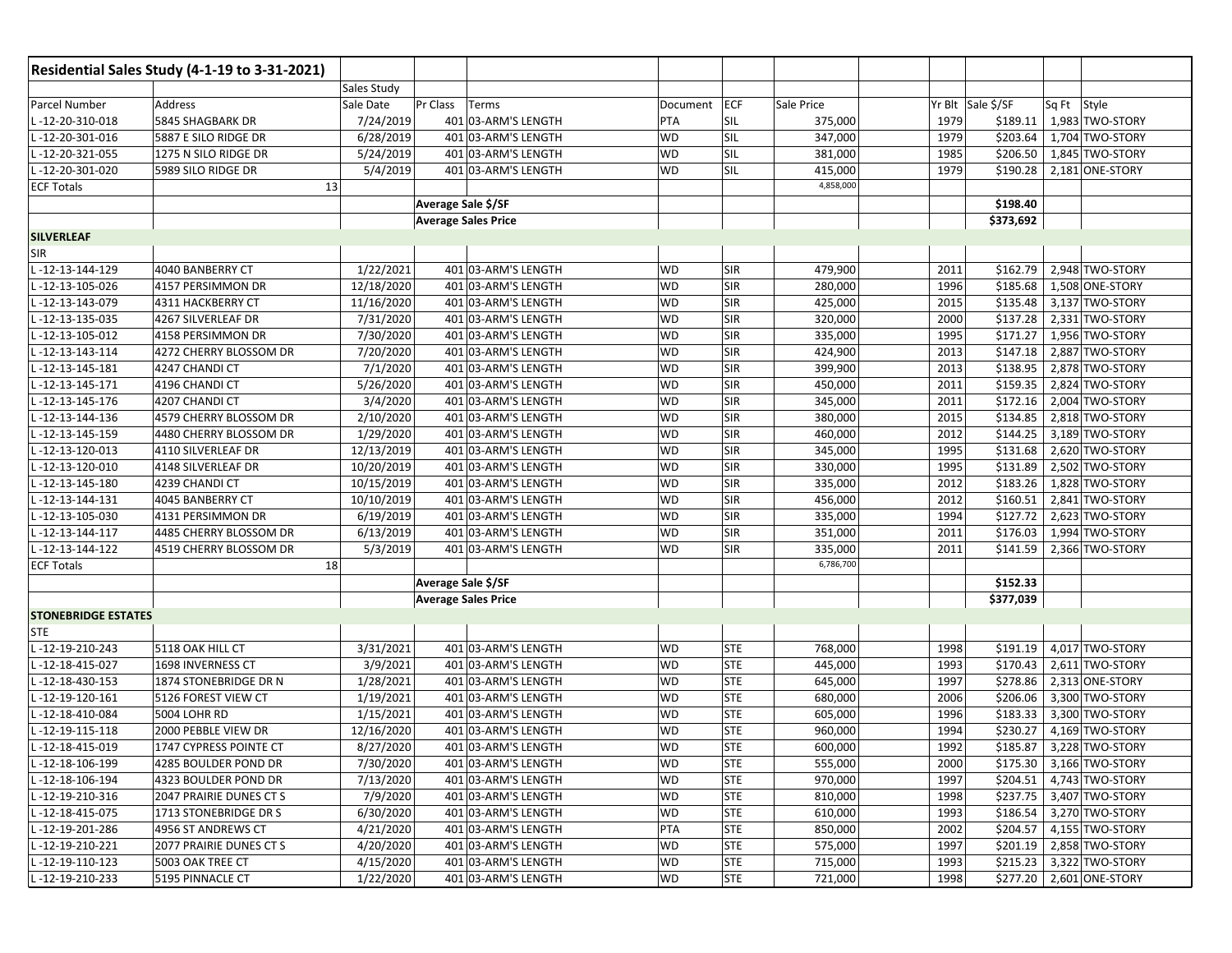| Residential Sales Study (4-1-19 to 3-31-2021) | | | | | | | | | | | | |
|---|---|---|---|---|---|---|---|---|---|---|---|---|
| | | Sales Study | | | | | | | | | | |
| Parcel Number | Address | Sale Date | Pr Class | Terms | Document | ECF | Sale Price | | Yr Blt | Sale $/SF | Sq Ft | Style |
| L -12-20-310-018 | 5845 SHAGBARK DR | 7/24/2019 | 401 | 03-ARM'S LENGTH | PTA | SIL | 375,000 | | 1979 | $189.11 | 1,983 | TWO-STORY |
| L -12-20-301-016 | 5887 E SILO RIDGE DR | 6/28/2019 | 401 | 03-ARM'S LENGTH | WD | SIL | 347,000 | | 1979 | $203.64 | 1,704 | TWO-STORY |
| L -12-20-321-055 | 1275 N SILO RIDGE DR | 5/24/2019 | 401 | 03-ARM'S LENGTH | WD | SIL | 381,000 | | 1985 | $206.50 | 1,845 | TWO-STORY |
| L -12-20-301-020 | 5989 SILO RIDGE DR | 5/4/2019 | 401 | 03-ARM'S LENGTH | WD | SIL | 415,000 | | 1979 | $190.28 | 2,181 | ONE-STORY |
| ECF Totals | 13 | | | | | | 4,858,000 | | | | | |
| | | | Average Sale $/SF | | | | | | | $198.40 | | |
| | | | Average Sales Price | | | | | | | $373,692 | | |
| **SILVERLEAF** | | | | | | | | | | | | |
| SIR | | | | | | | | | | | | |
| L -12-13-144-129 | 4040 BANBERRY CT | 1/22/2021 | 401 | 03-ARM'S LENGTH | WD | SIR | 479,900 | | 2011 | $162.79 | 2,948 | TWO-STORY |
| L -12-13-105-026 | 4157 PERSIMMON DR | 12/18/2020 | 401 | 03-ARM'S LENGTH | WD | SIR | 280,000 | | 1996 | $185.68 | 1,508 | ONE-STORY |
| L -12-13-143-079 | 4311 HACKBERRY CT | 11/16/2020 | 401 | 03-ARM'S LENGTH | WD | SIR | 425,000 | | 2015 | $135.48 | 3,137 | TWO-STORY |
| L -12-13-135-035 | 4267 SILVERLEAF DR | 7/31/2020 | 401 | 03-ARM'S LENGTH | WD | SIR | 320,000 | | 2000 | $137.28 | 2,331 | TWO-STORY |
| L -12-13-105-012 | 4158 PERSIMMON DR | 7/30/2020 | 401 | 03-ARM'S LENGTH | WD | SIR | 335,000 | | 1995 | $171.27 | 1,956 | TWO-STORY |
| L -12-13-143-114 | 4272 CHERRY BLOSSOM DR | 7/20/2020 | 401 | 03-ARM'S LENGTH | WD | SIR | 424,900 | | 2013 | $147.18 | 2,887 | TWO-STORY |
| L -12-13-145-181 | 4247 CHANDI CT | 7/1/2020 | 401 | 03-ARM'S LENGTH | WD | SIR | 399,900 | | 2013 | $138.95 | 2,878 | TWO-STORY |
| L -12-13-145-171 | 4196 CHANDI CT | 5/26/2020 | 401 | 03-ARM'S LENGTH | WD | SIR | 450,000 | | 2011 | $159.35 | 2,824 | TWO-STORY |
| L -12-13-145-176 | 4207 CHANDI CT | 3/4/2020 | 401 | 03-ARM'S LENGTH | WD | SIR | 345,000 | | 2011 | $172.16 | 2,004 | TWO-STORY |
| L -12-13-144-136 | 4579 CHERRY BLOSSOM DR | 2/10/2020 | 401 | 03-ARM'S LENGTH | WD | SIR | 380,000 | | 2015 | $134.85 | 2,818 | TWO-STORY |
| L -12-13-145-159 | 4480 CHERRY BLOSSOM DR | 1/29/2020 | 401 | 03-ARM'S LENGTH | WD | SIR | 460,000 | | 2012 | $144.25 | 3,189 | TWO-STORY |
| L -12-13-120-013 | 4110 SILVERLEAF DR | 12/13/2019 | 401 | 03-ARM'S LENGTH | WD | SIR | 345,000 | | 1995 | $131.68 | 2,620 | TWO-STORY |
| L -12-13-120-010 | 4148 SILVERLEAF DR | 10/20/2019 | 401 | 03-ARM'S LENGTH | WD | SIR | 330,000 | | 1995 | $131.89 | 2,502 | TWO-STORY |
| L -12-13-145-180 | 4239 CHANDI CT | 10/15/2019 | 401 | 03-ARM'S LENGTH | WD | SIR | 335,000 | | 2012 | $183.26 | 1,828 | TWO-STORY |
| L -12-13-144-131 | 4045 BANBERRY CT | 10/10/2019 | 401 | 03-ARM'S LENGTH | WD | SIR | 456,000 | | 2012 | $160.51 | 2,841 | TWO-STORY |
| L -12-13-105-030 | 4131 PERSIMMON DR | 6/19/2019 | 401 | 03-ARM'S LENGTH | WD | SIR | 335,000 | | 1994 | $127.72 | 2,623 | TWO-STORY |
| L -12-13-144-117 | 4485 CHERRY BLOSSOM DR | 6/13/2019 | 401 | 03-ARM'S LENGTH | WD | SIR | 351,000 | | 2011 | $176.03 | 1,994 | TWO-STORY |
| L -12-13-144-122 | 4519 CHERRY BLOSSOM DR | 5/3/2019 | 401 | 03-ARM'S LENGTH | WD | SIR | 335,000 | | 2011 | $141.59 | 2,366 | TWO-STORY |
| ECF Totals | 18 | | | | | | 6,786,700 | | | | | |
| | | | Average Sale $/SF | | | | | | | $152.33 | | |
| | | | Average Sales Price | | | | | | | $377,039 | | |
| **STONEBRIDGE ESTATES** | | | | | | | | | | | | |
| STE | | | | | | | | | | | | |
| L -12-19-210-243 | 5118 OAK HILL CT | 3/31/2021 | 401 | 03-ARM'S LENGTH | WD | STE | 768,000 | | 1998 | $191.19 | 4,017 | TWO-STORY |
| L -12-18-415-027 | 1698 INVERNESS CT | 3/9/2021 | 401 | 03-ARM'S LENGTH | WD | STE | 445,000 | | 1993 | $170.43 | 2,611 | TWO-STORY |
| L -12-18-430-153 | 1874 STONEBRIDGE DR N | 1/28/2021 | 401 | 03-ARM'S LENGTH | WD | STE | 645,000 | | 1997 | $278.86 | 2,313 | ONE-STORY |
| L -12-19-120-161 | 5126 FOREST VIEW CT | 1/19/2021 | 401 | 03-ARM'S LENGTH | WD | STE | 680,000 | | 2006 | $206.06 | 3,300 | TWO-STORY |
| L -12-18-410-084 | 5004 LOHR RD | 1/15/2021 | 401 | 03-ARM'S LENGTH | WD | STE | 605,000 | | 1996 | $183.33 | 3,300 | TWO-STORY |
| L -12-19-115-118 | 2000 PEBBLE VIEW DR | 12/16/2020 | 401 | 03-ARM'S LENGTH | WD | STE | 960,000 | | 1994 | $230.27 | 4,169 | TWO-STORY |
| L -12-18-415-019 | 1747 CYPRESS POINTE CT | 8/27/2020 | 401 | 03-ARM'S LENGTH | WD | STE | 600,000 | | 1992 | $185.87 | 3,228 | TWO-STORY |
| L -12-18-106-199 | 4285 BOULDER POND DR | 7/30/2020 | 401 | 03-ARM'S LENGTH | WD | STE | 555,000 | | 2000 | $175.30 | 3,166 | TWO-STORY |
| L -12-18-106-194 | 4323 BOULDER POND DR | 7/13/2020 | 401 | 03-ARM'S LENGTH | WD | STE | 970,000 | | 1997 | $204.51 | 4,743 | TWO-STORY |
| L -12-19-210-316 | 2047 PRAIRIE DUNES CT S | 7/9/2020 | 401 | 03-ARM'S LENGTH | WD | STE | 810,000 | | 1998 | $237.75 | 3,407 | TWO-STORY |
| L -12-18-415-075 | 1713 STONEBRIDGE DR S | 6/30/2020 | 401 | 03-ARM'S LENGTH | WD | STE | 610,000 | | 1993 | $186.54 | 3,270 | TWO-STORY |
| L -12-19-201-286 | 4956 ST ANDREWS CT | 4/21/2020 | 401 | 03-ARM'S LENGTH | PTA | STE | 850,000 | | 2002 | $204.57 | 4,155 | TWO-STORY |
| L -12-19-210-221 | 2077 PRAIRIE DUNES CT S | 4/20/2020 | 401 | 03-ARM'S LENGTH | WD | STE | 575,000 | | 1997 | $201.19 | 2,858 | TWO-STORY |
| L -12-19-110-123 | 5003 OAK TREE CT | 4/15/2020 | 401 | 03-ARM'S LENGTH | WD | STE | 715,000 | | 1993 | $215.23 | 3,322 | TWO-STORY |
| L -12-19-210-233 | 5195 PINNACLE CT | 1/22/2020 | 401 | 03-ARM'S LENGTH | WD | STE | 721,000 | | 1998 | $277.20 | 2,601 | ONE-STORY |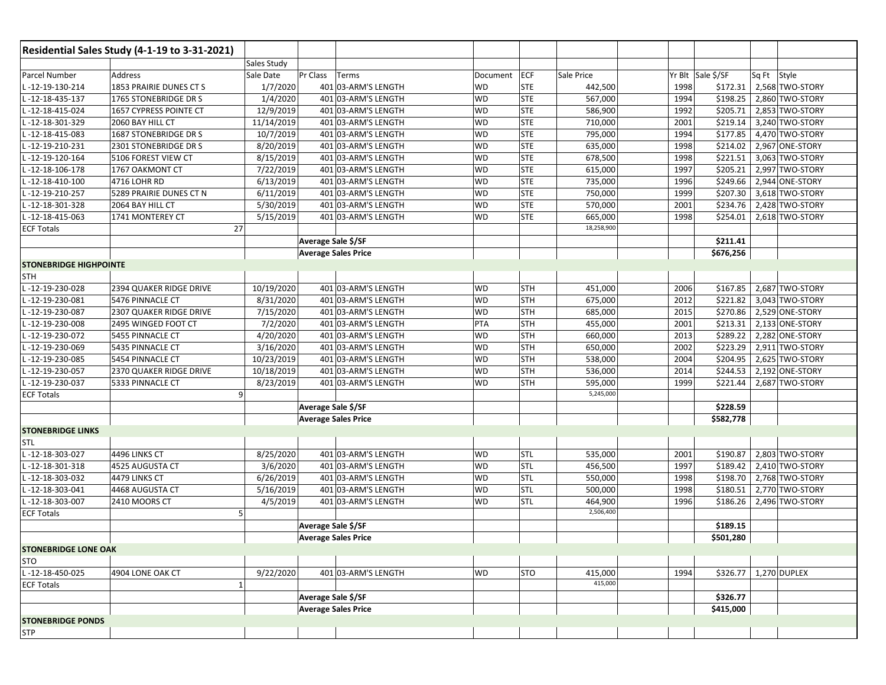| Residential Sales Study (4-1-19 to 3-31-2021) | | | | | | | | | | | | |
|---|---|---|---|---|---|---|---|---|---|---|---|---|
| | | Sales Study | | | | | | | | | | |
| Parcel Number | Address | Sale Date | Pr Class | Terms | Document | ECF | Sale Price | | Yr Blt | Sale $/SF | Sq Ft | Style |
| L -12-19-130-214 | 1853 PRAIRIE DUNES CT S | 1/7/2020 | 401 | 03-ARM'S LENGTH | WD | STE | 442,500 | | 1998 | $172.31 | 2,568 | TWO-STORY |
| L -12-18-435-137 | 1765 STONEBRIDGE DR S | 1/4/2020 | 401 | 03-ARM'S LENGTH | WD | STE | 567,000 | | 1994 | $198.25 | 2,860 | TWO-STORY |
| L -12-18-415-024 | 1657 CYPRESS POINTE CT | 12/9/2019 | 401 | 03-ARM'S LENGTH | WD | STE | 586,900 | | 1992 | $205.71 | 2,853 | TWO-STORY |
| L -12-18-301-329 | 2060 BAY HILL CT | 11/14/2019 | 401 | 03-ARM'S LENGTH | WD | STE | 710,000 | | 2001 | $219.14 | 3,240 | TWO-STORY |
| L -12-18-415-083 | 1687 STONEBRIDGE DR S | 10/7/2019 | 401 | 03-ARM'S LENGTH | WD | STE | 795,000 | | 1994 | $177.85 | 4,470 | TWO-STORY |
| L -12-19-210-231 | 2301 STONEBRIDGE DR S | 8/20/2019 | 401 | 03-ARM'S LENGTH | WD | STE | 635,000 | | 1998 | $214.02 | 2,967 | ONE-STORY |
| L -12-19-120-164 | 5106 FOREST VIEW CT | 8/15/2019 | 401 | 03-ARM'S LENGTH | WD | STE | 678,500 | | 1998 | $221.51 | 3,063 | TWO-STORY |
| L -12-18-106-178 | 1767 OAKMONT CT | 7/22/2019 | 401 | 03-ARM'S LENGTH | WD | STE | 615,000 | | 1997 | $205.21 | 2,997 | TWO-STORY |
| L -12-18-410-100 | 4716 LOHR RD | 6/13/2019 | 401 | 03-ARM'S LENGTH | WD | STE | 735,000 | | 1996 | $249.66 | 2,944 | ONE-STORY |
| L -12-19-210-257 | 5289 PRAIRIE DUNES CT N | 6/11/2019 | 401 | 03-ARM'S LENGTH | WD | STE | 750,000 | | 1999 | $207.30 | 3,618 | TWO-STORY |
| L -12-18-301-328 | 2064 BAY HILL CT | 5/30/2019 | 401 | 03-ARM'S LENGTH | WD | STE | 570,000 | | 2001 | $234.76 | 2,428 | TWO-STORY |
| L -12-18-415-063 | 1741 MONTEREY CT | 5/15/2019 | 401 | 03-ARM'S LENGTH | WD | STE | 665,000 | | 1998 | $254.01 | 2,618 | TWO-STORY |
| ECF Totals | 27 | | | | | | 18,258,900 | | | | | |
| | | | Average Sale $/SF | | | | | | | $211.41 | | |
| | | | Average Sales Price | | | | | | | $676,256 | | |
| **STONEBRIDGE HIGHPOINTE** | | | | | | | | | | | | |
| STH | | | | | | | | | | | | |
| L -12-19-230-028 | 2394 QUAKER RIDGE DRIVE | 10/19/2020 | 401 | 03-ARM'S LENGTH | WD | STH | 451,000 | | 2006 | $167.85 | 2,687 | TWO-STORY |
| L -12-19-230-081 | 5476 PINNACLE CT | 8/31/2020 | 401 | 03-ARM'S LENGTH | WD | STH | 675,000 | | 2012 | $221.82 | 3,043 | TWO-STORY |
| L -12-19-230-087 | 2307 QUAKER RIDGE DRIVE | 7/15/2020 | 401 | 03-ARM'S LENGTH | WD | STH | 685,000 | | 2015 | $270.86 | 2,529 | ONE-STORY |
| L -12-19-230-008 | 2495 WINGED FOOT CT | 7/2/2020 | 401 | 03-ARM'S LENGTH | PTA | STH | 455,000 | | 2001 | $213.31 | 2,133 | ONE-STORY |
| L -12-19-230-072 | 5455 PINNACLE CT | 4/20/2020 | 401 | 03-ARM'S LENGTH | WD | STH | 660,000 | | 2013 | $289.22 | 2,282 | ONE-STORY |
| L -12-19-230-069 | 5435 PINNACLE CT | 3/16/2020 | 401 | 03-ARM'S LENGTH | WD | STH | 650,000 | | 2002 | $223.29 | 2,911 | TWO-STORY |
| L -12-19-230-085 | 5454 PINNACLE CT | 10/23/2019 | 401 | 03-ARM'S LENGTH | WD | STH | 538,000 | | 2004 | $204.95 | 2,625 | TWO-STORY |
| L -12-19-230-057 | 2370 QUAKER RIDGE DRIVE | 10/18/2019 | 401 | 03-ARM'S LENGTH | WD | STH | 536,000 | | 2014 | $244.53 | 2,192 | ONE-STORY |
| L -12-19-230-037 | 5333 PINNACLE CT | 8/23/2019 | 401 | 03-ARM'S LENGTH | WD | STH | 595,000 | | 1999 | $221.44 | 2,687 | TWO-STORY |
| ECF Totals | 9 | | | | | | 5,245,000 | | | | | |
| | | | Average Sale $/SF | | | | | | | $228.59 | | |
| | | | Average Sales Price | | | | | | | $582,778 | | |
| **STONEBRIDGE LINKS** | | | | | | | | | | | | |
| STL | | | | | | | | | | | | |
| L -12-18-303-027 | 4496 LINKS CT | 8/25/2020 | 401 | 03-ARM'S LENGTH | WD | STL | 535,000 | | 2001 | $190.87 | 2,803 | TWO-STORY |
| L -12-18-301-318 | 4525 AUGUSTA CT | 3/6/2020 | 401 | 03-ARM'S LENGTH | WD | STL | 456,500 | | 1997 | $189.42 | 2,410 | TWO-STORY |
| L -12-18-303-032 | 4479 LINKS CT | 6/26/2019 | 401 | 03-ARM'S LENGTH | WD | STL | 550,000 | | 1998 | $198.70 | 2,768 | TWO-STORY |
| L -12-18-303-041 | 4468 AUGUSTA CT | 5/16/2019 | 401 | 03-ARM'S LENGTH | WD | STL | 500,000 | | 1998 | $180.51 | 2,770 | TWO-STORY |
| L -12-18-303-007 | 2410 MOORS CT | 4/5/2019 | 401 | 03-ARM'S LENGTH | WD | STL | 464,900 | | 1996 | $186.26 | 2,496 | TWO-STORY |
| ECF Totals | 5 | | | | | | 2,506,400 | | | | | |
| | | | Average Sale $/SF | | | | | | | $189.15 | | |
| | | | Average Sales Price | | | | | | | $501,280 | | |
| **STONEBRIDGE LONE OAK** | | | | | | | | | | | | |
| STO | | | | | | | | | | | | |
| L -12-18-450-025 | 4904 LONE OAK CT | 9/22/2020 | 401 | 03-ARM'S LENGTH | WD | STO | 415,000 | | 1994 | $326.77 | 1,270 | DUPLEX |
| ECF Totals | 1 | | | | | | 415,000 | | | | | |
| | | | Average Sale $/SF | | | | | | | $326.77 | | |
| | | | Average Sales Price | | | | | | | $415,000 | | |
| **STONEBRIDGE PONDS** | | | | | | | | | | | | |
| STP | | | | | | | | | | | | |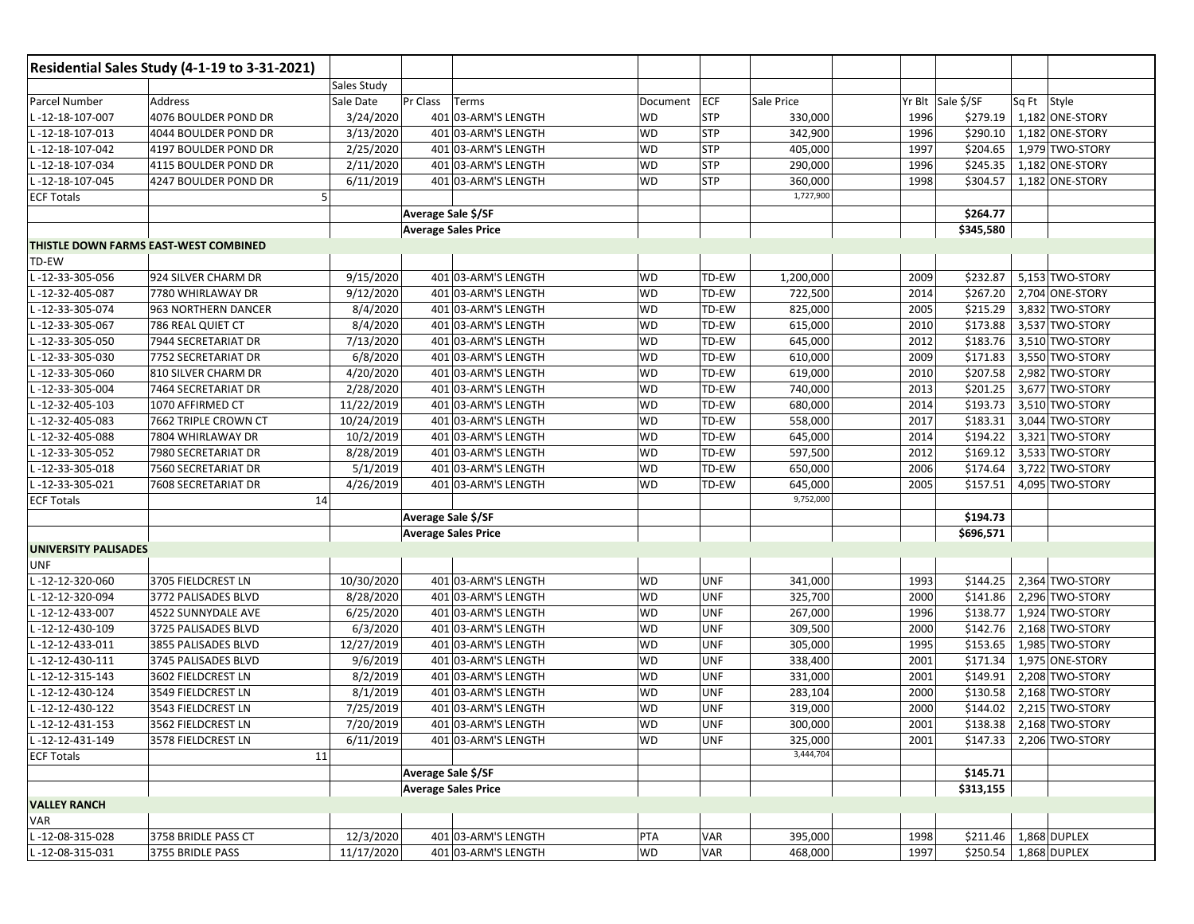| Residential Sales Study (4-1-19 to 3-31-2021) | | | | | | | | | | | | |
|---|---|---|---|---|---|---|---|---|---|---|---|---|
| | | Sales Study | | | | | | | | | | |
| Parcel Number | Address | Sale Date | Pr Class | Terms | Document | ECF | Sale Price | | Yr Blt | Sale $/SF | Sq Ft | Style |
| L -12-18-107-007 | 4076 BOULDER POND DR | 3/24/2020 | 401 | 03-ARM'S LENGTH | WD | STP | 330,000 | | 1996 | $279.19 | 1,182 | ONE-STORY |
| L -12-18-107-013 | 4044 BOULDER POND DR | 3/13/2020 | 401 | 03-ARM'S LENGTH | WD | STP | 342,900 | | 1996 | $290.10 | 1,182 | ONE-STORY |
| L -12-18-107-042 | 4197 BOULDER POND DR | 2/25/2020 | 401 | 03-ARM'S LENGTH | WD | STP | 405,000 | | 1997 | $204.65 | 1,979 | TWO-STORY |
| L -12-18-107-034 | 4115 BOULDER POND DR | 2/11/2020 | 401 | 03-ARM'S LENGTH | WD | STP | 290,000 | | 1996 | $245.35 | 1,182 | ONE-STORY |
| L -12-18-107-045 | 4247 BOULDER POND DR | 6/11/2019 | 401 | 03-ARM'S LENGTH | WD | STP | 360,000 | | 1998 | $304.57 | 1,182 | ONE-STORY |
| ECF Totals | 5 | | | | | | 1,727,900 | | | | | |
| | | | Average Sale $/SF | | | | | | | $264.77 | | |
| | | | Average Sales Price | | | | | | | $345,580 | | |
| **THISTLE DOWN FARMS EAST-WEST COMBINED** | | | | | | | | | | | | |
| TD-EW | | | | | | | | | | | | |
| L -12-33-305-056 | 924 SILVER CHARM DR | 9/15/2020 | 401 | 03-ARM'S LENGTH | WD | TD-EW | 1,200,000 | | 2009 | $232.87 | 5,153 | TWO-STORY |
| L -12-32-405-087 | 7780 WHIRLAWAY DR | 9/12/2020 | 401 | 03-ARM'S LENGTH | WD | TD-EW | 722,500 | | 2014 | $267.20 | 2,704 | ONE-STORY |
| L -12-33-305-074 | 963 NORTHERN DANCER | 8/4/2020 | 401 | 03-ARM'S LENGTH | WD | TD-EW | 825,000 | | 2005 | $215.29 | 3,832 | TWO-STORY |
| L -12-33-305-067 | 786 REAL QUIET CT | 8/4/2020 | 401 | 03-ARM'S LENGTH | WD | TD-EW | 615,000 | | 2010 | $173.88 | 3,537 | TWO-STORY |
| L -12-33-305-050 | 7944 SECRETARIAT DR | 7/13/2020 | 401 | 03-ARM'S LENGTH | WD | TD-EW | 645,000 | | 2012 | $183.76 | 3,510 | TWO-STORY |
| L -12-33-305-030 | 7752 SECRETARIAT DR | 6/8/2020 | 401 | 03-ARM'S LENGTH | WD | TD-EW | 610,000 | | 2009 | $171.83 | 3,550 | TWO-STORY |
| L -12-33-305-060 | 810 SILVER CHARM DR | 4/20/2020 | 401 | 03-ARM'S LENGTH | WD | TD-EW | 619,000 | | 2010 | $207.58 | 2,982 | TWO-STORY |
| L -12-33-305-004 | 7464 SECRETARIAT DR | 2/28/2020 | 401 | 03-ARM'S LENGTH | WD | TD-EW | 740,000 | | 2013 | $201.25 | 3,677 | TWO-STORY |
| L -12-32-405-103 | 1070 AFFIRMED CT | 11/22/2019 | 401 | 03-ARM'S LENGTH | WD | TD-EW | 680,000 | | 2014 | $193.73 | 3,510 | TWO-STORY |
| L -12-32-405-083 | 7662 TRIPLE CROWN CT | 10/24/2019 | 401 | 03-ARM'S LENGTH | WD | TD-EW | 558,000 | | 2017 | $183.31 | 3,044 | TWO-STORY |
| L -12-32-405-088 | 7804 WHIRLAWAY DR | 10/2/2019 | 401 | 03-ARM'S LENGTH | WD | TD-EW | 645,000 | | 2014 | $194.22 | 3,321 | TWO-STORY |
| L -12-33-305-052 | 7980 SECRETARIAT DR | 8/28/2019 | 401 | 03-ARM'S LENGTH | WD | TD-EW | 597,500 | | 2012 | $169.12 | 3,533 | TWO-STORY |
| L -12-33-305-018 | 7560 SECRETARIAT DR | 5/1/2019 | 401 | 03-ARM'S LENGTH | WD | TD-EW | 650,000 | | 2006 | $174.64 | 3,722 | TWO-STORY |
| L -12-33-305-021 | 7608 SECRETARIAT DR | 4/26/2019 | 401 | 03-ARM'S LENGTH | WD | TD-EW | 645,000 | | 2005 | $157.51 | 4,095 | TWO-STORY |
| ECF Totals | 14 | | | | | | 9,752,000 | | | | | |
| | | | Average Sale $/SF | | | | | | | $194.73 | | |
| | | | Average Sales Price | | | | | | | $696,571 | | |
| **UNIVERSITY PALISADES** | | | | | | | | | | | | |
| UNF | | | | | | | | | | | | |
| L -12-12-320-060 | 3705 FIELDCREST LN | 10/30/2020 | 401 | 03-ARM'S LENGTH | WD | UNF | 341,000 | | 1993 | $144.25 | 2,364 | TWO-STORY |
| L -12-12-320-094 | 3772 PALISADES BLVD | 8/28/2020 | 401 | 03-ARM'S LENGTH | WD | UNF | 325,700 | | 2000 | $141.86 | 2,296 | TWO-STORY |
| L -12-12-433-007 | 4522 SUNNYDALE AVE | 6/25/2020 | 401 | 03-ARM'S LENGTH | WD | UNF | 267,000 | | 1996 | $138.77 | 1,924 | TWO-STORY |
| L -12-12-430-109 | 3725 PALISADES BLVD | 6/3/2020 | 401 | 03-ARM'S LENGTH | WD | UNF | 309,500 | | 2000 | $142.76 | 2,168 | TWO-STORY |
| L -12-12-433-011 | 3855 PALISADES BLVD | 12/27/2019 | 401 | 03-ARM'S LENGTH | WD | UNF | 305,000 | | 1995 | $153.65 | 1,985 | TWO-STORY |
| L -12-12-430-111 | 3745 PALISADES BLVD | 9/6/2019 | 401 | 03-ARM'S LENGTH | WD | UNF | 338,400 | | 2001 | $171.34 | 1,975 | ONE-STORY |
| L -12-12-315-143 | 3602 FIELDCREST LN | 8/2/2019 | 401 | 03-ARM'S LENGTH | WD | UNF | 331,000 | | 2001 | $149.91 | 2,208 | TWO-STORY |
| L -12-12-430-124 | 3549 FIELDCREST LN | 8/1/2019 | 401 | 03-ARM'S LENGTH | WD | UNF | 283,104 | | 2000 | $130.58 | 2,168 | TWO-STORY |
| L -12-12-430-122 | 3543 FIELDCREST LN | 7/25/2019 | 401 | 03-ARM'S LENGTH | WD | UNF | 319,000 | | 2000 | $144.02 | 2,215 | TWO-STORY |
| L -12-12-431-153 | 3562 FIELDCREST LN | 7/20/2019 | 401 | 03-ARM'S LENGTH | WD | UNF | 300,000 | | 2001 | $138.38 | 2,168 | TWO-STORY |
| L -12-12-431-149 | 3578 FIELDCREST LN | 6/11/2019 | 401 | 03-ARM'S LENGTH | WD | UNF | 325,000 | | 2001 | $147.33 | 2,206 | TWO-STORY |
| ECF Totals | 11 | | | | | | 3,444,704 | | | | | |
| | | | Average Sale $/SF | | | | | | | $145.71 | | |
| | | | Average Sales Price | | | | | | | $313,155 | | |
| **VALLEY RANCH** | | | | | | | | | | | | |
| VAR | | | | | | | | | | | | |
| L -12-08-315-028 | 3758 BRIDLE PASS CT | 12/3/2020 | 401 | 03-ARM'S LENGTH | PTA | VAR | 395,000 | | 1998 | $211.46 | 1,868 | DUPLEX |
| L -12-08-315-031 | 3755 BRIDLE PASS | 11/17/2020 | 401 | 03-ARM'S LENGTH | WD | VAR | 468,000 | | 1997 | $250.54 | 1,868 | DUPLEX |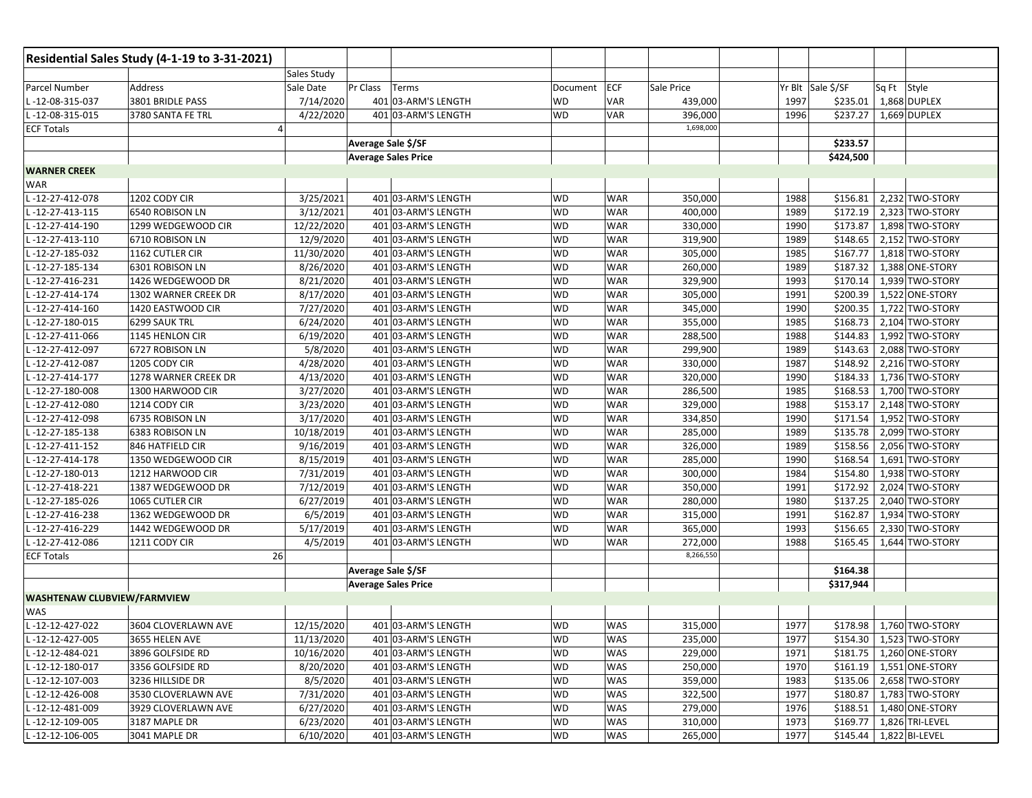| Residential Sales Study (4-1-19 to 3-31-2021) | | | | | | | | | | | | |
|---|---|---|---|---|---|---|---|---|---|---|---|---|
| | | Sales Study | | | | | | | | | | |
| Parcel Number | Address | Sale Date | Pr Class | Terms | Document | ECF | Sale Price | | Yr Blt | Sale $/SF | Sq Ft | Style |
| L -12-08-315-037 | 3801 BRIDLE PASS | 7/14/2020 | 401 | 03-ARM'S LENGTH | WD | VAR | 439,000 | | 1997 | $235.01 | 1,868 | DUPLEX |
| L -12-08-315-015 | 3780 SANTA FE TRL | 4/22/2020 | 401 | 03-ARM'S LENGTH | WD | VAR | 396,000 | | 1996 | $237.27 | 1,669 | DUPLEX |
| ECF Totals | 4 | | | | | | 1,698,000 | | | | | |
| | | | Average Sale $/SF | | | | | | | $233.57 | | |
| | | | Average Sales Price | | | | | | | $424,500 | | |
| **WARNER CREEK** | | | | | | | | | | | | |
| WAR | | | | | | | | | | | | |
| L -12-27-412-078 | 1202 CODY CIR | 3/25/2021 | 401 | 03-ARM'S LENGTH | WD | WAR | 350,000 | | 1988 | $156.81 | 2,232 | TWO-STORY |
| L -12-27-413-115 | 6540 ROBISON LN | 3/12/2021 | 401 | 03-ARM'S LENGTH | WD | WAR | 400,000 | | 1989 | $172.19 | 2,323 | TWO-STORY |
| L -12-27-414-190 | 1299 WEDGEWOOD CIR | 12/22/2020 | 401 | 03-ARM'S LENGTH | WD | WAR | 330,000 | | 1990 | $173.87 | 1,898 | TWO-STORY |
| L -12-27-413-110 | 6710 ROBISON LN | 12/9/2020 | 401 | 03-ARM'S LENGTH | WD | WAR | 319,900 | | 1989 | $148.65 | 2,152 | TWO-STORY |
| L -12-27-185-032 | 1162 CUTLER CIR | 11/30/2020 | 401 | 03-ARM'S LENGTH | WD | WAR | 305,000 | | 1985 | $167.77 | 1,818 | TWO-STORY |
| L -12-27-185-134 | 6301 ROBISON LN | 8/26/2020 | 401 | 03-ARM'S LENGTH | WD | WAR | 260,000 | | 1989 | $187.32 | 1,388 | ONE-STORY |
| L -12-27-416-231 | 1426 WEDGEWOOD DR | 8/21/2020 | 401 | 03-ARM'S LENGTH | WD | WAR | 329,900 | | 1993 | $170.14 | 1,939 | TWO-STORY |
| L -12-27-414-174 | 1302 WARNER CREEK DR | 8/17/2020 | 401 | 03-ARM'S LENGTH | WD | WAR | 305,000 | | 1991 | $200.39 | 1,522 | ONE-STORY |
| L -12-27-414-160 | 1420 EASTWOOD CIR | 7/27/2020 | 401 | 03-ARM'S LENGTH | WD | WAR | 345,000 | | 1990 | $200.35 | 1,722 | TWO-STORY |
| L -12-27-180-015 | 6299 SAUK TRL | 6/24/2020 | 401 | 03-ARM'S LENGTH | WD | WAR | 355,000 | | 1985 | $168.73 | 2,104 | TWO-STORY |
| L -12-27-411-066 | 1145 HENLON CIR | 6/19/2020 | 401 | 03-ARM'S LENGTH | WD | WAR | 288,500 | | 1988 | $144.83 | 1,992 | TWO-STORY |
| L -12-27-412-097 | 6727 ROBISON LN | 5/8/2020 | 401 | 03-ARM'S LENGTH | WD | WAR | 299,900 | | 1989 | $143.63 | 2,088 | TWO-STORY |
| L -12-27-412-087 | 1205 CODY CIR | 4/28/2020 | 401 | 03-ARM'S LENGTH | WD | WAR | 330,000 | | 1987 | $148.92 | 2,216 | TWO-STORY |
| L -12-27-414-177 | 1278 WARNER CREEK DR | 4/13/2020 | 401 | 03-ARM'S LENGTH | WD | WAR | 320,000 | | 1990 | $184.33 | 1,736 | TWO-STORY |
| L -12-27-180-008 | 1300 HARWOOD CIR | 3/27/2020 | 401 | 03-ARM'S LENGTH | WD | WAR | 286,500 | | 1985 | $168.53 | 1,700 | TWO-STORY |
| L -12-27-412-080 | 1214 CODY CIR | 3/23/2020 | 401 | 03-ARM'S LENGTH | WD | WAR | 329,000 | | 1988 | $153.17 | 2,148 | TWO-STORY |
| L -12-27-412-098 | 6735 ROBISON LN | 3/17/2020 | 401 | 03-ARM'S LENGTH | WD | WAR | 334,850 | | 1990 | $171.54 | 1,952 | TWO-STORY |
| L -12-27-185-138 | 6383 ROBISON LN | 10/18/2019 | 401 | 03-ARM'S LENGTH | WD | WAR | 285,000 | | 1989 | $135.78 | 2,099 | TWO-STORY |
| L -12-27-411-152 | 846 HATFIELD CIR | 9/16/2019 | 401 | 03-ARM'S LENGTH | WD | WAR | 326,000 | | 1989 | $158.56 | 2,056 | TWO-STORY |
| L -12-27-414-178 | 1350 WEDGEWOOD CIR | 8/15/2019 | 401 | 03-ARM'S LENGTH | WD | WAR | 285,000 | | 1990 | $168.54 | 1,691 | TWO-STORY |
| L -12-27-180-013 | 1212 HARWOOD CIR | 7/31/2019 | 401 | 03-ARM'S LENGTH | WD | WAR | 300,000 | | 1984 | $154.80 | 1,938 | TWO-STORY |
| L -12-27-418-221 | 1387 WEDGEWOOD DR | 7/12/2019 | 401 | 03-ARM'S LENGTH | WD | WAR | 350,000 | | 1991 | $172.92 | 2,024 | TWO-STORY |
| L -12-27-185-026 | 1065 CUTLER CIR | 6/27/2019 | 401 | 03-ARM'S LENGTH | WD | WAR | 280,000 | | 1980 | $137.25 | 2,040 | TWO-STORY |
| L -12-27-416-238 | 1362 WEDGEWOOD DR | 6/5/2019 | 401 | 03-ARM'S LENGTH | WD | WAR | 315,000 | | 1991 | $162.87 | 1,934 | TWO-STORY |
| L -12-27-416-229 | 1442 WEDGEWOOD DR | 5/17/2019 | 401 | 03-ARM'S LENGTH | WD | WAR | 365,000 | | 1993 | $156.65 | 2,330 | TWO-STORY |
| L -12-27-412-086 | 1211 CODY CIR | 4/5/2019 | 401 | 03-ARM'S LENGTH | WD | WAR | 272,000 | | 1988 | $165.45 | 1,644 | TWO-STORY |
| ECF Totals | 26 | | | | | | 8,266,550 | | | | | |
| | | | Average Sale $/SF | | | | | | | $164.38 | | |
| | | | Average Sales Price | | | | | | | $317,944 | | |
| **WASHTENAW CLUBVIEW/FARMVIEW** | | | | | | | | | | | | |
| WAS | | | | | | | | | | | | |
| L -12-12-427-022 | 3604 CLOVERLAWN AVE | 12/15/2020 | 401 | 03-ARM'S LENGTH | WD | WAS | 315,000 | | 1977 | $178.98 | 1,760 | TWO-STORY |
| L -12-12-427-005 | 3655 HELEN AVE | 11/13/2020 | 401 | 03-ARM'S LENGTH | WD | WAS | 235,000 | | 1977 | $154.30 | 1,523 | TWO-STORY |
| L -12-12-484-021 | 3896 GOLFSIDE RD | 10/16/2020 | 401 | 03-ARM'S LENGTH | WD | WAS | 229,000 | | 1971 | $181.75 | 1,260 | ONE-STORY |
| L -12-12-180-017 | 3356 GOLFSIDE RD | 8/20/2020 | 401 | 03-ARM'S LENGTH | WD | WAS | 250,000 | | 1970 | $161.19 | 1,551 | ONE-STORY |
| L -12-12-107-003 | 3236 HILLSIDE DR | 8/5/2020 | 401 | 03-ARM'S LENGTH | WD | WAS | 359,000 | | 1983 | $135.06 | 2,658 | TWO-STORY |
| L -12-12-426-008 | 3530 CLOVERLAWN AVE | 7/31/2020 | 401 | 03-ARM'S LENGTH | WD | WAS | 322,500 | | 1977 | $180.87 | 1,783 | TWO-STORY |
| L -12-12-481-009 | 3929 CLOVERLAWN AVE | 6/27/2020 | 401 | 03-ARM'S LENGTH | WD | WAS | 279,000 | | 1976 | $188.51 | 1,480 | ONE-STORY |
| L -12-12-109-005 | 3187 MAPLE DR | 6/23/2020 | 401 | 03-ARM'S LENGTH | WD | WAS | 310,000 | | 1973 | $169.77 | 1,826 | TRI-LEVEL |
| L -12-12-106-005 | 3041 MAPLE DR | 6/10/2020 | 401 | 03-ARM'S LENGTH | WD | WAS | 265,000 | | 1977 | $145.44 | 1,822 | BI-LEVEL |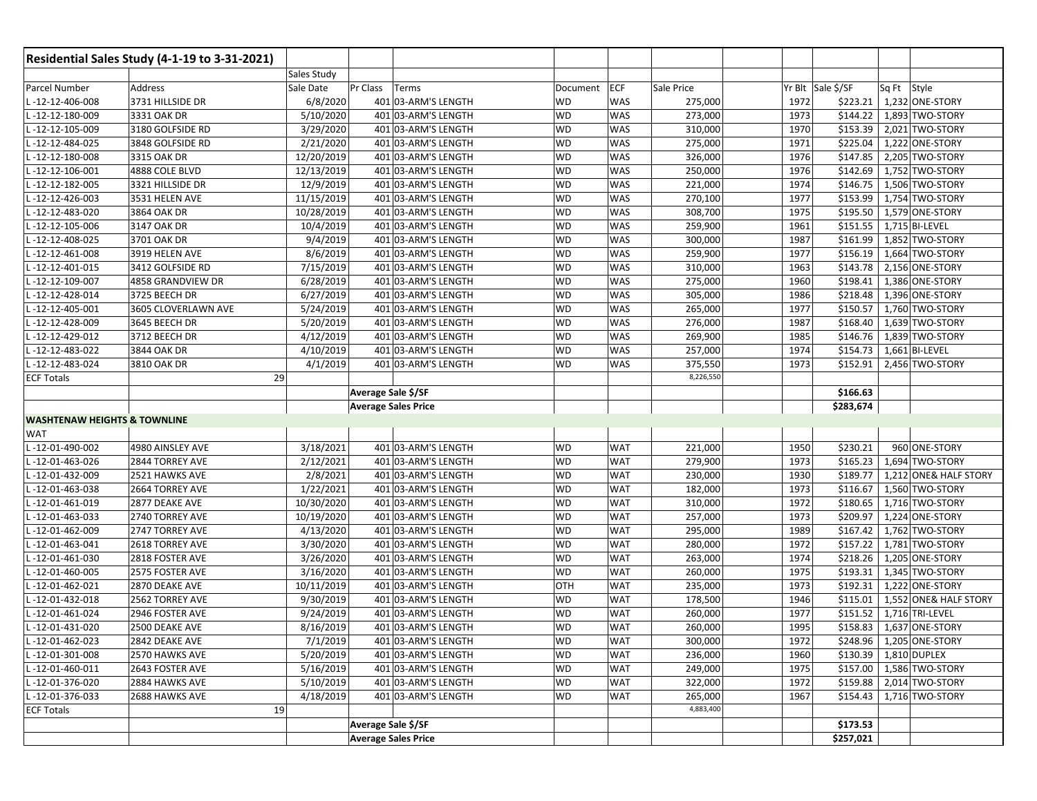| Residential Sales Study (4-1-19 to 3-31-2021) | | | | | | | | | | | | |
|---|---|---|---|---|---|---|---|---|---|---|---|---|
| | | Sales Study | | | | | | | | | | |
| Parcel Number | Address | Sale Date | Pr Class | Terms | Document | ECF | Sale Price | | Yr Blt | Sale $/SF | Sq Ft | Style |
| L -12-12-406-008 | 3731 HILLSIDE DR | 6/8/2020 | 401 | 03-ARM'S LENGTH | WD | WAS | 275,000 | | 1972 | $223.21 | 1,232 | ONE-STORY |
| L -12-12-180-009 | 3331 OAK DR | 5/10/2020 | 401 | 03-ARM'S LENGTH | WD | WAS | 273,000 | | 1973 | $144.22 | 1,893 | TWO-STORY |
| L -12-12-105-009 | 3180 GOLFSIDE RD | 3/29/2020 | 401 | 03-ARM'S LENGTH | WD | WAS | 310,000 | | 1970 | $153.39 | 2,021 | TWO-STORY |
| L -12-12-484-025 | 3848 GOLFSIDE RD | 2/21/2020 | 401 | 03-ARM'S LENGTH | WD | WAS | 275,000 | | 1971 | $225.04 | 1,222 | ONE-STORY |
| L -12-12-180-008 | 3315 OAK DR | 12/20/2019 | 401 | 03-ARM'S LENGTH | WD | WAS | 326,000 | | 1976 | $147.85 | 2,205 | TWO-STORY |
| L -12-12-106-001 | 4888 COLE BLVD | 12/13/2019 | 401 | 03-ARM'S LENGTH | WD | WAS | 250,000 | | 1976 | $142.69 | 1,752 | TWO-STORY |
| L -12-12-182-005 | 3321 HILLSIDE DR | 12/9/2019 | 401 | 03-ARM'S LENGTH | WD | WAS | 221,000 | | 1974 | $146.75 | 1,506 | TWO-STORY |
| L -12-12-426-003 | 3531 HELEN AVE | 11/15/2019 | 401 | 03-ARM'S LENGTH | WD | WAS | 270,100 | | 1977 | $153.99 | 1,754 | TWO-STORY |
| L -12-12-483-020 | 3864 OAK DR | 10/28/2019 | 401 | 03-ARM'S LENGTH | WD | WAS | 308,700 | | 1975 | $195.50 | 1,579 | ONE-STORY |
| L -12-12-105-006 | 3147 OAK DR | 10/4/2019 | 401 | 03-ARM'S LENGTH | WD | WAS | 259,900 | | 1961 | $151.55 | 1,715 | BI-LEVEL |
| L -12-12-408-025 | 3701 OAK DR | 9/4/2019 | 401 | 03-ARM'S LENGTH | WD | WAS | 300,000 | | 1987 | $161.99 | 1,852 | TWO-STORY |
| L -12-12-461-008 | 3919 HELEN AVE | 8/6/2019 | 401 | 03-ARM'S LENGTH | WD | WAS | 259,900 | | 1977 | $156.19 | 1,664 | TWO-STORY |
| L -12-12-401-015 | 3412 GOLFSIDE RD | 7/15/2019 | 401 | 03-ARM'S LENGTH | WD | WAS | 310,000 | | 1963 | $143.78 | 2,156 | ONE-STORY |
| L -12-12-109-007 | 4858 GRANDVIEW DR | 6/28/2019 | 401 | 03-ARM'S LENGTH | WD | WAS | 275,000 | | 1960 | $198.41 | 1,386 | ONE-STORY |
| L -12-12-428-014 | 3725 BEECH DR | 6/27/2019 | 401 | 03-ARM'S LENGTH | WD | WAS | 305,000 | | 1986 | $218.48 | 1,396 | ONE-STORY |
| L -12-12-405-001 | 3605 CLOVERLAWN AVE | 5/24/2019 | 401 | 03-ARM'S LENGTH | WD | WAS | 265,000 | | 1977 | $150.57 | 1,760 | TWO-STORY |
| L -12-12-428-009 | 3645 BEECH DR | 5/20/2019 | 401 | 03-ARM'S LENGTH | WD | WAS | 276,000 | | 1987 | $168.40 | 1,639 | TWO-STORY |
| L -12-12-429-012 | 3712 BEECH DR | 4/12/2019 | 401 | 03-ARM'S LENGTH | WD | WAS | 269,900 | | 1985 | $146.76 | 1,839 | TWO-STORY |
| L -12-12-483-022 | 3844 OAK DR | 4/10/2019 | 401 | 03-ARM'S LENGTH | WD | WAS | 257,000 | | 1974 | $154.73 | 1,661 | BI-LEVEL |
| L -12-12-483-024 | 3810 OAK DR | 4/1/2019 | 401 | 03-ARM'S LENGTH | WD | WAS | 375,550 | | 1973 | $152.91 | 2,456 | TWO-STORY |
| ECF Totals | 29 | | | | | | 8,226,550 | | | | | |
| | | | Average Sale $/SF | | | | | | | $166.63 | | |
| | | | Average Sales Price | | | | | | | $283,674 | | |
| **WASHTENAW HEIGHTS & TOWNLINE** | | | | | | | | | | | | |
| WAT | | | | | | | | | | | | |
| L -12-01-490-002 | 4980 AINSLEY AVE | 3/18/2021 | 401 | 03-ARM'S LENGTH | WD | WAT | 221,000 | | 1950 | $230.21 | 960 | ONE-STORY |
| L -12-01-463-026 | 2844 TORREY AVE | 2/12/2021 | 401 | 03-ARM'S LENGTH | WD | WAT | 279,900 | | 1973 | $165.23 | 1,694 | TWO-STORY |
| L -12-01-432-009 | 2521 HAWKS AVE | 2/8/2021 | 401 | 03-ARM'S LENGTH | WD | WAT | 230,000 | | 1930 | $189.77 | 1,212 | ONE& HALF STORY |
| L -12-01-463-038 | 2664 TORREY AVE | 1/22/2021 | 401 | 03-ARM'S LENGTH | WD | WAT | 182,000 | | 1973 | $116.67 | 1,560 | TWO-STORY |
| L -12-01-461-019 | 2877 DEAKE AVE | 10/30/2020 | 401 | 03-ARM'S LENGTH | WD | WAT | 310,000 | | 1972 | $180.65 | 1,716 | TWO-STORY |
| L -12-01-463-033 | 2740 TORREY AVE | 10/19/2020 | 401 | 03-ARM'S LENGTH | WD | WAT | 257,000 | | 1973 | $209.97 | 1,224 | ONE-STORY |
| L -12-01-462-009 | 2747 TORREY AVE | 4/13/2020 | 401 | 03-ARM'S LENGTH | WD | WAT | 295,000 | | 1989 | $167.42 | 1,762 | TWO-STORY |
| L -12-01-463-041 | 2618 TORREY AVE | 3/30/2020 | 401 | 03-ARM'S LENGTH | WD | WAT | 280,000 | | 1972 | $157.22 | 1,781 | TWO-STORY |
| L -12-01-461-030 | 2818 FOSTER AVE | 3/26/2020 | 401 | 03-ARM'S LENGTH | WD | WAT | 263,000 | | 1974 | $218.26 | 1,205 | ONE-STORY |
| L -12-01-460-005 | 2575 FOSTER AVE | 3/16/2020 | 401 | 03-ARM'S LENGTH | WD | WAT | 260,000 | | 1975 | $193.31 | 1,345 | TWO-STORY |
| L -12-01-462-021 | 2870 DEAKE AVE | 10/11/2019 | 401 | 03-ARM'S LENGTH | OTH | WAT | 235,000 | | 1973 | $192.31 | 1,222 | ONE-STORY |
| L -12-01-432-018 | 2562 TORREY AVE | 9/30/2019 | 401 | 03-ARM'S LENGTH | WD | WAT | 178,500 | | 1946 | $115.01 | 1,552 | ONE& HALF STORY |
| L -12-01-461-024 | 2946 FOSTER AVE | 9/24/2019 | 401 | 03-ARM'S LENGTH | WD | WAT | 260,000 | | 1977 | $151.52 | 1,716 | TRI-LEVEL |
| L -12-01-431-020 | 2500 DEAKE AVE | 8/16/2019 | 401 | 03-ARM'S LENGTH | WD | WAT | 260,000 | | 1995 | $158.83 | 1,637 | ONE-STORY |
| L -12-01-462-023 | 2842 DEAKE AVE | 7/1/2019 | 401 | 03-ARM'S LENGTH | WD | WAT | 300,000 | | 1972 | $248.96 | 1,205 | ONE-STORY |
| L -12-01-301-008 | 2570 HAWKS AVE | 5/20/2019 | 401 | 03-ARM'S LENGTH | WD | WAT | 236,000 | | 1960 | $130.39 | 1,810 | DUPLEX |
| L -12-01-460-011 | 2643 FOSTER AVE | 5/16/2019 | 401 | 03-ARM'S LENGTH | WD | WAT | 249,000 | | 1975 | $157.00 | 1,586 | TWO-STORY |
| L -12-01-376-020 | 2884 HAWKS AVE | 5/10/2019 | 401 | 03-ARM'S LENGTH | WD | WAT | 322,000 | | 1972 | $159.88 | 2,014 | TWO-STORY |
| L -12-01-376-033 | 2688 HAWKS AVE | 4/18/2019 | 401 | 03-ARM'S LENGTH | WD | WAT | 265,000 | | 1967 | $154.43 | 1,716 | TWO-STORY |
| ECF Totals | 19 | | | | | | 4,883,400 | | | | | |
| | | | Average Sale $/SF | | | | | | | $173.53 | | |
| | | | Average Sales Price | | | | | | | $257,021 | | |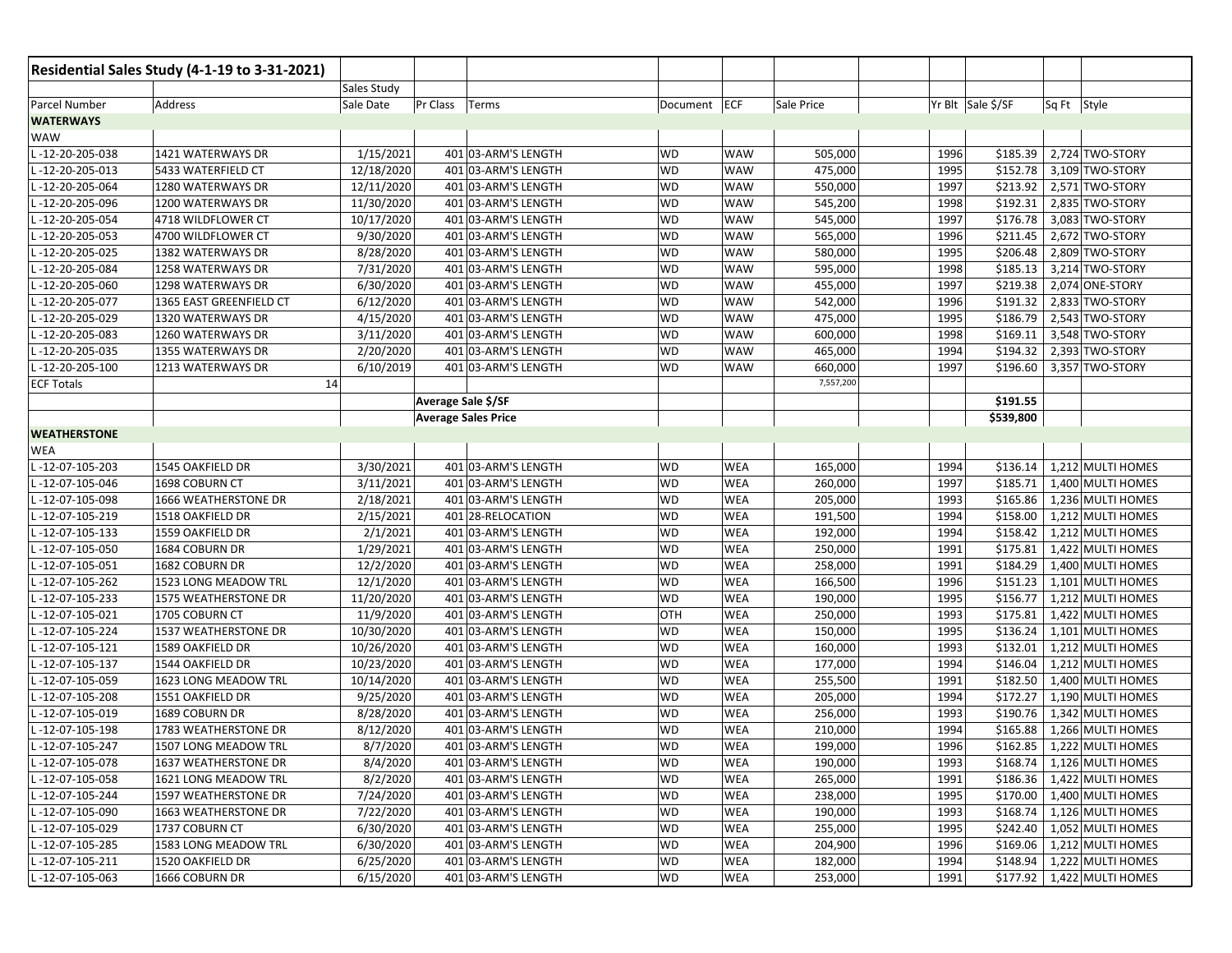| Residential Sales Study (4-1-19 to 3-31-2021) | | | | | | | | | | | | |
|---|---|---|---|---|---|---|---|---|---|---|---|---|
| | | Sales Study | | | | | | | | | | |
| Parcel Number | Address | Sale Date | Pr Class | Terms | Document | ECF | Sale Price | | Yr Blt | Sale $/SF | Sq Ft | Style |
| **WATERWAYS** | | | | | | | | | | | | |
| WAW | | | | | | | | | | | | |
| L -12-20-205-038 | 1421 WATERWAYS DR | 1/15/2021 | 401 | 03-ARM'S LENGTH | WD | WAW | 505,000 | | 1996 | $185.39 | 2,724 | TWO-STORY |
| L -12-20-205-013 | 5433 WATERFIELD CT | 12/18/2020 | 401 | 03-ARM'S LENGTH | WD | WAW | 475,000 | | 1995 | $152.78 | 3,109 | TWO-STORY |
| L -12-20-205-064 | 1280 WATERWAYS DR | 12/11/2020 | 401 | 03-ARM'S LENGTH | WD | WAW | 550,000 | | 1997 | $213.92 | 2,571 | TWO-STORY |
| L -12-20-205-096 | 1200 WATERWAYS DR | 11/30/2020 | 401 | 03-ARM'S LENGTH | WD | WAW | 545,200 | | 1998 | $192.31 | 2,835 | TWO-STORY |
| L -12-20-205-054 | 4718 WILDFLOWER CT | 10/17/2020 | 401 | 03-ARM'S LENGTH | WD | WAW | 545,000 | | 1997 | $176.78 | 3,083 | TWO-STORY |
| L -12-20-205-053 | 4700 WILDFLOWER CT | 9/30/2020 | 401 | 03-ARM'S LENGTH | WD | WAW | 565,000 | | 1996 | $211.45 | 2,672 | TWO-STORY |
| L -12-20-205-025 | 1382 WATERWAYS DR | 8/28/2020 | 401 | 03-ARM'S LENGTH | WD | WAW | 580,000 | | 1995 | $206.48 | 2,809 | TWO-STORY |
| L -12-20-205-084 | 1258 WATERWAYS DR | 7/31/2020 | 401 | 03-ARM'S LENGTH | WD | WAW | 595,000 | | 1998 | $185.13 | 3,214 | TWO-STORY |
| L -12-20-205-060 | 1298 WATERWAYS DR | 6/30/2020 | 401 | 03-ARM'S LENGTH | WD | WAW | 455,000 | | 1997 | $219.38 | 2,074 | ONE-STORY |
| L -12-20-205-077 | 1365 EAST GREENFIELD CT | 6/12/2020 | 401 | 03-ARM'S LENGTH | WD | WAW | 542,000 | | 1996 | $191.32 | 2,833 | TWO-STORY |
| L -12-20-205-029 | 1320 WATERWAYS DR | 4/15/2020 | 401 | 03-ARM'S LENGTH | WD | WAW | 475,000 | | 1995 | $186.79 | 2,543 | TWO-STORY |
| L -12-20-205-083 | 1260 WATERWAYS DR | 3/11/2020 | 401 | 03-ARM'S LENGTH | WD | WAW | 600,000 | | 1998 | $169.11 | 3,548 | TWO-STORY |
| L -12-20-205-035 | 1355 WATERWAYS DR | 2/20/2020 | 401 | 03-ARM'S LENGTH | WD | WAW | 465,000 | | 1994 | $194.32 | 2,393 | TWO-STORY |
| L -12-20-205-100 | 1213 WATERWAYS DR | 6/10/2019 | 401 | 03-ARM'S LENGTH | WD | WAW | 660,000 | | 1997 | $196.60 | 3,357 | TWO-STORY |
| ECF Totals | 14 | | | | | | 7,557,200 | | | | | |
| | | | Average Sale $/SF | | | | | | | $191.55 | | |
| | | | Average Sales Price | | | | | | | $539,800 | | |
| **WEATHERSTONE** | | | | | | | | | | | | |
| WEA | | | | | | | | | | | | |
| L -12-07-105-203 | 1545 OAKFIELD DR | 3/30/2021 | 401 | 03-ARM'S LENGTH | WD | WEA | 165,000 | | 1994 | $136.14 | 1,212 | MULTI HOMES |
| L -12-07-105-046 | 1698 COBURN CT | 3/11/2021 | 401 | 03-ARM'S LENGTH | WD | WEA | 260,000 | | 1997 | $185.71 | 1,400 | MULTI HOMES |
| L -12-07-105-098 | 1666 WEATHERSTONE DR | 2/18/2021 | 401 | 03-ARM'S LENGTH | WD | WEA | 205,000 | | 1993 | $165.86 | 1,236 | MULTI HOMES |
| L -12-07-105-219 | 1518 OAKFIELD DR | 2/15/2021 | 401 | 28-RELOCATION | WD | WEA | 191,500 | | 1994 | $158.00 | 1,212 | MULTI HOMES |
| L -12-07-105-133 | 1559 OAKFIELD DR | 2/1/2021 | 401 | 03-ARM'S LENGTH | WD | WEA | 192,000 | | 1994 | $158.42 | 1,212 | MULTI HOMES |
| L -12-07-105-050 | 1684 COBURN DR | 1/29/2021 | 401 | 03-ARM'S LENGTH | WD | WEA | 250,000 | | 1991 | $175.81 | 1,422 | MULTI HOMES |
| L -12-07-105-051 | 1682 COBURN DR | 12/2/2020 | 401 | 03-ARM'S LENGTH | WD | WEA | 258,000 | | 1991 | $184.29 | 1,400 | MULTI HOMES |
| L -12-07-105-262 | 1523 LONG MEADOW TRL | 12/1/2020 | 401 | 03-ARM'S LENGTH | WD | WEA | 166,500 | | 1996 | $151.23 | 1,101 | MULTI HOMES |
| L -12-07-105-233 | 1575 WEATHERSTONE DR | 11/20/2020 | 401 | 03-ARM'S LENGTH | WD | WEA | 190,000 | | 1995 | $156.77 | 1,212 | MULTI HOMES |
| L -12-07-105-021 | 1705 COBURN CT | 11/9/2020 | 401 | 03-ARM'S LENGTH | OTH | WEA | 250,000 | | 1993 | $175.81 | 1,422 | MULTI HOMES |
| L -12-07-105-224 | 1537 WEATHERSTONE DR | 10/30/2020 | 401 | 03-ARM'S LENGTH | WD | WEA | 150,000 | | 1995 | $136.24 | 1,101 | MULTI HOMES |
| L -12-07-105-121 | 1589 OAKFIELD DR | 10/26/2020 | 401 | 03-ARM'S LENGTH | WD | WEA | 160,000 | | 1993 | $132.01 | 1,212 | MULTI HOMES |
| L -12-07-105-137 | 1544 OAKFIELD DR | 10/23/2020 | 401 | 03-ARM'S LENGTH | WD | WEA | 177,000 | | 1994 | $146.04 | 1,212 | MULTI HOMES |
| L -12-07-105-059 | 1623 LONG MEADOW TRL | 10/14/2020 | 401 | 03-ARM'S LENGTH | WD | WEA | 255,500 | | 1991 | $182.50 | 1,400 | MULTI HOMES |
| L -12-07-105-208 | 1551 OAKFIELD DR | 9/25/2020 | 401 | 03-ARM'S LENGTH | WD | WEA | 205,000 | | 1994 | $172.27 | 1,190 | MULTI HOMES |
| L -12-07-105-019 | 1689 COBURN DR | 8/28/2020 | 401 | 03-ARM'S LENGTH | WD | WEA | 256,000 | | 1993 | $190.76 | 1,342 | MULTI HOMES |
| L -12-07-105-198 | 1783 WEATHERSTONE DR | 8/12/2020 | 401 | 03-ARM'S LENGTH | WD | WEA | 210,000 | | 1994 | $165.88 | 1,266 | MULTI HOMES |
| L -12-07-105-247 | 1507 LONG MEADOW TRL | 8/7/2020 | 401 | 03-ARM'S LENGTH | WD | WEA | 199,000 | | 1996 | $162.85 | 1,222 | MULTI HOMES |
| L -12-07-105-078 | 1637 WEATHERSTONE DR | 8/4/2020 | 401 | 03-ARM'S LENGTH | WD | WEA | 190,000 | | 1993 | $168.74 | 1,126 | MULTI HOMES |
| L -12-07-105-058 | 1621 LONG MEADOW TRL | 8/2/2020 | 401 | 03-ARM'S LENGTH | WD | WEA | 265,000 | | 1991 | $186.36 | 1,422 | MULTI HOMES |
| L -12-07-105-244 | 1597 WEATHERSTONE DR | 7/24/2020 | 401 | 03-ARM'S LENGTH | WD | WEA | 238,000 | | 1995 | $170.00 | 1,400 | MULTI HOMES |
| L -12-07-105-090 | 1663 WEATHERSTONE DR | 7/22/2020 | 401 | 03-ARM'S LENGTH | WD | WEA | 190,000 | | 1993 | $168.74 | 1,126 | MULTI HOMES |
| L -12-07-105-029 | 1737 COBURN CT | 6/30/2020 | 401 | 03-ARM'S LENGTH | WD | WEA | 255,000 | | 1995 | $242.40 | 1,052 | MULTI HOMES |
| L -12-07-105-285 | 1583 LONG MEADOW TRL | 6/30/2020 | 401 | 03-ARM'S LENGTH | WD | WEA | 204,900 | | 1996 | $169.06 | 1,212 | MULTI HOMES |
| L -12-07-105-211 | 1520 OAKFIELD DR | 6/25/2020 | 401 | 03-ARM'S LENGTH | WD | WEA | 182,000 | | 1994 | $148.94 | 1,222 | MULTI HOMES |
| L -12-07-105-063 | 1666 COBURN DR | 6/15/2020 | 401 | 03-ARM'S LENGTH | WD | WEA | 253,000 | | 1991 | $177.92 | 1,422 | MULTI HOMES |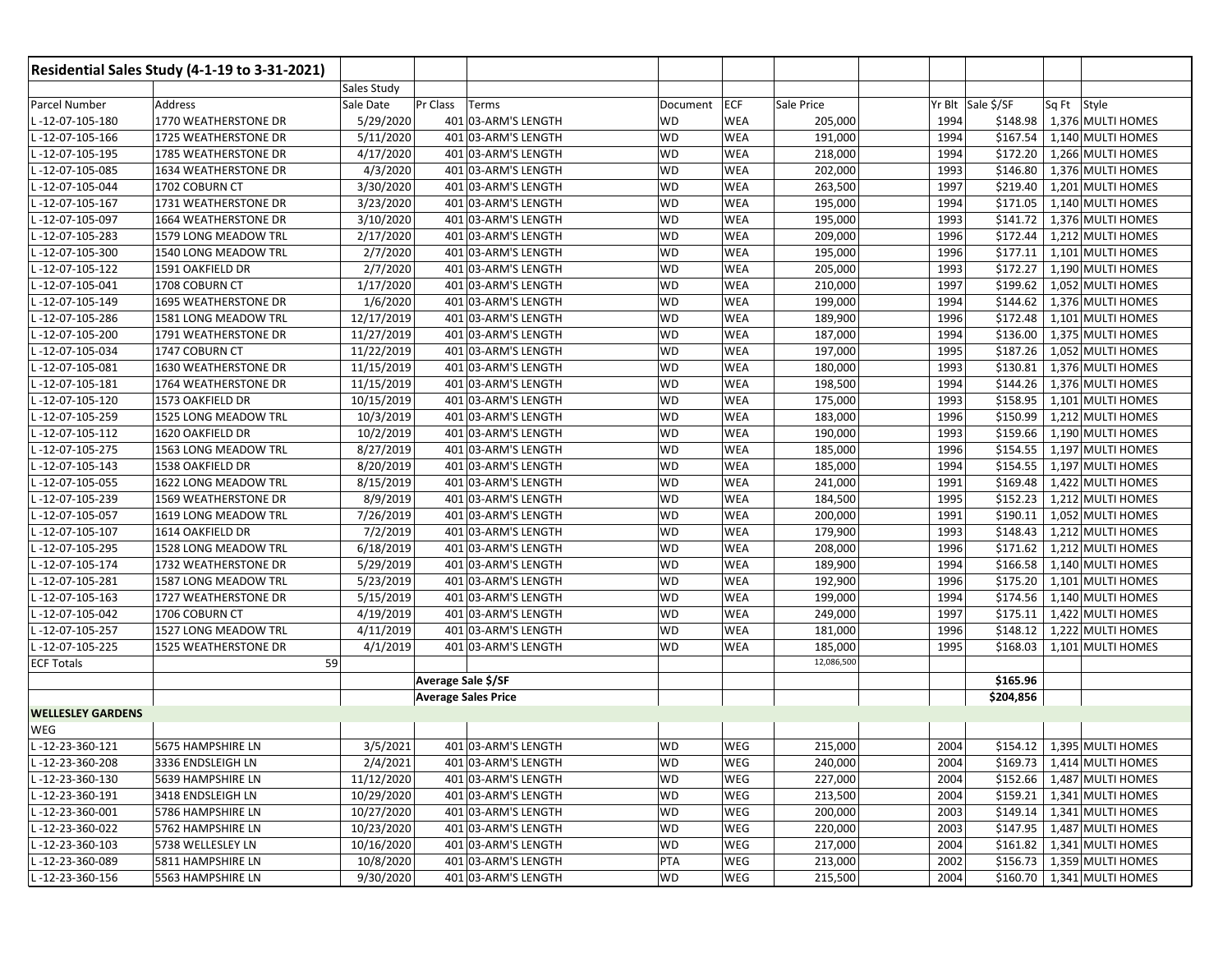| Residential Sales Study (4-1-19 to 3-31-2021) | | | | | | | | | | | | |
|---|---|---|---|---|---|---|---|---|---|---|---|---|
| | | Sales Study | | | | | | | | | | |
| Parcel Number | Address | Sale Date | Pr Class | Terms | Document | ECF | Sale Price | | Yr Blt | Sale $/SF | Sq Ft | Style |
| L -12-07-105-180 | 1770 WEATHERSTONE DR | 5/29/2020 | 401 | 03-ARM'S LENGTH | WD | WEA | 205,000 | | 1994 | $148.98 | 1,376 | MULTI HOMES |
| L -12-07-105-166 | 1725 WEATHERSTONE DR | 5/11/2020 | 401 | 03-ARM'S LENGTH | WD | WEA | 191,000 | | 1994 | $167.54 | 1,140 | MULTI HOMES |
| L -12-07-105-195 | 1785 WEATHERSTONE DR | 4/17/2020 | 401 | 03-ARM'S LENGTH | WD | WEA | 218,000 | | 1994 | $172.20 | 1,266 | MULTI HOMES |
| L -12-07-105-085 | 1634 WEATHERSTONE DR | 4/3/2020 | 401 | 03-ARM'S LENGTH | WD | WEA | 202,000 | | 1993 | $146.80 | 1,376 | MULTI HOMES |
| L -12-07-105-044 | 1702 COBURN CT | 3/30/2020 | 401 | 03-ARM'S LENGTH | WD | WEA | 263,500 | | 1997 | $219.40 | 1,201 | MULTI HOMES |
| L -12-07-105-167 | 1731 WEATHERSTONE DR | 3/23/2020 | 401 | 03-ARM'S LENGTH | WD | WEA | 195,000 | | 1994 | $171.05 | 1,140 | MULTI HOMES |
| L -12-07-105-097 | 1664 WEATHERSTONE DR | 3/10/2020 | 401 | 03-ARM'S LENGTH | WD | WEA | 195,000 | | 1993 | $141.72 | 1,376 | MULTI HOMES |
| L -12-07-105-283 | 1579 LONG MEADOW TRL | 2/17/2020 | 401 | 03-ARM'S LENGTH | WD | WEA | 209,000 | | 1996 | $172.44 | 1,212 | MULTI HOMES |
| L -12-07-105-300 | 1540 LONG MEADOW TRL | 2/7/2020 | 401 | 03-ARM'S LENGTH | WD | WEA | 195,000 | | 1996 | $177.11 | 1,101 | MULTI HOMES |
| L -12-07-105-122 | 1591 OAKFIELD DR | 2/7/2020 | 401 | 03-ARM'S LENGTH | WD | WEA | 205,000 | | 1993 | $172.27 | 1,190 | MULTI HOMES |
| L -12-07-105-041 | 1708 COBURN CT | 1/17/2020 | 401 | 03-ARM'S LENGTH | WD | WEA | 210,000 | | 1997 | $199.62 | 1,052 | MULTI HOMES |
| L -12-07-105-149 | 1695 WEATHERSTONE DR | 1/6/2020 | 401 | 03-ARM'S LENGTH | WD | WEA | 199,000 | | 1994 | $144.62 | 1,376 | MULTI HOMES |
| L -12-07-105-286 | 1581 LONG MEADOW TRL | 12/17/2019 | 401 | 03-ARM'S LENGTH | WD | WEA | 189,900 | | 1996 | $172.48 | 1,101 | MULTI HOMES |
| L -12-07-105-200 | 1791 WEATHERSTONE DR | 11/27/2019 | 401 | 03-ARM'S LENGTH | WD | WEA | 187,000 | | 1994 | $136.00 | 1,375 | MULTI HOMES |
| L -12-07-105-034 | 1747 COBURN CT | 11/22/2019 | 401 | 03-ARM'S LENGTH | WD | WEA | 197,000 | | 1995 | $187.26 | 1,052 | MULTI HOMES |
| L -12-07-105-081 | 1630 WEATHERSTONE DR | 11/15/2019 | 401 | 03-ARM'S LENGTH | WD | WEA | 180,000 | | 1993 | $130.81 | 1,376 | MULTI HOMES |
| L -12-07-105-181 | 1764 WEATHERSTONE DR | 11/15/2019 | 401 | 03-ARM'S LENGTH | WD | WEA | 198,500 | | 1994 | $144.26 | 1,376 | MULTI HOMES |
| L -12-07-105-120 | 1573 OAKFIELD DR | 10/15/2019 | 401 | 03-ARM'S LENGTH | WD | WEA | 175,000 | | 1993 | $158.95 | 1,101 | MULTI HOMES |
| L -12-07-105-259 | 1525 LONG MEADOW TRL | 10/3/2019 | 401 | 03-ARM'S LENGTH | WD | WEA | 183,000 | | 1996 | $150.99 | 1,212 | MULTI HOMES |
| L -12-07-105-112 | 1620 OAKFIELD DR | 10/2/2019 | 401 | 03-ARM'S LENGTH | WD | WEA | 190,000 | | 1993 | $159.66 | 1,190 | MULTI HOMES |
| L -12-07-105-275 | 1563 LONG MEADOW TRL | 8/27/2019 | 401 | 03-ARM'S LENGTH | WD | WEA | 185,000 | | 1996 | $154.55 | 1,197 | MULTI HOMES |
| L -12-07-105-143 | 1538 OAKFIELD DR | 8/20/2019 | 401 | 03-ARM'S LENGTH | WD | WEA | 185,000 | | 1994 | $154.55 | 1,197 | MULTI HOMES |
| L -12-07-105-055 | 1622 LONG MEADOW TRL | 8/15/2019 | 401 | 03-ARM'S LENGTH | WD | WEA | 241,000 | | 1991 | $169.48 | 1,422 | MULTI HOMES |
| L -12-07-105-239 | 1569 WEATHERSTONE DR | 8/9/2019 | 401 | 03-ARM'S LENGTH | WD | WEA | 184,500 | | 1995 | $152.23 | 1,212 | MULTI HOMES |
| L -12-07-105-057 | 1619 LONG MEADOW TRL | 7/26/2019 | 401 | 03-ARM'S LENGTH | WD | WEA | 200,000 | | 1991 | $190.11 | 1,052 | MULTI HOMES |
| L -12-07-105-107 | 1614 OAKFIELD DR | 7/2/2019 | 401 | 03-ARM'S LENGTH | WD | WEA | 179,900 | | 1993 | $148.43 | 1,212 | MULTI HOMES |
| L -12-07-105-295 | 1528 LONG MEADOW TRL | 6/18/2019 | 401 | 03-ARM'S LENGTH | WD | WEA | 208,000 | | 1996 | $171.62 | 1,212 | MULTI HOMES |
| L -12-07-105-174 | 1732 WEATHERSTONE DR | 5/29/2019 | 401 | 03-ARM'S LENGTH | WD | WEA | 189,900 | | 1994 | $166.58 | 1,140 | MULTI HOMES |
| L -12-07-105-281 | 1587 LONG MEADOW TRL | 5/23/2019 | 401 | 03-ARM'S LENGTH | WD | WEA | 192,900 | | 1996 | $175.20 | 1,101 | MULTI HOMES |
| L -12-07-105-163 | 1727 WEATHERSTONE DR | 5/15/2019 | 401 | 03-ARM'S LENGTH | WD | WEA | 199,000 | | 1994 | $174.56 | 1,140 | MULTI HOMES |
| L -12-07-105-042 | 1706 COBURN CT | 4/19/2019 | 401 | 03-ARM'S LENGTH | WD | WEA | 249,000 | | 1997 | $175.11 | 1,422 | MULTI HOMES |
| L -12-07-105-257 | 1527 LONG MEADOW TRL | 4/11/2019 | 401 | 03-ARM'S LENGTH | WD | WEA | 181,000 | | 1996 | $148.12 | 1,222 | MULTI HOMES |
| L -12-07-105-225 | 1525 WEATHERSTONE DR | 4/1/2019 | 401 | 03-ARM'S LENGTH | WD | WEA | 185,000 | | 1995 | $168.03 | 1,101 | MULTI HOMES |
| ECF Totals | 59 | | | | | | 12,086,500 | | | | | |
| | | | Average Sale $/SF | | | | | | | $165.96 | | |
| | | | Average Sales Price | | | | | | | $204,856 | | |
| **WELLESLEY GARDENS** | | | | | | | | | | | | |
| WEG | | | | | | | | | | | | |
| L -12-23-360-121 | 5675 HAMPSHIRE LN | 3/5/2021 | 401 | 03-ARM'S LENGTH | WD | WEG | 215,000 | | 2004 | $154.12 | 1,395 | MULTI HOMES |
| L -12-23-360-208 | 3336 ENDSLEIGH LN | 2/4/2021 | 401 | 03-ARM'S LENGTH | WD | WEG | 240,000 | | 2004 | $169.73 | 1,414 | MULTI HOMES |
| L -12-23-360-130 | 5639 HAMPSHIRE LN | 11/12/2020 | 401 | 03-ARM'S LENGTH | WD | WEG | 227,000 | | 2004 | $152.66 | 1,487 | MULTI HOMES |
| L -12-23-360-191 | 3418 ENDSLEIGH LN | 10/29/2020 | 401 | 03-ARM'S LENGTH | WD | WEG | 213,500 | | 2004 | $159.21 | 1,341 | MULTI HOMES |
| L -12-23-360-001 | 5786 HAMPSHIRE LN | 10/27/2020 | 401 | 03-ARM'S LENGTH | WD | WEG | 200,000 | | 2003 | $149.14 | 1,341 | MULTI HOMES |
| L -12-23-360-022 | 5762 HAMPSHIRE LN | 10/23/2020 | 401 | 03-ARM'S LENGTH | WD | WEG | 220,000 | | 2003 | $147.95 | 1,487 | MULTI HOMES |
| L -12-23-360-103 | 5738 WELLESLEY LN | 10/16/2020 | 401 | 03-ARM'S LENGTH | WD | WEG | 217,000 | | 2004 | $161.82 | 1,341 | MULTI HOMES |
| L -12-23-360-089 | 5811 HAMPSHIRE LN | 10/8/2020 | 401 | 03-ARM'S LENGTH | PTA | WEG | 213,000 | | 2002 | $156.73 | 1,359 | MULTI HOMES |
| L -12-23-360-156 | 5563 HAMPSHIRE LN | 9/30/2020 | 401 | 03-ARM'S LENGTH | WD | WEG | 215,500 | | 2004 | $160.70 | 1,341 | MULTI HOMES |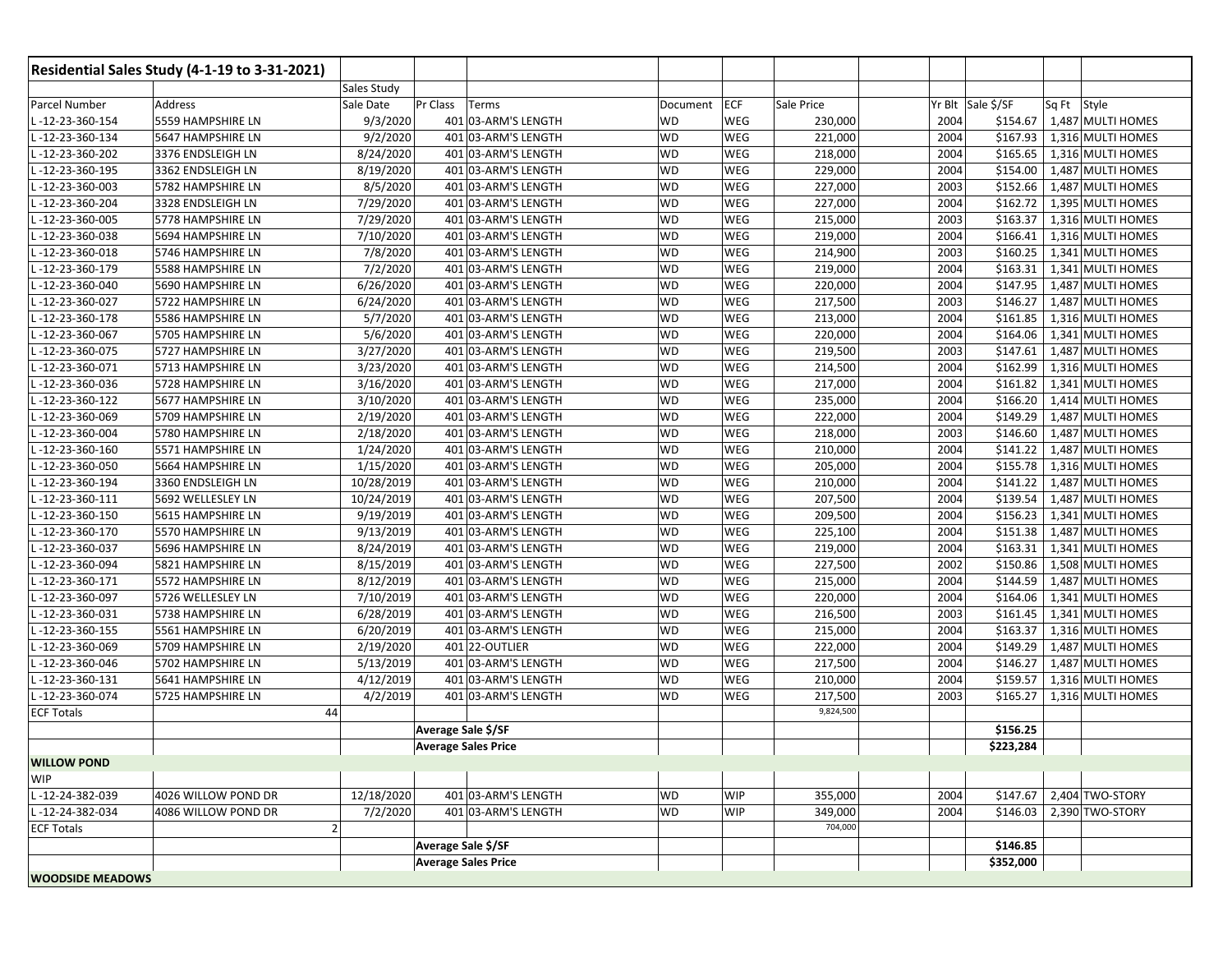| Residential Sales Study (4-1-19 to 3-31-2021) | | | | | | | | | | | | |
|---|---|---|---|---|---|---|---|---|---|---|---|---|
| | | Sales Study | | | | | | | | | | |
| Parcel Number | Address | Sale Date | Pr Class | Terms | Document | ECF | Sale Price | | Yr Blt | Sale $/SF | Sq Ft | Style |
| L -12-23-360-154 | 5559 HAMPSHIRE LN | 9/3/2020 | 401 | 03-ARM'S LENGTH | WD | WEG | 230,000 | | 2004 | $154.67 | 1,487 | MULTI HOMES |
| L -12-23-360-134 | 5647 HAMPSHIRE LN | 9/2/2020 | 401 | 03-ARM'S LENGTH | WD | WEG | 221,000 | | 2004 | $167.93 | 1,316 | MULTI HOMES |
| L -12-23-360-202 | 3376 ENDSLEIGH LN | 8/24/2020 | 401 | 03-ARM'S LENGTH | WD | WEG | 218,000 | | 2004 | $165.65 | 1,316 | MULTI HOMES |
| L -12-23-360-195 | 3362 ENDSLEIGH LN | 8/19/2020 | 401 | 03-ARM'S LENGTH | WD | WEG | 229,000 | | 2004 | $154.00 | 1,487 | MULTI HOMES |
| L -12-23-360-003 | 5782 HAMPSHIRE LN | 8/5/2020 | 401 | 03-ARM'S LENGTH | WD | WEG | 227,000 | | 2003 | $152.66 | 1,487 | MULTI HOMES |
| L -12-23-360-204 | 3328 ENDSLEIGH LN | 7/29/2020 | 401 | 03-ARM'S LENGTH | WD | WEG | 227,000 | | 2004 | $162.72 | 1,395 | MULTI HOMES |
| L -12-23-360-005 | 5778 HAMPSHIRE LN | 7/29/2020 | 401 | 03-ARM'S LENGTH | WD | WEG | 215,000 | | 2003 | $163.37 | 1,316 | MULTI HOMES |
| L -12-23-360-038 | 5694 HAMPSHIRE LN | 7/10/2020 | 401 | 03-ARM'S LENGTH | WD | WEG | 219,000 | | 2004 | $166.41 | 1,316 | MULTI HOMES |
| L -12-23-360-018 | 5746 HAMPSHIRE LN | 7/8/2020 | 401 | 03-ARM'S LENGTH | WD | WEG | 214,900 | | 2003 | $160.25 | 1,341 | MULTI HOMES |
| L -12-23-360-179 | 5588 HAMPSHIRE LN | 7/2/2020 | 401 | 03-ARM'S LENGTH | WD | WEG | 219,000 | | 2004 | $163.31 | 1,341 | MULTI HOMES |
| L -12-23-360-040 | 5690 HAMPSHIRE LN | 6/26/2020 | 401 | 03-ARM'S LENGTH | WD | WEG | 220,000 | | 2004 | $147.95 | 1,487 | MULTI HOMES |
| L -12-23-360-027 | 5722 HAMPSHIRE LN | 6/24/2020 | 401 | 03-ARM'S LENGTH | WD | WEG | 217,500 | | 2003 | $146.27 | 1,487 | MULTI HOMES |
| L -12-23-360-178 | 5586 HAMPSHIRE LN | 5/7/2020 | 401 | 03-ARM'S LENGTH | WD | WEG | 213,000 | | 2004 | $161.85 | 1,316 | MULTI HOMES |
| L -12-23-360-067 | 5705 HAMPSHIRE LN | 5/6/2020 | 401 | 03-ARM'S LENGTH | WD | WEG | 220,000 | | 2004 | $164.06 | 1,341 | MULTI HOMES |
| L -12-23-360-075 | 5727 HAMPSHIRE LN | 3/27/2020 | 401 | 03-ARM'S LENGTH | WD | WEG | 219,500 | | 2003 | $147.61 | 1,487 | MULTI HOMES |
| L -12-23-360-071 | 5713 HAMPSHIRE LN | 3/23/2020 | 401 | 03-ARM'S LENGTH | WD | WEG | 214,500 | | 2004 | $162.99 | 1,316 | MULTI HOMES |
| L -12-23-360-036 | 5728 HAMPSHIRE LN | 3/16/2020 | 401 | 03-ARM'S LENGTH | WD | WEG | 217,000 | | 2004 | $161.82 | 1,341 | MULTI HOMES |
| L -12-23-360-122 | 5677 HAMPSHIRE LN | 3/10/2020 | 401 | 03-ARM'S LENGTH | WD | WEG | 235,000 | | 2004 | $166.20 | 1,414 | MULTI HOMES |
| L -12-23-360-069 | 5709 HAMPSHIRE LN | 2/19/2020 | 401 | 03-ARM'S LENGTH | WD | WEG | 222,000 | | 2004 | $149.29 | 1,487 | MULTI HOMES |
| L -12-23-360-004 | 5780 HAMPSHIRE LN | 2/18/2020 | 401 | 03-ARM'S LENGTH | WD | WEG | 218,000 | | 2003 | $146.60 | 1,487 | MULTI HOMES |
| L -12-23-360-160 | 5571 HAMPSHIRE LN | 1/24/2020 | 401 | 03-ARM'S LENGTH | WD | WEG | 210,000 | | 2004 | $141.22 | 1,487 | MULTI HOMES |
| L -12-23-360-050 | 5664 HAMPSHIRE LN | 1/15/2020 | 401 | 03-ARM'S LENGTH | WD | WEG | 205,000 | | 2004 | $155.78 | 1,316 | MULTI HOMES |
| L -12-23-360-194 | 3360 ENDSLEIGH LN | 10/28/2019 | 401 | 03-ARM'S LENGTH | WD | WEG | 210,000 | | 2004 | $141.22 | 1,487 | MULTI HOMES |
| L -12-23-360-111 | 5692 WELLESLEY LN | 10/24/2019 | 401 | 03-ARM'S LENGTH | WD | WEG | 207,500 | | 2004 | $139.54 | 1,487 | MULTI HOMES |
| L -12-23-360-150 | 5615 HAMPSHIRE LN | 9/19/2019 | 401 | 03-ARM'S LENGTH | WD | WEG | 209,500 | | 2004 | $156.23 | 1,341 | MULTI HOMES |
| L -12-23-360-170 | 5570 HAMPSHIRE LN | 9/13/2019 | 401 | 03-ARM'S LENGTH | WD | WEG | 225,100 | | 2004 | $151.38 | 1,487 | MULTI HOMES |
| L -12-23-360-037 | 5696 HAMPSHIRE LN | 8/24/2019 | 401 | 03-ARM'S LENGTH | WD | WEG | 219,000 | | 2004 | $163.31 | 1,341 | MULTI HOMES |
| L -12-23-360-094 | 5821 HAMPSHIRE LN | 8/15/2019 | 401 | 03-ARM'S LENGTH | WD | WEG | 227,500 | | 2002 | $150.86 | 1,508 | MULTI HOMES |
| L -12-23-360-171 | 5572 HAMPSHIRE LN | 8/12/2019 | 401 | 03-ARM'S LENGTH | WD | WEG | 215,000 | | 2004 | $144.59 | 1,487 | MULTI HOMES |
| L -12-23-360-097 | 5726 WELLESLEY LN | 7/10/2019 | 401 | 03-ARM'S LENGTH | WD | WEG | 220,000 | | 2004 | $164.06 | 1,341 | MULTI HOMES |
| L -12-23-360-031 | 5738 HAMPSHIRE LN | 6/28/2019 | 401 | 03-ARM'S LENGTH | WD | WEG | 216,500 | | 2003 | $161.45 | 1,341 | MULTI HOMES |
| L -12-23-360-155 | 5561 HAMPSHIRE LN | 6/20/2019 | 401 | 03-ARM'S LENGTH | WD | WEG | 215,000 | | 2004 | $163.37 | 1,316 | MULTI HOMES |
| L -12-23-360-069 | 5709 HAMPSHIRE LN | 2/19/2020 | 401 | 22-OUTLIER | WD | WEG | 222,000 | | 2004 | $149.29 | 1,487 | MULTI HOMES |
| L -12-23-360-046 | 5702 HAMPSHIRE LN | 5/13/2019 | 401 | 03-ARM'S LENGTH | WD | WEG | 217,500 | | 2004 | $146.27 | 1,487 | MULTI HOMES |
| L -12-23-360-131 | 5641 HAMPSHIRE LN | 4/12/2019 | 401 | 03-ARM'S LENGTH | WD | WEG | 210,000 | | 2004 | $159.57 | 1,316 | MULTI HOMES |
| L -12-23-360-074 | 5725 HAMPSHIRE LN | 4/2/2019 | 401 | 03-ARM'S LENGTH | WD | WEG | 217,500 | | 2003 | $165.27 | 1,316 | MULTI HOMES |
| ECF Totals | 44 | | | | | | 9,824,500 | | | | | |
| | | | Average Sale $/SF | | | | | | | $156.25 | | |
| | | | Average Sales Price | | | | | | | $223,284 | | |
| **WILLOW POND** | | | | | | | | | | | | |
| WIP | | | | | | | | | | | | |
| L -12-24-382-039 | 4026 WILLOW POND DR | 12/18/2020 | 401 | 03-ARM'S LENGTH | WD | WIP | 355,000 | | 2004 | $147.67 | 2,404 | TWO-STORY |
| L -12-24-382-034 | 4086 WILLOW POND DR | 7/2/2020 | 401 | 03-ARM'S LENGTH | WD | WIP | 349,000 | | 2004 | $146.03 | 2,390 | TWO-STORY |
| ECF Totals | 2 | | | | | | 704,000 | | | | | |
| | | | Average Sale $/SF | | | | | | | $146.85 | | |
| | | | Average Sales Price | | | | | | | $352,000 | | |
| **WOODSIDE MEADOWS** | | | | | | | | | | | | |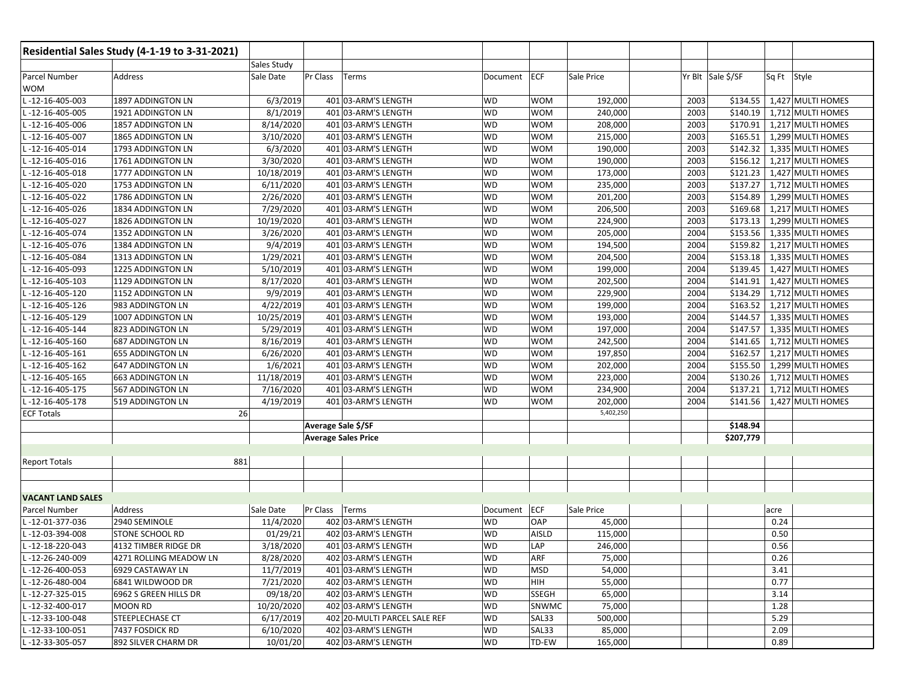| Residential Sales Study (4-1-19 to 3-31-2021) | | | | | | | | | | | | |
|---|---|---|---|---|---|---|---|---|---|---|---|---|
| | | Sales Study | | | | | | | | | | |
| Parcel Number | Address | Sale Date | Pr Class | Terms | Document | ECF | Sale Price | | Yr Blt | Sale $/SF | Sq Ft | Style |
| WOM | | | | | | | | | | | | |
| L -12-16-405-003 | 1897 ADDINGTON LN | 6/3/2019 | 401 | 03-ARM'S LENGTH | WD | WOM | 192,000 | | 2003 | $134.55 | 1,427 | MULTI HOMES |
| L -12-16-405-005 | 1921 ADDINGTON LN | 8/1/2019 | 401 | 03-ARM'S LENGTH | WD | WOM | 240,000 | | 2003 | $140.19 | 1,712 | MULTI HOMES |
| L -12-16-405-006 | 1857 ADDINGTON LN | 8/14/2020 | 401 | 03-ARM'S LENGTH | WD | WOM | 208,000 | | 2003 | $170.91 | 1,217 | MULTI HOMES |
| L -12-16-405-007 | 1865 ADDINGTON LN | 3/10/2020 | 401 | 03-ARM'S LENGTH | WD | WOM | 215,000 | | 2003 | $165.51 | 1,299 | MULTI HOMES |
| L -12-16-405-014 | 1793 ADDINGTON LN | 6/3/2020 | 401 | 03-ARM'S LENGTH | WD | WOM | 190,000 | | 2003 | $142.32 | 1,335 | MULTI HOMES |
| L -12-16-405-016 | 1761 ADDINGTON LN | 3/30/2020 | 401 | 03-ARM'S LENGTH | WD | WOM | 190,000 | | 2003 | $156.12 | 1,217 | MULTI HOMES |
| L -12-16-405-018 | 1777 ADDINGTON LN | 10/18/2019 | 401 | 03-ARM'S LENGTH | WD | WOM | 173,000 | | 2003 | $121.23 | 1,427 | MULTI HOMES |
| L -12-16-405-020 | 1753 ADDINGTON LN | 6/11/2020 | 401 | 03-ARM'S LENGTH | WD | WOM | 235,000 | | 2003 | $137.27 | 1,712 | MULTI HOMES |
| L -12-16-405-022 | 1786 ADDINGTON LN | 2/26/2020 | 401 | 03-ARM'S LENGTH | WD | WOM | 201,200 | | 2003 | $154.89 | 1,299 | MULTI HOMES |
| L -12-16-405-026 | 1834 ADDINGTON LN | 7/29/2020 | 401 | 03-ARM'S LENGTH | WD | WOM | 206,500 | | 2003 | $169.68 | 1,217 | MULTI HOMES |
| L -12-16-405-027 | 1826 ADDINGTON LN | 10/19/2020 | 401 | 03-ARM'S LENGTH | WD | WOM | 224,900 | | 2003 | $173.13 | 1,299 | MULTI HOMES |
| L -12-16-405-074 | 1352 ADDINGTON LN | 3/26/2020 | 401 | 03-ARM'S LENGTH | WD | WOM | 205,000 | | 2004 | $153.56 | 1,335 | MULTI HOMES |
| L -12-16-405-076 | 1384 ADDINGTON LN | 9/4/2019 | 401 | 03-ARM'S LENGTH | WD | WOM | 194,500 | | 2004 | $159.82 | 1,217 | MULTI HOMES |
| L -12-16-405-084 | 1313 ADDINGTON LN | 1/29/2021 | 401 | 03-ARM'S LENGTH | WD | WOM | 204,500 | | 2004 | $153.18 | 1,335 | MULTI HOMES |
| L -12-16-405-093 | 1225 ADDINGTON LN | 5/10/2019 | 401 | 03-ARM'S LENGTH | WD | WOM | 199,000 | | 2004 | $139.45 | 1,427 | MULTI HOMES |
| L -12-16-405-103 | 1129 ADDINGTON LN | 8/17/2020 | 401 | 03-ARM'S LENGTH | WD | WOM | 202,500 | | 2004 | $141.91 | 1,427 | MULTI HOMES |
| L -12-16-405-120 | 1152 ADDINGTON LN | 9/9/2019 | 401 | 03-ARM'S LENGTH | WD | WOM | 229,900 | | 2004 | $134.29 | 1,712 | MULTI HOMES |
| L -12-16-405-126 | 983 ADDINGTON LN | 4/22/2019 | 401 | 03-ARM'S LENGTH | WD | WOM | 199,000 | | 2004 | $163.52 | 1,217 | MULTI HOMES |
| L -12-16-405-129 | 1007 ADDINGTON LN | 10/25/2019 | 401 | 03-ARM'S LENGTH | WD | WOM | 193,000 | | 2004 | $144.57 | 1,335 | MULTI HOMES |
| L -12-16-405-144 | 823 ADDINGTON LN | 5/29/2019 | 401 | 03-ARM'S LENGTH | WD | WOM | 197,000 | | 2004 | $147.57 | 1,335 | MULTI HOMES |
| L -12-16-405-160 | 687 ADDINGTON LN | 8/16/2019 | 401 | 03-ARM'S LENGTH | WD | WOM | 242,500 | | 2004 | $141.65 | 1,712 | MULTI HOMES |
| L -12-16-405-161 | 655 ADDINGTON LN | 6/26/2020 | 401 | 03-ARM'S LENGTH | WD | WOM | 197,850 | | 2004 | $162.57 | 1,217 | MULTI HOMES |
| L -12-16-405-162 | 647 ADDINGTON LN | 1/6/2021 | 401 | 03-ARM'S LENGTH | WD | WOM | 202,000 | | 2004 | $155.50 | 1,299 | MULTI HOMES |
| L -12-16-405-165 | 663 ADDINGTON LN | 11/18/2019 | 401 | 03-ARM'S LENGTH | WD | WOM | 223,000 | | 2004 | $130.26 | 1,712 | MULTI HOMES |
| L -12-16-405-175 | 567 ADDINGTON LN | 7/16/2020 | 401 | 03-ARM'S LENGTH | WD | WOM | 234,900 | | 2004 | $137.21 | 1,712 | MULTI HOMES |
| L -12-16-405-178 | 519 ADDINGTON LN | 4/19/2019 | 401 | 03-ARM'S LENGTH | WD | WOM | 202,000 | | 2004 | $141.56 | 1,427 | MULTI HOMES |
| ECF Totals | 26 | | | | | | 5,402,250 | | | | | |
| | | | **Average Sale $/SF** | | | | | | | **$148.94** | | |
| | | | **Average Sales Price** | | | | | | | **$207,779** | | |
| | | | | | | | | | | | | |
| Report Totals | 881 | | | | | | | | | | | |
| | | | | | | | | | | | | |
| | | | | | | | | | | | | |
| **VACANT LAND SALES** | | | | | | | | | | | | |
| Parcel Number | Address | Sale Date | Pr Class | Terms | Document | ECF | Sale Price | | | | acre | |
| L -12-01-377-036 | 2940 SEMINOLE | 11/4/2020 | 402 | 03-ARM'S LENGTH | WD | OAP | 45,000 | | | | 0.24 | |
| L -12-03-394-008 | STONE SCHOOL RD | 01/29/21 | 402 | 03-ARM'S LENGTH | WD | AISLD | 115,000 | | | | 0.50 | |
| L -12-18-220-043 | 4132 TIMBER RIDGE DR | 3/18/2020 | 401 | 03-ARM'S LENGTH | WD | LAP | 246,000 | | | | 0.56 | |
| L -12-26-240-009 | 4271 ROLLING MEADOW LN | 8/28/2020 | 402 | 03-ARM'S LENGTH | WD | ARF | 75,000 | | | | 0.26 | |
| L -12-26-400-053 | 6929 CASTAWAY LN | 11/7/2019 | 401 | 03-ARM'S LENGTH | WD | MSD | 54,000 | | | | 3.41 | |
| L -12-26-480-004 | 6841 WILDWOOD DR | 7/21/2020 | 402 | 03-ARM'S LENGTH | WD | HIH | 55,000 | | | | 0.77 | |
| L -12-27-325-015 | 6962 S GREEN HILLS DR | 09/18/20 | 402 | 03-ARM'S LENGTH | WD | SSEGH | 65,000 | | | | 3.14 | |
| L -12-32-400-017 | MOON RD | 10/20/2020 | 402 | 03-ARM'S LENGTH | WD | SNWMC | 75,000 | | | | 1.28 | |
| L -12-33-100-048 | STEEPLECHASE CT | 6/17/2019 | 402 | 20-MULTI PARCEL SALE REF | WD | SAL33 | 500,000 | | | | 5.29 | |
| L -12-33-100-051 | 7437 FOSDICK RD | 6/10/2020 | 402 | 03-ARM'S LENGTH | WD | SAL33 | 85,000 | | | | 2.09 | |
| L -12-33-305-057 | 892 SILVER CHARM DR | 10/01/20 | 402 | 03-ARM'S LENGTH | WD | TD-EW | 165,000 | | | | 0.89 | |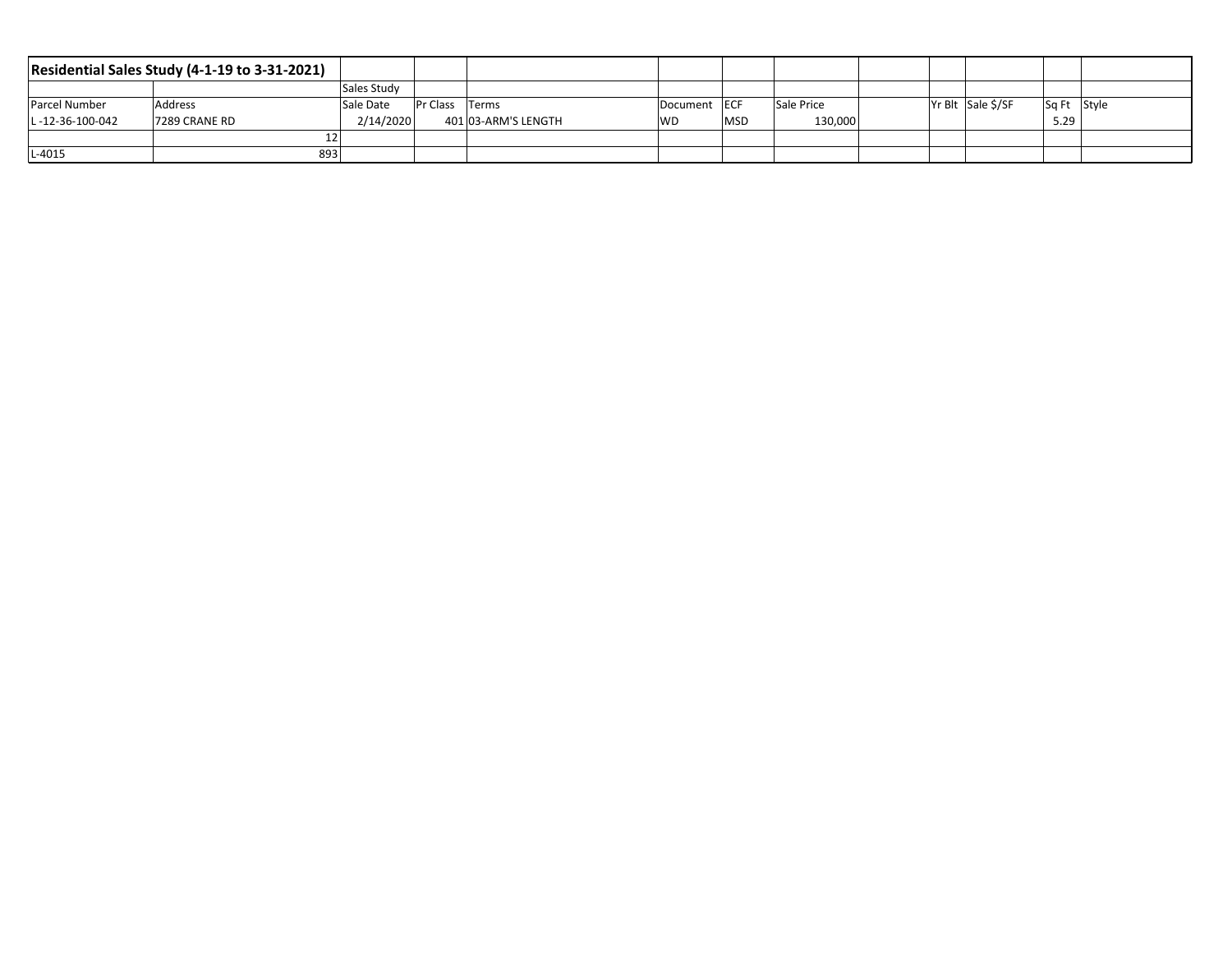| Residential Sales Study (4-1-19 to 3-31-2021) | | | | | | | | | | | | |
|---|---|---|---|---|---|---|---|---|---|---|---|---|
| | | Sales Study | | | | | | | | | | |
| Parcel Number | Address | Sale Date | Pr Class | Terms | Document | ECF | Sale Price | | Yr Blt | Sale $/SF | Sq Ft | Style |
| L -12-36-100-042 | 7289 CRANE RD | 2/14/2020 | 401 | 03-ARM'S LENGTH | WD | MSD | 130,000 | | | | 5.29 | |
| | 12 | | | | | | | | | | | |
| L-4015 | 893 | | | | | | | | | | | |